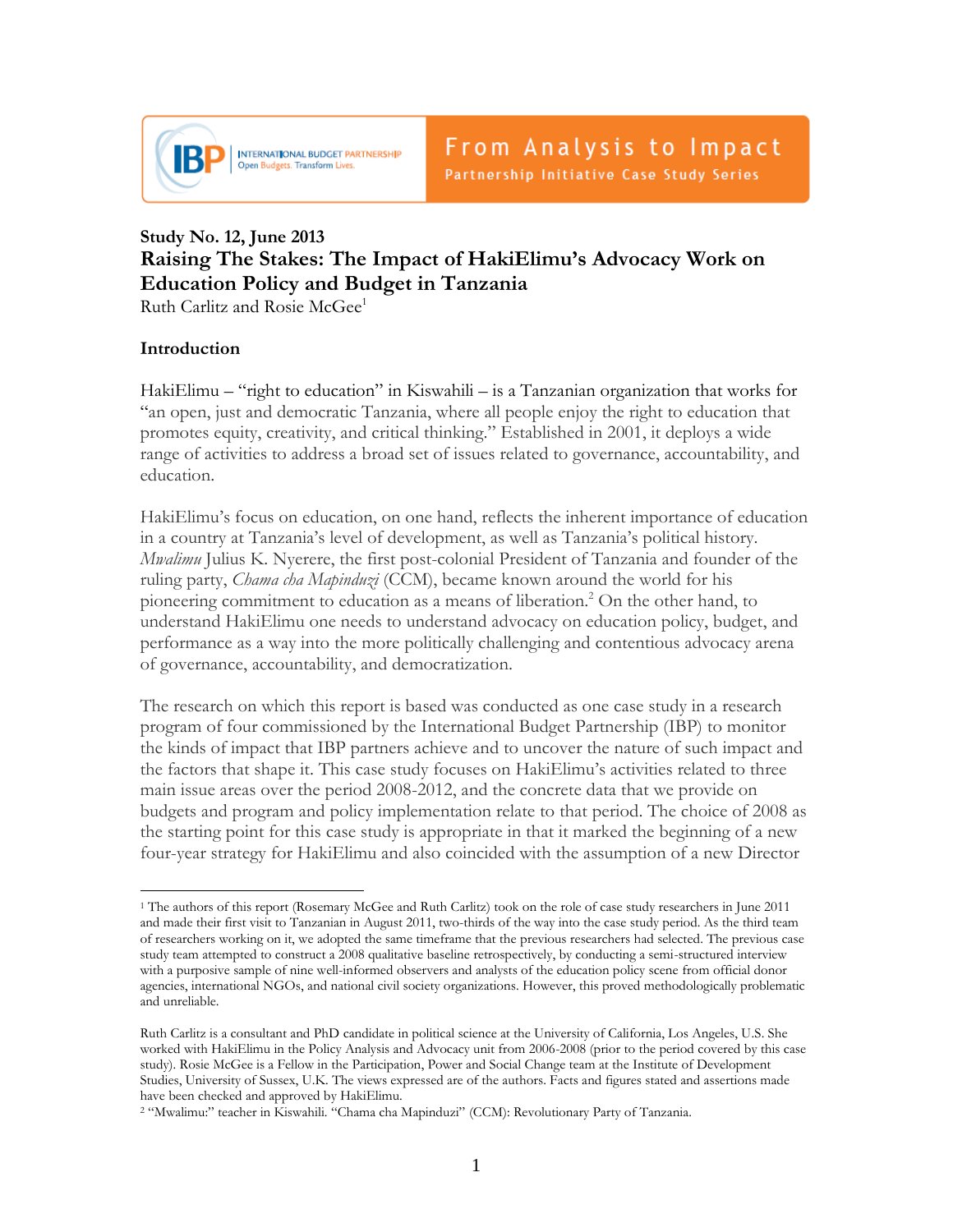INTERNATIONAL BUDGET PARTNERSHIP
Open Budgets. Transform Lives.

From Analysis to Impact
Partnership Initiative Case Study Series

**Study No. 12, June 2013**

# Raising The Stakes: The Impact of HakiElimu's Advocacy Work on Education Policy and Budget in Tanzania

Ruth Carlitz and Rosie McGee[1]

## Introduction

HakiElimu – "right to education" in Kiswahili – is a Tanzanian organization that works for "an open, just and democratic Tanzania, where all people enjoy the right to education that promotes equity, creativity, and critical thinking." Established in 2001, it deploys a wide range of activities to address a broad set of issues related to governance, accountability, and education.

HakiElimu's focus on education, on one hand, reflects the inherent importance of education in a country at Tanzania's level of development, as well as Tanzania's political history. *Mwalimu* Julius K. Nyerere, the first post-colonial President of Tanzania and founder of the ruling party, *Chama cha Mapinduzi* (CCM), became known around the world for his pioneering commitment to education as a means of liberation.[2] On the other hand, to understand HakiElimu one needs to understand advocacy on education policy, budget, and performance as a way into the more politically challenging and contentious advocacy arena of governance, accountability, and democratization.

The research on which this report is based was conducted as one case study in a research program of four commissioned by the International Budget Partnership (IBP) to monitor the kinds of impact that IBP partners achieve and to uncover the nature of such impact and the factors that shape it. This case study focuses on HakiElimu's activities related to three main issue areas over the period 2008-2012, and the concrete data that we provide on budgets and program and policy implementation relate to that period. The choice of 2008 as the starting point for this case study is appropriate in that it marked the beginning of a new four-year strategy for HakiElimu and also coincided with the assumption of a new Director

---

[1] The authors of this report (Rosemary McGee and Ruth Carlitz) took on the role of case study researchers in June 2011 and made their first visit to Tanzanian in August 2011, two-thirds of the way into the case study period. As the third team of researchers working on it, we adopted the same timeframe that the previous researchers had selected. The previous case study team attempted to construct a 2008 qualitative baseline retrospectively, by conducting a semi-structured interview with a purposive sample of nine well-informed observers and analysts of the education policy scene from official donor agencies, international NGOs, and national civil society organizations. However, this proved methodologically problematic and unreliable.

Ruth Carlitz is a consultant and PhD candidate in political science at the University of California, Los Angeles, U.S. She worked with HakiElimu in the Policy Analysis and Advocacy unit from 2006-2008 (prior to the period covered by this case study). Rosie McGee is a Fellow in the Participation, Power and Social Change team at the Institute of Development Studies, University of Sussex, U.K. The views expressed are of the authors. Facts and figures stated and assertions made have been checked and approved by HakiElimu.

[2] "Mwalimu:" teacher in Kiswahili. "Chama cha Mapinduzi" (CCM): Revolutionary Party of Tanzania.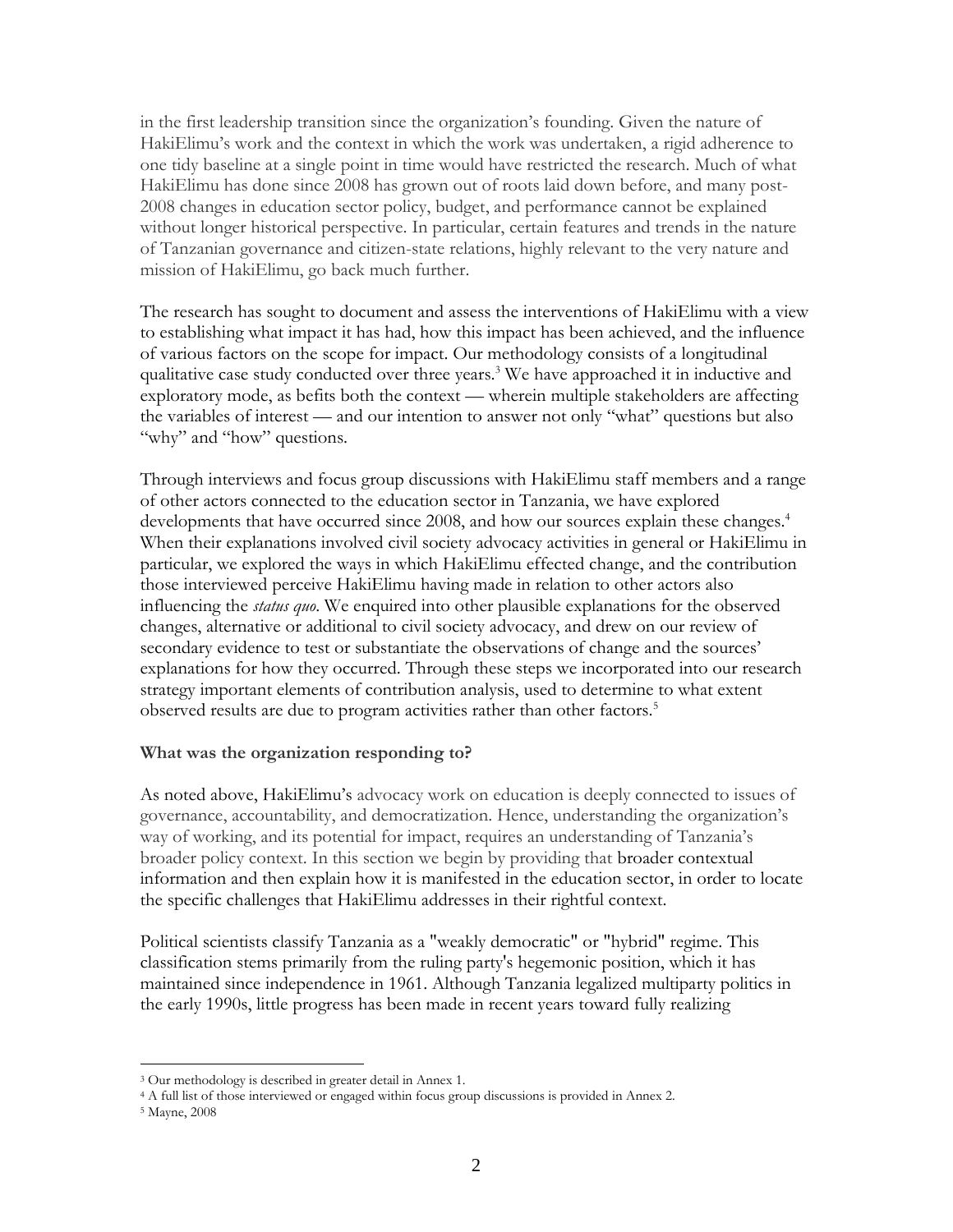in the first leadership transition since the organization's founding. Given the nature of HakiElimu's work and the context in which the work was undertaken, a rigid adherence to one tidy baseline at a single point in time would have restricted the research. Much of what HakiElimu has done since 2008 has grown out of roots laid down before, and many post-2008 changes in education sector policy, budget, and performance cannot be explained without longer historical perspective. In particular, certain features and trends in the nature of Tanzanian governance and citizen-state relations, highly relevant to the very nature and mission of HakiElimu, go back much further.

The research has sought to document and assess the interventions of HakiElimu with a view to establishing what impact it has had, how this impact has been achieved, and the influence of various factors on the scope for impact. Our methodology consists of a longitudinal qualitative case study conducted over three years.[3] We have approached it in inductive and exploratory mode, as befits both the context — wherein multiple stakeholders are affecting the variables of interest — and our intention to answer not only "what" questions but also "why" and "how" questions.

Through interviews and focus group discussions with HakiElimu staff members and a range of other actors connected to the education sector in Tanzania, we have explored developments that have occurred since 2008, and how our sources explain these changes.[4] When their explanations involved civil society advocacy activities in general or HakiElimu in particular, we explored the ways in which HakiElimu effected change, and the contribution those interviewed perceive HakiElimu having made in relation to other actors also influencing the *status quo*. We enquired into other plausible explanations for the observed changes, alternative or additional to civil society advocacy, and drew on our review of secondary evidence to test or substantiate the observations of change and the sources' explanations for how they occurred. Through these steps we incorporated into our research strategy important elements of contribution analysis, used to determine to what extent observed results are due to program activities rather than other factors.[5]

**What was the organization responding to?**

As noted above, HakiElimu's advocacy work on education is deeply connected to issues of governance, accountability, and democratization. Hence, understanding the organization's way of working, and its potential for impact, requires an understanding of Tanzania's broader policy context. In this section we begin by providing that broader contextual information and then explain how it is manifested in the education sector, in order to locate the specific challenges that HakiElimu addresses in their rightful context.

Political scientists classify Tanzania as a "weakly democratic" or "hybrid" regime. This classification stems primarily from the ruling party's hegemonic position, which it has maintained since independence in 1961. Although Tanzania legalized multiparty politics in the early 1990s, little progress has been made in recent years toward fully realizing

---

[3] Our methodology is described in greater detail in Annex 1.

[4] A full list of those interviewed or engaged within focus group discussions is provided in Annex 2.

[5] Mayne, 2008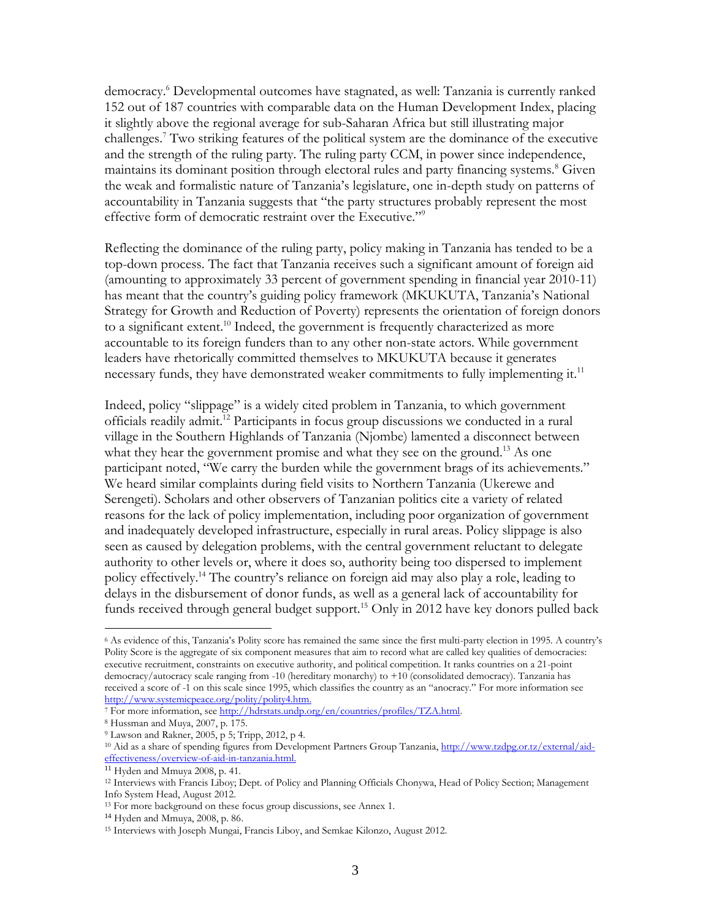democracy.[6] Developmental outcomes have stagnated, as well: Tanzania is currently ranked 152 out of 187 countries with comparable data on the Human Development Index, placing it slightly above the regional average for sub-Saharan Africa but still illustrating major challenges.[7] Two striking features of the political system are the dominance of the executive and the strength of the ruling party. The ruling party CCM, in power since independence, maintains its dominant position through electoral rules and party financing systems.[8] Given the weak and formalistic nature of Tanzania's legislature, one in-depth study on patterns of accountability in Tanzania suggests that "the party structures probably represent the most effective form of democratic restraint over the Executive."[9]

Reflecting the dominance of the ruling party, policy making in Tanzania has tended to be a top-down process. The fact that Tanzania receives such a significant amount of foreign aid (amounting to approximately 33 percent of government spending in financial year 2010-11) has meant that the country's guiding policy framework (MKUKUTA, Tanzania's National Strategy for Growth and Reduction of Poverty) represents the orientation of foreign donors to a significant extent.[10] Indeed, the government is frequently characterized as more accountable to its foreign funders than to any other non-state actors. While government leaders have rhetorically committed themselves to MKUKUTA because it generates necessary funds, they have demonstrated weaker commitments to fully implementing it.[11]

Indeed, policy "slippage" is a widely cited problem in Tanzania, to which government officials readily admit.[12] Participants in focus group discussions we conducted in a rural village in the Southern Highlands of Tanzania (Njombe) lamented a disconnect between what they hear the government promise and what they see on the ground.[13] As one participant noted, "We carry the burden while the government brags of its achievements." We heard similar complaints during field visits to Northern Tanzania (Ukerewe and Serengeti). Scholars and other observers of Tanzanian politics cite a variety of related reasons for the lack of policy implementation, including poor organization of government and inadequately developed infrastructure, especially in rural areas. Policy slippage is also seen as caused by delegation problems, with the central government reluctant to delegate authority to other levels or, where it does so, authority being too dispersed to implement policy effectively.[14] The country's reliance on foreign aid may also play a role, leading to delays in the disbursement of donor funds, as well as a general lack of accountability for funds received through general budget support.[15] Only in 2012 have key donors pulled back

---

[6] As evidence of this, Tanzania's Polity score has remained the same since the first multi-party election in 1995. A country's Polity Score is the aggregate of six component measures that aim to record what are called key qualities of democracies: executive recruitment, constraints on executive authority, and political competition. It ranks countries on a 21-point democracy/autocracy scale ranging from -10 (hereditary monarchy) to +10 (consolidated democracy). Tanzania has received a score of -1 on this scale since 1995, which classifies the country as an "anocracy." For more information see http://www.systemicpeace.org/polity/polity4.htm.

[7] For more information, see http://hdrstats.undp.org/en/countries/profiles/TZA.html.

[8] Hussman and Muya, 2007, p. 175.

[9] Lawson and Rakner, 2005, p 5; Tripp, 2012, p 4.

[10] Aid as a share of spending figures from Development Partners Group Tanzania, http://www.tzdpg.or.tz/external/aid-effectiveness/overview-of-aid-in-tanzania.html.

[11] Hyden and Mmuya 2008, p. 41.

[12] Interviews with Francis Liboy; Dept. of Policy and Planning Officials Chonywa, Head of Policy Section; Management Info System Head, August 2012.

[13] For more background on these focus group discussions, see Annex 1.

[14] Hyden and Mmuya, 2008, p. 86.

[15] Interviews with Joseph Mungai, Francis Liboy, and Semkae Kilonzo, August 2012.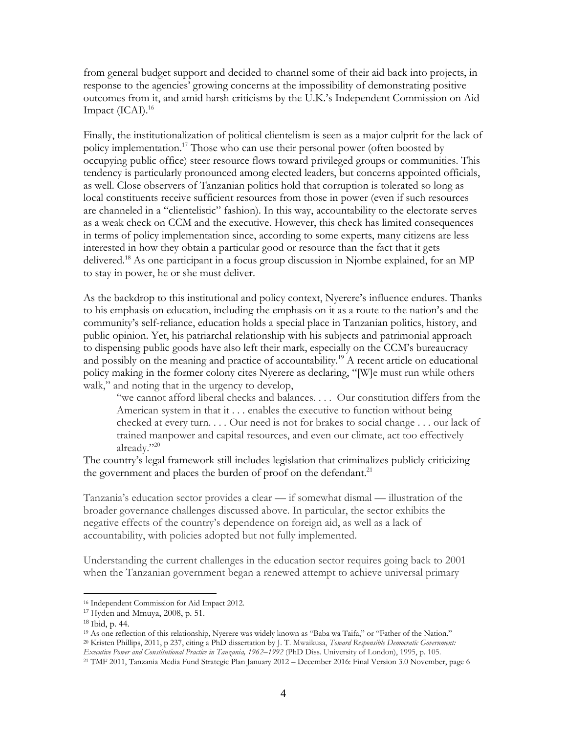from general budget support and decided to channel some of their aid back into projects, in response to the agencies' growing concerns at the impossibility of demonstrating positive outcomes from it, and amid harsh criticisms by the U.K.'s Independent Commission on Aid Impact (ICAI).[16]

Finally, the institutionalization of political clientelism is seen as a major culprit for the lack of policy implementation.[17] Those who can use their personal power (often boosted by occupying public office) steer resource flows toward privileged groups or communities. This tendency is particularly pronounced among elected leaders, but concerns appointed officials, as well. Close observers of Tanzanian politics hold that corruption is tolerated so long as local constituents receive sufficient resources from those in power (even if such resources are channeled in a "clientelistic" fashion). In this way, accountability to the electorate serves as a weak check on CCM and the executive. However, this check has limited consequences in terms of policy implementation since, according to some experts, many citizens are less interested in how they obtain a particular good or resource than the fact that it gets delivered.[18] As one participant in a focus group discussion in Njombe explained, for an MP to stay in power, he or she must deliver.

As the backdrop to this institutional and policy context, Nyerere's influence endures. Thanks to his emphasis on education, including the emphasis on it as a route to the nation's and the community's self-reliance, education holds a special place in Tanzanian politics, history, and public opinion. Yet, his patriarchal relationship with his subjects and patrimonial approach to dispensing public goods have also left their mark, especially on the CCM's bureaucracy and possibly on the meaning and practice of accountability.[19] A recent article on educational policy making in the former colony cites Nyerere as declaring, "[W]e must run while others walk," and noting that in the urgency to develop,

> "we cannot afford liberal checks and balances. . . . Our constitution differs from the American system in that it . . . enables the executive to function without being checked at every turn. . . . Our need is not for brakes to social change . . . our lack of trained manpower and capital resources, and even our climate, act too effectively already."[20]

The country's legal framework still includes legislation that criminalizes publicly criticizing the government and places the burden of proof on the defendant.[21]

Tanzania's education sector provides a clear — if somewhat dismal — illustration of the broader governance challenges discussed above. In particular, the sector exhibits the negative effects of the country's dependence on foreign aid, as well as a lack of accountability, with policies adopted but not fully implemented.

Understanding the current challenges in the education sector requires going back to 2001 when the Tanzanian government began a renewed attempt to achieve universal primary

---

[16] Independent Commission for Aid Impact 2012.

[17] Hyden and Mmuya, 2008, p. 51.

[18] Ibid, p. 44.

[19] As one reflection of this relationship, Nyerere was widely known as "Baba wa Taifa," or "Father of the Nation."

[20] Kristen Phillips, 2011, p 237, citing a PhD dissertation by J. T. Mwaikusa, *Toward Responsible Democratic Government: Executive Power and Constitutional Practice in Tanzania, 1962–1992* (PhD Diss. University of London), 1995, p. 105.

[21] TMF 2011, Tanzania Media Fund Strategic Plan January 2012 – December 2016: Final Version 3.0 November, page 6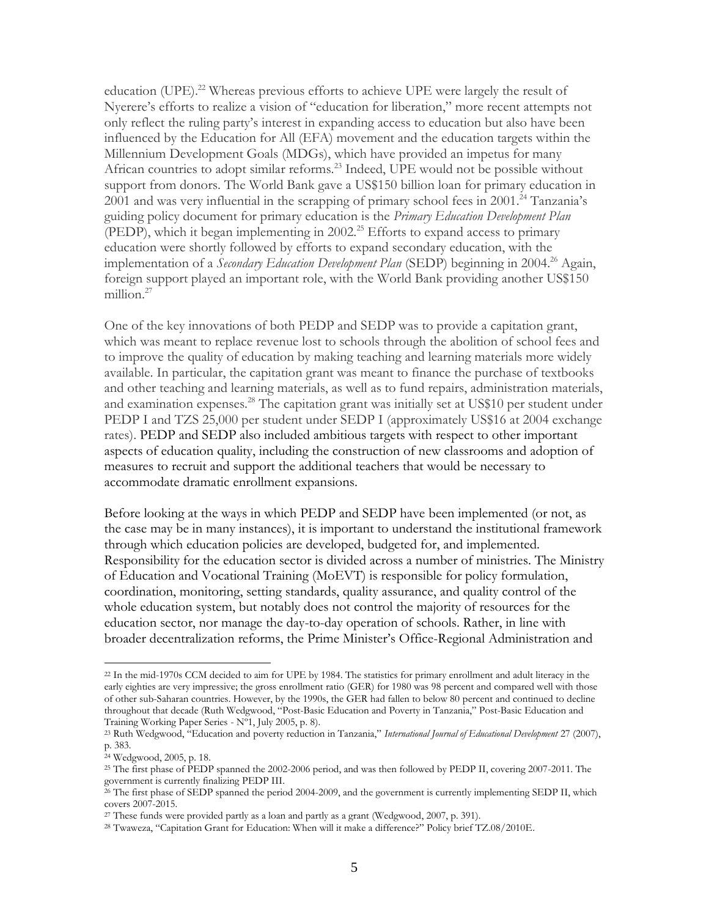education (UPE).[22] Whereas previous efforts to achieve UPE were largely the result of Nyerere's efforts to realize a vision of "education for liberation," more recent attempts not only reflect the ruling party's interest in expanding access to education but also have been influenced by the Education for All (EFA) movement and the education targets within the Millennium Development Goals (MDGs), which have provided an impetus for many African countries to adopt similar reforms.[23] Indeed, UPE would not be possible without support from donors. The World Bank gave a US$150 billion loan for primary education in 2001 and was very influential in the scrapping of primary school fees in 2001.[24] Tanzania's guiding policy document for primary education is the *Primary Education Development Plan* (PEDP), which it began implementing in 2002.[25] Efforts to expand access to primary education were shortly followed by efforts to expand secondary education, with the implementation of a *Secondary Education Development Plan* (SEDP) beginning in 2004.[26] Again, foreign support played an important role, with the World Bank providing another US$150 million.[27]

One of the key innovations of both PEDP and SEDP was to provide a capitation grant, which was meant to replace revenue lost to schools through the abolition of school fees and to improve the quality of education by making teaching and learning materials more widely available. In particular, the capitation grant was meant to finance the purchase of textbooks and other teaching and learning materials, as well as to fund repairs, administration materials, and examination expenses.[28] The capitation grant was initially set at US$10 per student under PEDP I and TZS 25,000 per student under SEDP I (approximately US$16 at 2004 exchange rates). PEDP and SEDP also included ambitious targets with respect to other important aspects of education quality, including the construction of new classrooms and adoption of measures to recruit and support the additional teachers that would be necessary to accommodate dramatic enrollment expansions.

Before looking at the ways in which PEDP and SEDP have been implemented (or not, as the case may be in many instances), it is important to understand the institutional framework through which education policies are developed, budgeted for, and implemented. Responsibility for the education sector is divided across a number of ministries. The Ministry of Education and Vocational Training (MoEVT) is responsible for policy formulation, coordination, monitoring, setting standards, quality assurance, and quality control of the whole education system, but notably does not control the majority of resources for the education sector, nor manage the day-to-day operation of schools. Rather, in line with broader decentralization reforms, the Prime Minister's Office-Regional Administration and

---

[22] In the mid-1970s CCM decided to aim for UPE by 1984. The statistics for primary enrollment and adult literacy in the early eighties are very impressive; the gross enrollment ratio (GER) for 1980 was 98 percent and compared well with those of other sub-Saharan countries. However, by the 1990s, the GER had fallen to below 80 percent and continued to decline throughout that decade (Ruth Wedgwood, "Post-Basic Education and Poverty in Tanzania," Post-Basic Education and Training Working Paper Series - Nº1, July 2005, p. 8).

[23] Ruth Wedgwood, "Education and poverty reduction in Tanzania," *International Journal of Educational Development* 27 (2007), p. 383.

[24] Wedgwood, 2005, p. 18.

[25] The first phase of PEDP spanned the 2002-2006 period, and was then followed by PEDP II, covering 2007-2011. The government is currently finalizing PEDP III.

[26] The first phase of SEDP spanned the period 2004-2009, and the government is currently implementing SEDP II, which covers 2007-2015.

[27] These funds were provided partly as a loan and partly as a grant (Wedgwood, 2007, p. 391).

[28] Twaweza, "Capitation Grant for Education: When will it make a difference?" Policy brief TZ.08/2010E.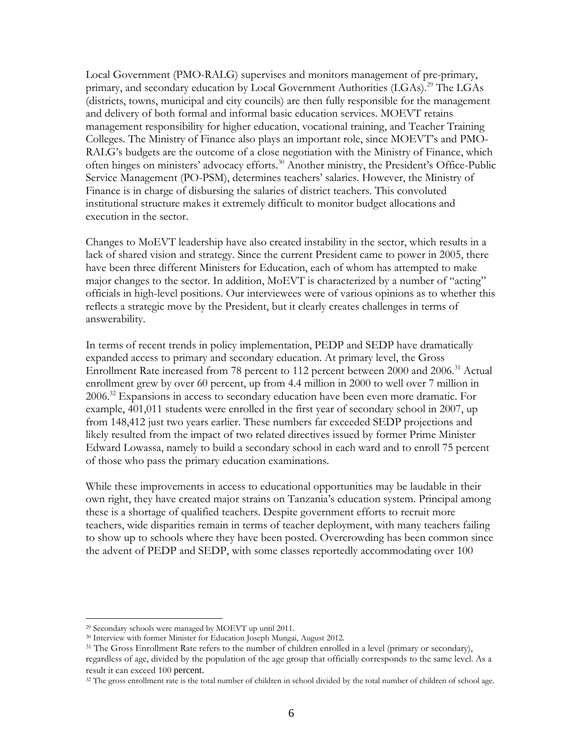Local Government (PMO-RALG) supervises and monitors management of pre-primary, primary, and secondary education by Local Government Authorities (LGAs).[29] The LGAs (districts, towns, municipal and city councils) are then fully responsible for the management and delivery of both formal and informal basic education services. MOEVT retains management responsibility for higher education, vocational training, and Teacher Training Colleges. The Ministry of Finance also plays an important role, since MOEVT's and PMO-RALG's budgets are the outcome of a close negotiation with the Ministry of Finance, which often hinges on ministers' advocacy efforts.[30] Another ministry, the President's Office-Public Service Management (PO-PSM), determines teachers' salaries. However, the Ministry of Finance is in charge of disbursing the salaries of district teachers. This convoluted institutional structure makes it extremely difficult to monitor budget allocations and execution in the sector.

Changes to MoEVT leadership have also created instability in the sector, which results in a lack of shared vision and strategy. Since the current President came to power in 2005, there have been three different Ministers for Education, each of whom has attempted to make major changes to the sector. In addition, MoEVT is characterized by a number of "acting" officials in high-level positions. Our interviewees were of various opinions as to whether this reflects a strategic move by the President, but it clearly creates challenges in terms of answerability.

In terms of recent trends in policy implementation, PEDP and SEDP have dramatically expanded access to primary and secondary education. At primary level, the Gross Enrollment Rate increased from 78 percent to 112 percent between 2000 and 2006.[31] Actual enrollment grew by over 60 percent, up from 4.4 million in 2000 to well over 7 million in 2006.[32] Expansions in access to secondary education have been even more dramatic. For example, 401,011 students were enrolled in the first year of secondary school in 2007, up from 148,412 just two years earlier. These numbers far exceeded SEDP projections and likely resulted from the impact of two related directives issued by former Prime Minister Edward Lowassa, namely to build a secondary school in each ward and to enroll 75 percent of those who pass the primary education examinations.

While these improvements in access to educational opportunities may be laudable in their own right, they have created major strains on Tanzania's education system. Principal among these is a shortage of qualified teachers. Despite government efforts to recruit more teachers, wide disparities remain in terms of teacher deployment, with many teachers failing to show up to schools where they have been posted. Overcrowding has been common since the advent of PEDP and SEDP, with some classes reportedly accommodating over 100

---

[29] Secondary schools were managed by MOEVT up until 2011.

[30] Interview with former Minister for Education Joseph Mungai, August 2012.

[31] The Gross Enrollment Rate refers to the number of children enrolled in a level (primary or secondary), regardless of age, divided by the population of the age group that officially corresponds to the same level. As a result it can exceed 100 percent.

[32] The gross enrollment rate is the total number of children in school divided by the total number of children of school age.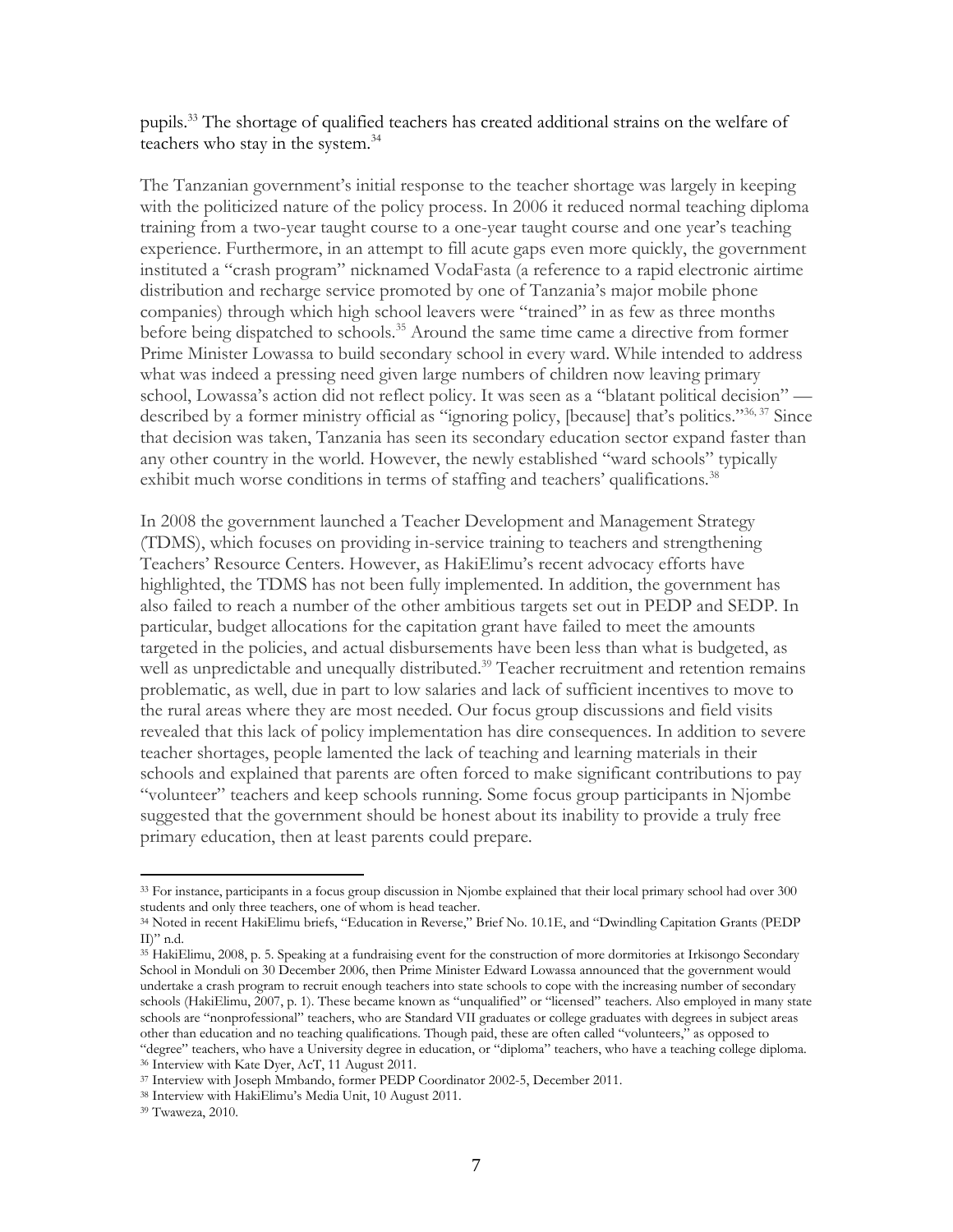pupils.[33] The shortage of qualified teachers has created additional strains on the welfare of teachers who stay in the system.[34]

The Tanzanian government's initial response to the teacher shortage was largely in keeping with the politicized nature of the policy process. In 2006 it reduced normal teaching diploma training from a two-year taught course to a one-year taught course and one year's teaching experience. Furthermore, in an attempt to fill acute gaps even more quickly, the government instituted a "crash program" nicknamed VodaFasta (a reference to a rapid electronic airtime distribution and recharge service promoted by one of Tanzania's major mobile phone companies) through which high school leavers were "trained" in as few as three months before being dispatched to schools.[35] Around the same time came a directive from former Prime Minister Lowassa to build secondary school in every ward. While intended to address what was indeed a pressing need given large numbers of children now leaving primary school, Lowassa's action did not reflect policy. It was seen as a "blatant political decision" — described by a former ministry official as "ignoring policy, [because] that's politics."[36, 37] Since that decision was taken, Tanzania has seen its secondary education sector expand faster than any other country in the world. However, the newly established "ward schools" typically exhibit much worse conditions in terms of staffing and teachers' qualifications.[38]

In 2008 the government launched a Teacher Development and Management Strategy (TDMS), which focuses on providing in-service training to teachers and strengthening Teachers' Resource Centers. However, as HakiElimu's recent advocacy efforts have highlighted, the TDMS has not been fully implemented. In addition, the government has also failed to reach a number of the other ambitious targets set out in PEDP and SEDP. In particular, budget allocations for the capitation grant have failed to meet the amounts targeted in the policies, and actual disbursements have been less than what is budgeted, as well as unpredictable and unequally distributed.[39] Teacher recruitment and retention remains problematic, as well, due in part to low salaries and lack of sufficient incentives to move to the rural areas where they are most needed. Our focus group discussions and field visits revealed that this lack of policy implementation has dire consequences. In addition to severe teacher shortages, people lamented the lack of teaching and learning materials in their schools and explained that parents are often forced to make significant contributions to pay "volunteer" teachers and keep schools running. Some focus group participants in Njombe suggested that the government should be honest about its inability to provide a truly free primary education, then at least parents could prepare.

---

[33] For instance, participants in a focus group discussion in Njombe explained that their local primary school had over 300 students and only three teachers, one of whom is head teacher.

[34] Noted in recent HakiElimu briefs, "Education in Reverse," Brief No. 10.1E, and "Dwindling Capitation Grants (PEDP II)" n.d.

[35] HakiElimu, 2008, p. 5. Speaking at a fundraising event for the construction of more dormitories at Irkisongo Secondary School in Monduli on 30 December 2006, then Prime Minister Edward Lowassa announced that the government would undertake a crash program to recruit enough teachers into state schools to cope with the increasing number of secondary schools (HakiElimu, 2007, p. 1). These became known as "unqualified" or "licensed" teachers. Also employed in many state schools are "nonprofessional" teachers, who are Standard VII graduates or college graduates with degrees in subject areas other than education and no teaching qualifications. Though paid, these are often called "volunteers," as opposed to "degree" teachers, who have a University degree in education, or "diploma" teachers, who have a teaching college diploma.

[36] Interview with Kate Dyer, AcT, 11 August 2011.

[37] Interview with Joseph Mmbando, former PEDP Coordinator 2002-5, December 2011.

[38] Interview with HakiElimu's Media Unit, 10 August 2011.

[39] Twaweza, 2010.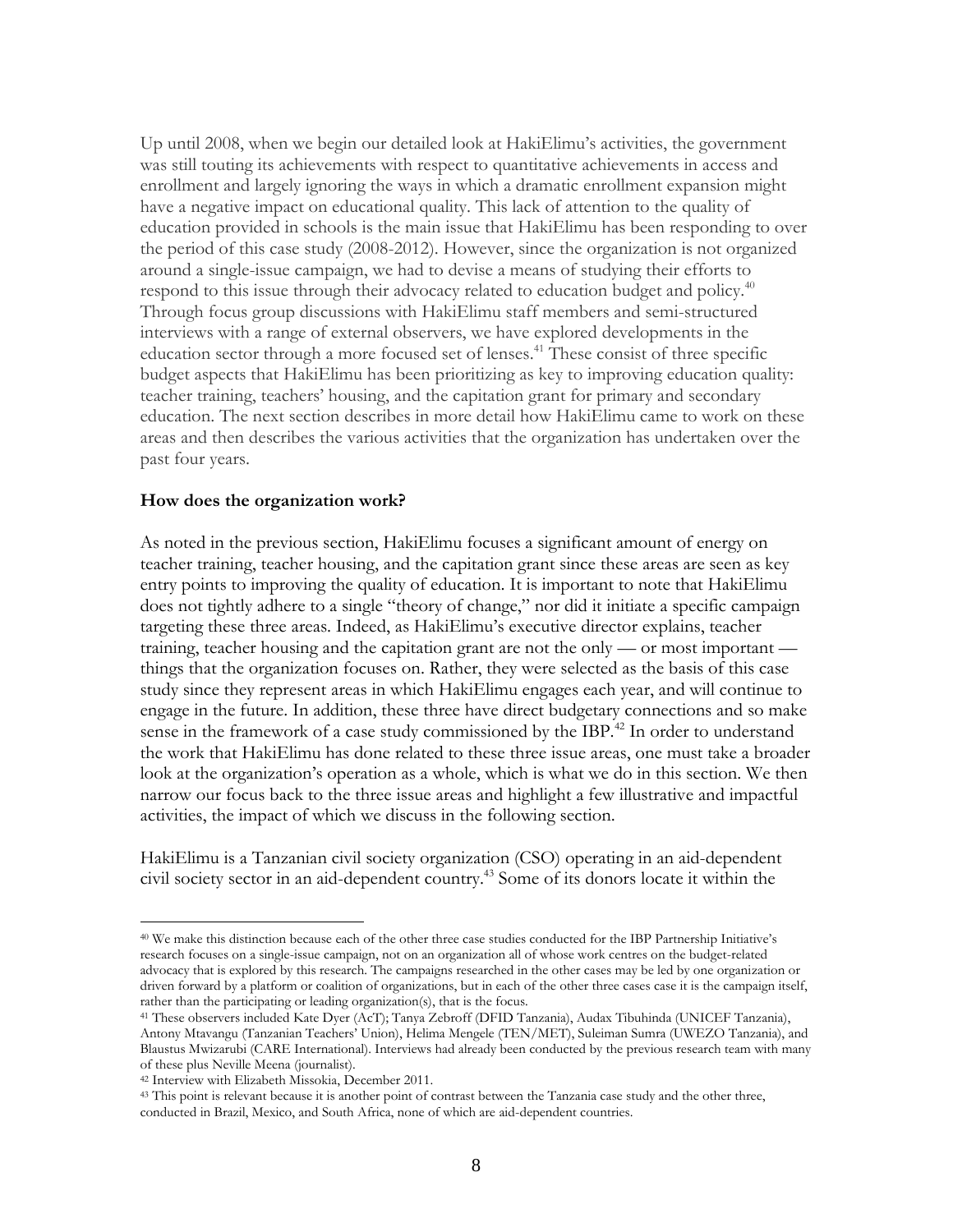Up until 2008, when we begin our detailed look at HakiElimu's activities, the government was still touting its achievements with respect to quantitative achievements in access and enrollment and largely ignoring the ways in which a dramatic enrollment expansion might have a negative impact on educational quality. This lack of attention to the quality of education provided in schools is the main issue that HakiElimu has been responding to over the period of this case study (2008-2012). However, since the organization is not organized around a single-issue campaign, we had to devise a means of studying their efforts to respond to this issue through their advocacy related to education budget and policy.[40] Through focus group discussions with HakiElimu staff members and semi-structured interviews with a range of external observers, we have explored developments in the education sector through a more focused set of lenses.[41] These consist of three specific budget aspects that HakiElimu has been prioritizing as key to improving education quality: teacher training, teachers' housing, and the capitation grant for primary and secondary education. The next section describes in more detail how HakiElimu came to work on these areas and then describes the various activities that the organization has undertaken over the past four years.

**How does the organization work?**

As noted in the previous section, HakiElimu focuses a significant amount of energy on teacher training, teacher housing, and the capitation grant since these areas are seen as key entry points to improving the quality of education. It is important to note that HakiElimu does not tightly adhere to a single "theory of change," nor did it initiate a specific campaign targeting these three areas. Indeed, as HakiElimu's executive director explains, teacher training, teacher housing and the capitation grant are not the only — or most important — things that the organization focuses on. Rather, they were selected as the basis of this case study since they represent areas in which HakiElimu engages each year, and will continue to engage in the future. In addition, these three have direct budgetary connections and so make sense in the framework of a case study commissioned by the IBP.[42] In order to understand the work that HakiElimu has done related to these three issue areas, one must take a broader look at the organization's operation as a whole, which is what we do in this section. We then narrow our focus back to the three issue areas and highlight a few illustrative and impactful activities, the impact of which we discuss in the following section.

HakiElimu is a Tanzanian civil society organization (CSO) operating in an aid-dependent civil society sector in an aid-dependent country.[43] Some of its donors locate it within the

---

[40] We make this distinction because each of the other three case studies conducted for the IBP Partnership Initiative's research focuses on a single-issue campaign, not on an organization all of whose work centres on the budget-related advocacy that is explored by this research. The campaigns researched in the other cases may be led by one organization or driven forward by a platform or coalition of organizations, but in each of the other three cases case it is the campaign itself, rather than the participating or leading organization(s), that is the focus.

[41] These observers included Kate Dyer (AcT); Tanya Zebroff (DFID Tanzania), Audax Tibuhinda (UNICEF Tanzania), Antony Mtavangu (Tanzanian Teachers' Union), Helima Mengele (TEN/MET), Suleiman Sumra (UWEZO Tanzania), and Blaustus Mwizarubi (CARE International). Interviews had already been conducted by the previous research team with many of these plus Neville Meena (journalist).

[42] Interview with Elizabeth Missokia, December 2011.

[43] This point is relevant because it is another point of contrast between the Tanzania case study and the other three, conducted in Brazil, Mexico, and South Africa, none of which are aid-dependent countries.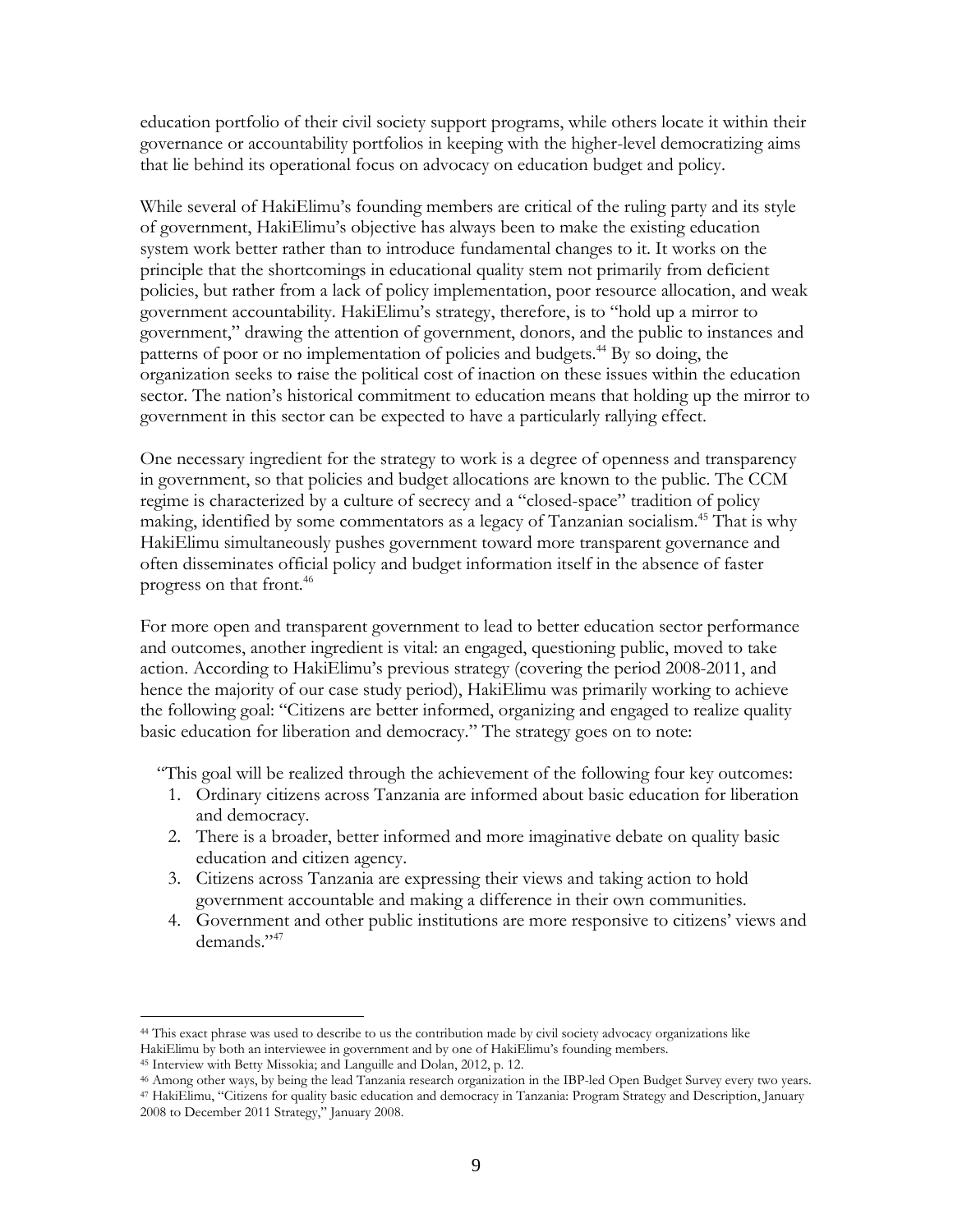education portfolio of their civil society support programs, while others locate it within their governance or accountability portfolios in keeping with the higher-level democratizing aims that lie behind its operational focus on advocacy on education budget and policy.

While several of HakiElimu's founding members are critical of the ruling party and its style of government, HakiElimu's objective has always been to make the existing education system work better rather than to introduce fundamental changes to it. It works on the principle that the shortcomings in educational quality stem not primarily from deficient policies, but rather from a lack of policy implementation, poor resource allocation, and weak government accountability. HakiElimu's strategy, therefore, is to "hold up a mirror to government," drawing the attention of government, donors, and the public to instances and patterns of poor or no implementation of policies and budgets.[44] By so doing, the organization seeks to raise the political cost of inaction on these issues within the education sector. The nation's historical commitment to education means that holding up the mirror to government in this sector can be expected to have a particularly rallying effect.

One necessary ingredient for the strategy to work is a degree of openness and transparency in government, so that policies and budget allocations are known to the public. The CCM regime is characterized by a culture of secrecy and a "closed-space" tradition of policy making, identified by some commentators as a legacy of Tanzanian socialism.[45] That is why HakiElimu simultaneously pushes government toward more transparent governance and often disseminates official policy and budget information itself in the absence of faster progress on that front.[46]

For more open and transparent government to lead to better education sector performance and outcomes, another ingredient is vital: an engaged, questioning public, moved to take action. According to HakiElimu's previous strategy (covering the period 2008-2011, and hence the majority of our case study period), HakiElimu was primarily working to achieve the following goal: "Citizens are better informed, organizing and engaged to realize quality basic education for liberation and democracy." The strategy goes on to note:

"This goal will be realized through the achievement of the following four key outcomes:

1. Ordinary citizens across Tanzania are informed about basic education for liberation and democracy.
2. There is a broader, better informed and more imaginative debate on quality basic education and citizen agency.
3. Citizens across Tanzania are expressing their views and taking action to hold government accountable and making a difference in their own communities.
4. Government and other public institutions are more responsive to citizens' views and demands."[47]

---

[44] This exact phrase was used to describe to us the contribution made by civil society advocacy organizations like HakiElimu by both an interviewee in government and by one of HakiElimu's founding members.

[45] Interview with Betty Missokia; and Languille and Dolan, 2012, p. 12.

[46] Among other ways, by being the lead Tanzania research organization in the IBP-led Open Budget Survey every two years.

[47] HakiElimu, "Citizens for quality basic education and democracy in Tanzania: Program Strategy and Description, January 2008 to December 2011 Strategy," January 2008.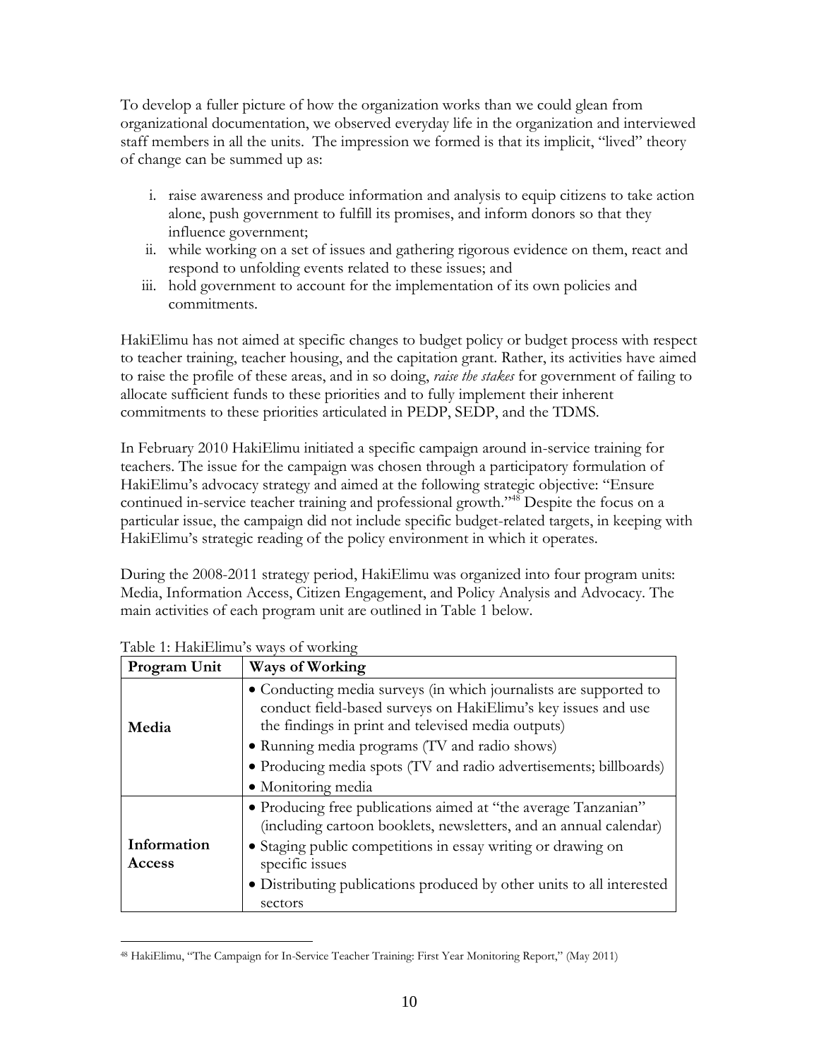To develop a fuller picture of how the organization works than we could glean from organizational documentation, we observed everyday life in the organization and interviewed staff members in all the units. The impression we formed is that its implicit, "lived" theory of change can be summed up as:

i. raise awareness and produce information and analysis to equip citizens to take action alone, push government to fulfill its promises, and inform donors so that they influence government;
ii. while working on a set of issues and gathering rigorous evidence on them, react and respond to unfolding events related to these issues; and
iii. hold government to account for the implementation of its own policies and commitments.

HakiElimu has not aimed at specific changes to budget policy or budget process with respect to teacher training, teacher housing, and the capitation grant. Rather, its activities have aimed to raise the profile of these areas, and in so doing, *raise the stakes* for government of failing to allocate sufficient funds to these priorities and to fully implement their inherent commitments to these priorities articulated in PEDP, SEDP, and the TDMS.

In February 2010 HakiElimu initiated a specific campaign around in-service training for teachers. The issue for the campaign was chosen through a participatory formulation of HakiElimu's advocacy strategy and aimed at the following strategic objective: "Ensure continued in-service teacher training and professional growth."[48] Despite the focus on a particular issue, the campaign did not include specific budget-related targets, in keeping with HakiElimu's strategic reading of the policy environment in which it operates.

During the 2008-2011 strategy period, HakiElimu was organized into four program units: Media, Information Access, Citizen Engagement, and Policy Analysis and Advocacy. The main activities of each program unit are outlined in Table 1 below.

Table 1: HakiElimu's ways of working

| Program Unit | Ways of Working |
|---|---|
| **Media** | • Conducting media surveys (in which journalists are supported to conduct field-based surveys on HakiElimu's key issues and use the findings in print and televised media outputs)<br>• Running media programs (TV and radio shows)<br>• Producing media spots (TV and radio advertisements; billboards)<br>• Monitoring media |
| **Information Access** | • Producing free publications aimed at "the average Tanzanian" (including cartoon booklets, newsletters, and an annual calendar)<br>• Staging public competitions in essay writing or drawing on specific issues<br>• Distributing publications produced by other units to all interested sectors |

[48] HakiElimu, "The Campaign for In-Service Teacher Training: First Year Monitoring Report," (May 2011)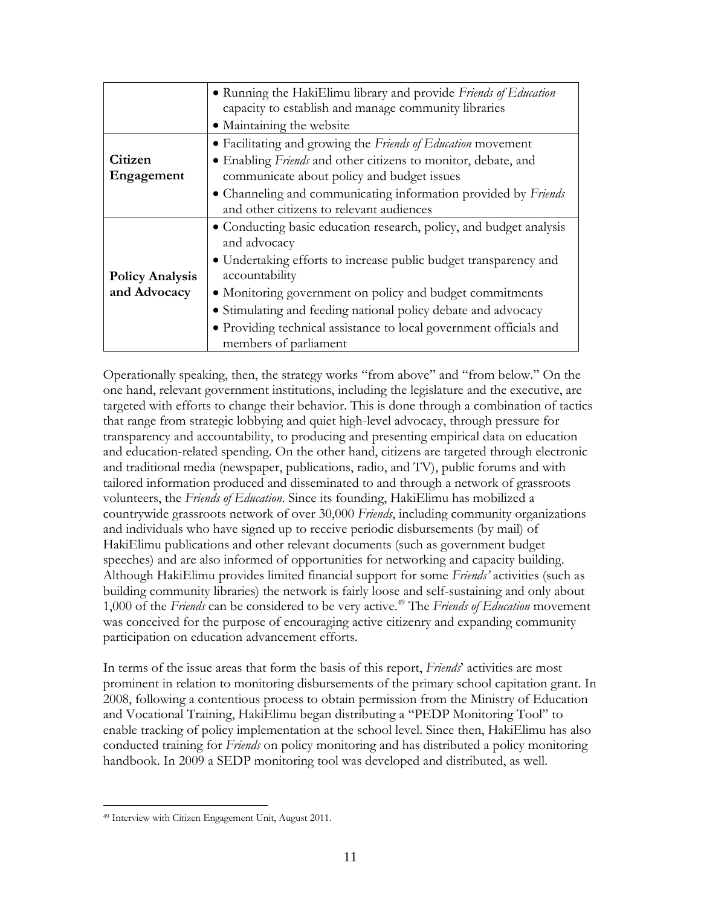| | |
|---|---|
| | • Running the HakiElimu library and provide *Friends of Education* capacity to establish and manage community libraries<br>• Maintaining the website |
| **Citizen Engagement** | • Facilitating and growing the *Friends of Education* movement<br>• Enabling *Friends* and other citizens to monitor, debate, and communicate about policy and budget issues<br>• Channeling and communicating information provided by *Friends* and other citizens to relevant audiences |
| **Policy Analysis and Advocacy** | • Conducting basic education research, policy, and budget analysis and advocacy<br>• Undertaking efforts to increase public budget transparency and accountability<br>• Monitoring government on policy and budget commitments<br>• Stimulating and feeding national policy debate and advocacy<br>• Providing technical assistance to local government officials and members of parliament |

Operationally speaking, then, the strategy works "from above" and "from below." On the one hand, relevant government institutions, including the legislature and the executive, are targeted with efforts to change their behavior. This is done through a combination of tactics that range from strategic lobbying and quiet high-level advocacy, through pressure for transparency and accountability, to producing and presenting empirical data on education and education-related spending. On the other hand, citizens are targeted through electronic and traditional media (newspaper, publications, radio, and TV), public forums and with tailored information produced and disseminated to and through a network of grassroots volunteers, the *Friends of Education*. Since its founding, HakiElimu has mobilized a countrywide grassroots network of over 30,000 *Friends*, including community organizations and individuals who have signed up to receive periodic disbursements (by mail) of HakiElimu publications and other relevant documents (such as government budget speeches) and are also informed of opportunities for networking and capacity building. Although HakiElimu provides limited financial support for some *Friends'* activities (such as building community libraries) the network is fairly loose and self-sustaining and only about 1,000 of the *Friends* can be considered to be very active.[49] The *Friends of Education* movement was conceived for the purpose of encouraging active citizenry and expanding community participation on education advancement efforts.

In terms of the issue areas that form the basis of this report, *Friends*' activities are most prominent in relation to monitoring disbursements of the primary school capitation grant. In 2008, following a contentious process to obtain permission from the Ministry of Education and Vocational Training, HakiElimu began distributing a "PEDP Monitoring Tool" to enable tracking of policy implementation at the school level. Since then, HakiElimu has also conducted training for *Friends* on policy monitoring and has distributed a policy monitoring handbook. In 2009 a SEDP monitoring tool was developed and distributed, as well.

[49] Interview with Citizen Engagement Unit, August 2011.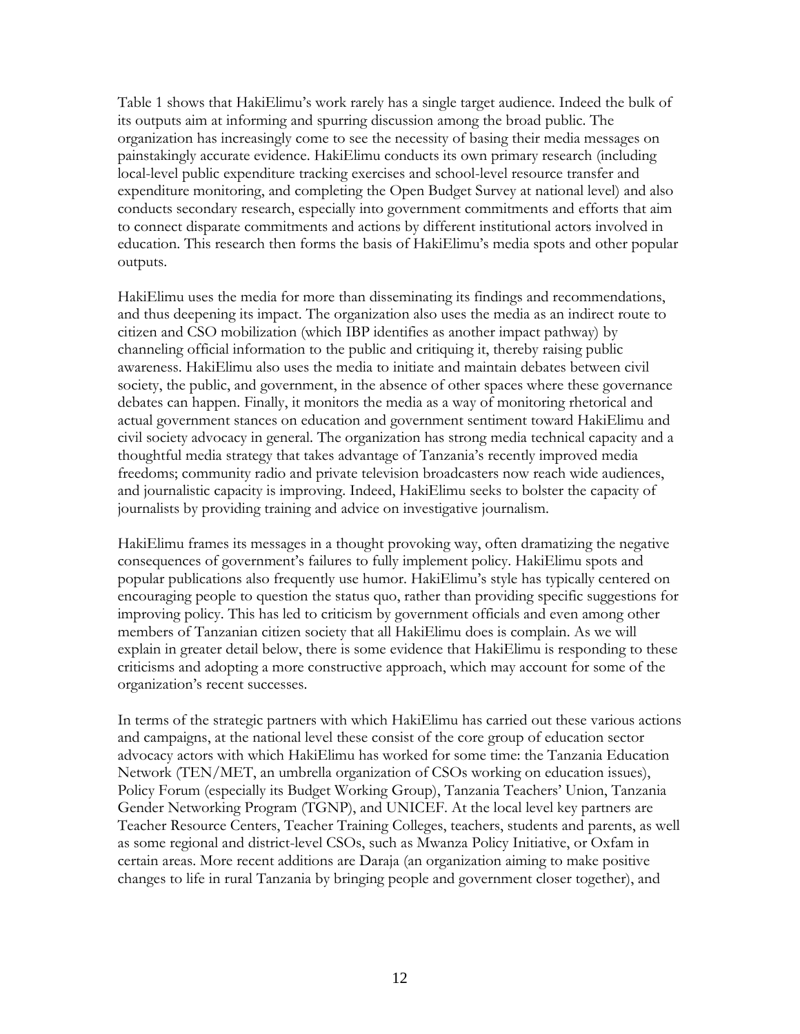Table 1 shows that HakiElimu's work rarely has a single target audience. Indeed the bulk of its outputs aim at informing and spurring discussion among the broad public. The organization has increasingly come to see the necessity of basing their media messages on painstakingly accurate evidence. HakiElimu conducts its own primary research (including local-level public expenditure tracking exercises and school-level resource transfer and expenditure monitoring, and completing the Open Budget Survey at national level) and also conducts secondary research, especially into government commitments and efforts that aim to connect disparate commitments and actions by different institutional actors involved in education. This research then forms the basis of HakiElimu's media spots and other popular outputs.

HakiElimu uses the media for more than disseminating its findings and recommendations, and thus deepening its impact. The organization also uses the media as an indirect route to citizen and CSO mobilization (which IBP identifies as another impact pathway) by channeling official information to the public and critiquing it, thereby raising public awareness. HakiElimu also uses the media to initiate and maintain debates between civil society, the public, and government, in the absence of other spaces where these governance debates can happen. Finally, it monitors the media as a way of monitoring rhetorical and actual government stances on education and government sentiment toward HakiElimu and civil society advocacy in general. The organization has strong media technical capacity and a thoughtful media strategy that takes advantage of Tanzania's recently improved media freedoms; community radio and private television broadcasters now reach wide audiences, and journalistic capacity is improving. Indeed, HakiElimu seeks to bolster the capacity of journalists by providing training and advice on investigative journalism.

HakiElimu frames its messages in a thought provoking way, often dramatizing the negative consequences of government's failures to fully implement policy. HakiElimu spots and popular publications also frequently use humor. HakiElimu's style has typically centered on encouraging people to question the status quo, rather than providing specific suggestions for improving policy. This has led to criticism by government officials and even among other members of Tanzanian citizen society that all HakiElimu does is complain. As we will explain in greater detail below, there is some evidence that HakiElimu is responding to these criticisms and adopting a more constructive approach, which may account for some of the organization's recent successes.

In terms of the strategic partners with which HakiElimu has carried out these various actions and campaigns, at the national level these consist of the core group of education sector advocacy actors with which HakiElimu has worked for some time: the Tanzania Education Network (TEN/MET, an umbrella organization of CSOs working on education issues), Policy Forum (especially its Budget Working Group), Tanzania Teachers' Union, Tanzania Gender Networking Program (TGNP), and UNICEF. At the local level key partners are Teacher Resource Centers, Teacher Training Colleges, teachers, students and parents, as well as some regional and district-level CSOs, such as Mwanza Policy Initiative, or Oxfam in certain areas. More recent additions are Daraja (an organization aiming to make positive changes to life in rural Tanzania by bringing people and government closer together), and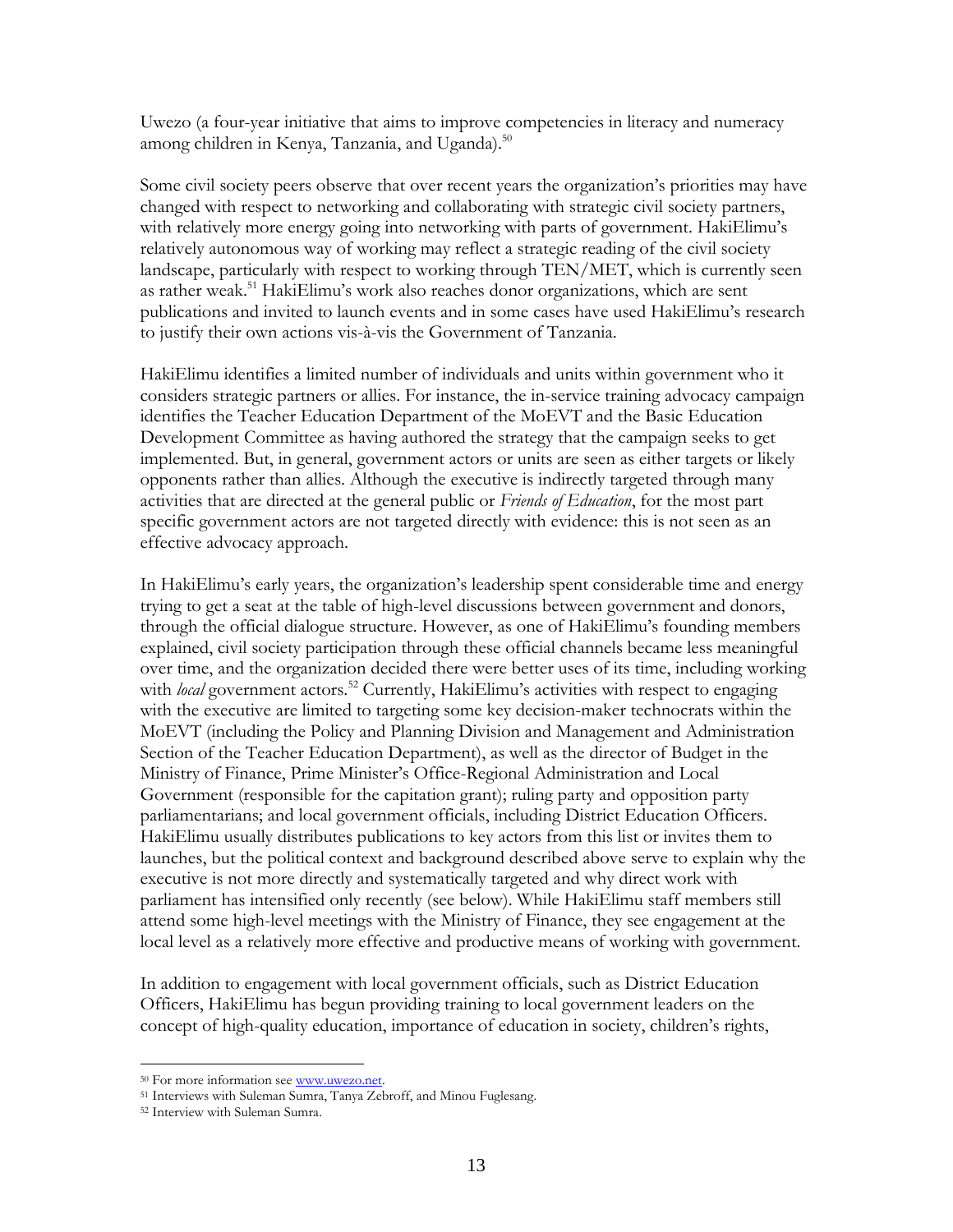Uwezo (a four-year initiative that aims to improve competencies in literacy and numeracy among children in Kenya, Tanzania, and Uganda).[50]

Some civil society peers observe that over recent years the organization's priorities may have changed with respect to networking and collaborating with strategic civil society partners, with relatively more energy going into networking with parts of government. HakiElimu's relatively autonomous way of working may reflect a strategic reading of the civil society landscape, particularly with respect to working through TEN/MET, which is currently seen as rather weak.[51] HakiElimu's work also reaches donor organizations, which are sent publications and invited to launch events and in some cases have used HakiElimu's research to justify their own actions vis-à-vis the Government of Tanzania.

HakiElimu identifies a limited number of individuals and units within government who it considers strategic partners or allies. For instance, the in-service training advocacy campaign identifies the Teacher Education Department of the MoEVT and the Basic Education Development Committee as having authored the strategy that the campaign seeks to get implemented. But, in general, government actors or units are seen as either targets or likely opponents rather than allies. Although the executive is indirectly targeted through many activities that are directed at the general public or *Friends of Education*, for the most part specific government actors are not targeted directly with evidence: this is not seen as an effective advocacy approach.

In HakiElimu's early years, the organization's leadership spent considerable time and energy trying to get a seat at the table of high-level discussions between government and donors, through the official dialogue structure. However, as one of HakiElimu's founding members explained, civil society participation through these official channels became less meaningful over time, and the organization decided there were better uses of its time, including working with *local* government actors.[52] Currently, HakiElimu's activities with respect to engaging with the executive are limited to targeting some key decision-maker technocrats within the MoEVT (including the Policy and Planning Division and Management and Administration Section of the Teacher Education Department), as well as the director of Budget in the Ministry of Finance, Prime Minister's Office-Regional Administration and Local Government (responsible for the capitation grant); ruling party and opposition party parliamentarians; and local government officials, including District Education Officers. HakiElimu usually distributes publications to key actors from this list or invites them to launches, but the political context and background described above serve to explain why the executive is not more directly and systematically targeted and why direct work with parliament has intensified only recently (see below). While HakiElimu staff members still attend some high-level meetings with the Ministry of Finance, they see engagement at the local level as a relatively more effective and productive means of working with government.

In addition to engagement with local government officials, such as District Education Officers, HakiElimu has begun providing training to local government leaders on the concept of high-quality education, importance of education in society, children's rights,

---

[50] For more information see www.uwezo.net.

[51] Interviews with Suleman Sumra, Tanya Zebroff, and Minou Fuglesang.

[52] Interview with Suleman Sumra.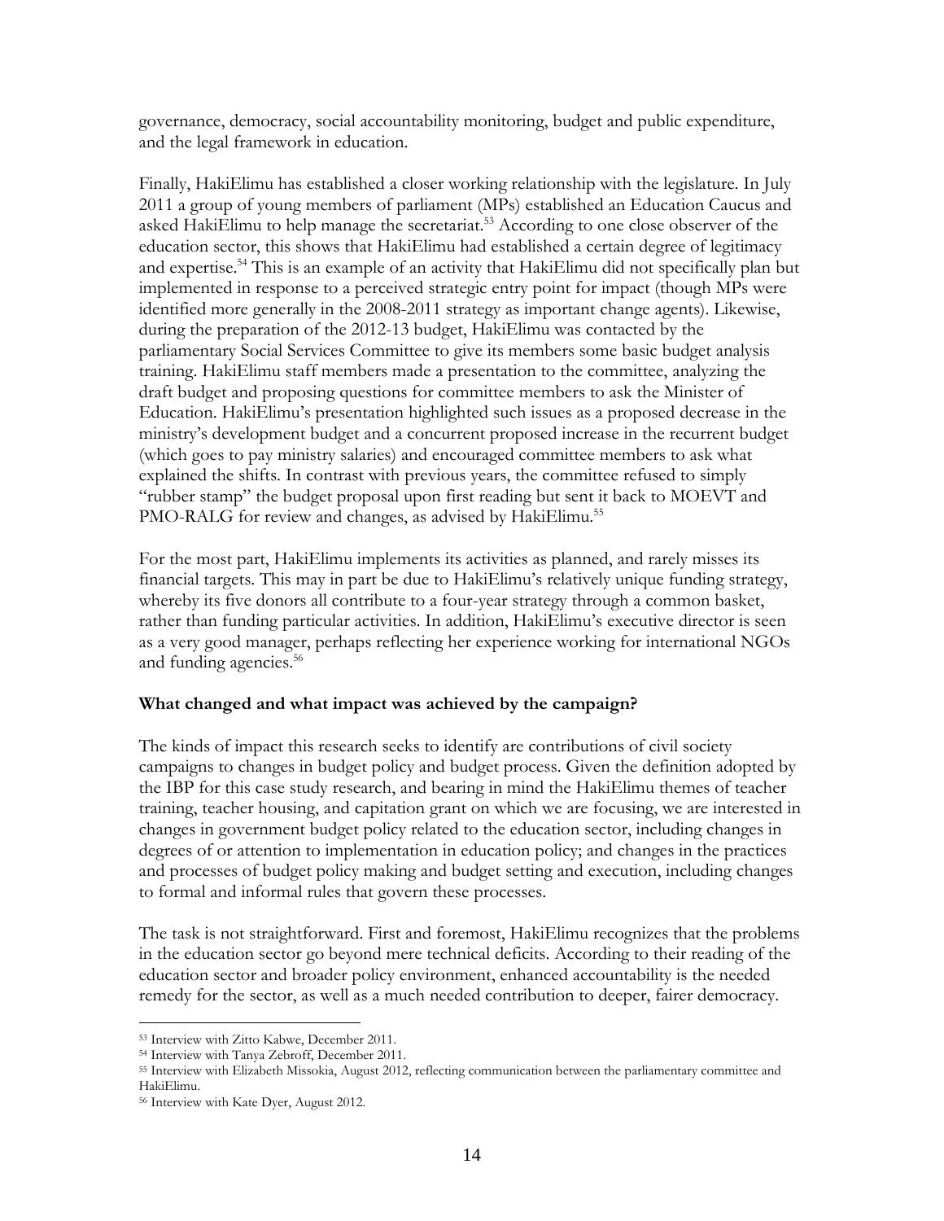governance, democracy, social accountability monitoring, budget and public expenditure, and the legal framework in education.

Finally, HakiElimu has established a closer working relationship with the legislature. In July 2011 a group of young members of parliament (MPs) established an Education Caucus and asked HakiElimu to help manage the secretariat.[53] According to one close observer of the education sector, this shows that HakiElimu had established a certain degree of legitimacy and expertise.[54] This is an example of an activity that HakiElimu did not specifically plan but implemented in response to a perceived strategic entry point for impact (though MPs were identified more generally in the 2008-2011 strategy as important change agents). Likewise, during the preparation of the 2012-13 budget, HakiElimu was contacted by the parliamentary Social Services Committee to give its members some basic budget analysis training. HakiElimu staff members made a presentation to the committee, analyzing the draft budget and proposing questions for committee members to ask the Minister of Education. HakiElimu's presentation highlighted such issues as a proposed decrease in the ministry's development budget and a concurrent proposed increase in the recurrent budget (which goes to pay ministry salaries) and encouraged committee members to ask what explained the shifts. In contrast with previous years, the committee refused to simply "rubber stamp" the budget proposal upon first reading but sent it back to MOEVT and PMO-RALG for review and changes, as advised by HakiElimu.[55]

For the most part, HakiElimu implements its activities as planned, and rarely misses its financial targets. This may in part be due to HakiElimu's relatively unique funding strategy, whereby its five donors all contribute to a four-year strategy through a common basket, rather than funding particular activities. In addition, HakiElimu's executive director is seen as a very good manager, perhaps reflecting her experience working for international NGOs and funding agencies.[56]

**What changed and what impact was achieved by the campaign?**

The kinds of impact this research seeks to identify are contributions of civil society campaigns to changes in budget policy and budget process. Given the definition adopted by the IBP for this case study research, and bearing in mind the HakiElimu themes of teacher training, teacher housing, and capitation grant on which we are focusing, we are interested in changes in government budget policy related to the education sector, including changes in degrees of or attention to implementation in education policy; and changes in the practices and processes of budget policy making and budget setting and execution, including changes to formal and informal rules that govern these processes.

The task is not straightforward. First and foremost, HakiElimu recognizes that the problems in the education sector go beyond mere technical deficits. According to their reading of the education sector and broader policy environment, enhanced accountability is the needed remedy for the sector, as well as a much needed contribution to deeper, fairer democracy.

---

[53] Interview with Zitto Kabwe, December 2011.

[54] Interview with Tanya Zebroff, December 2011.

[55] Interview with Elizabeth Missokia, August 2012, reflecting communication between the parliamentary committee and HakiElimu.

[56] Interview with Kate Dyer, August 2012.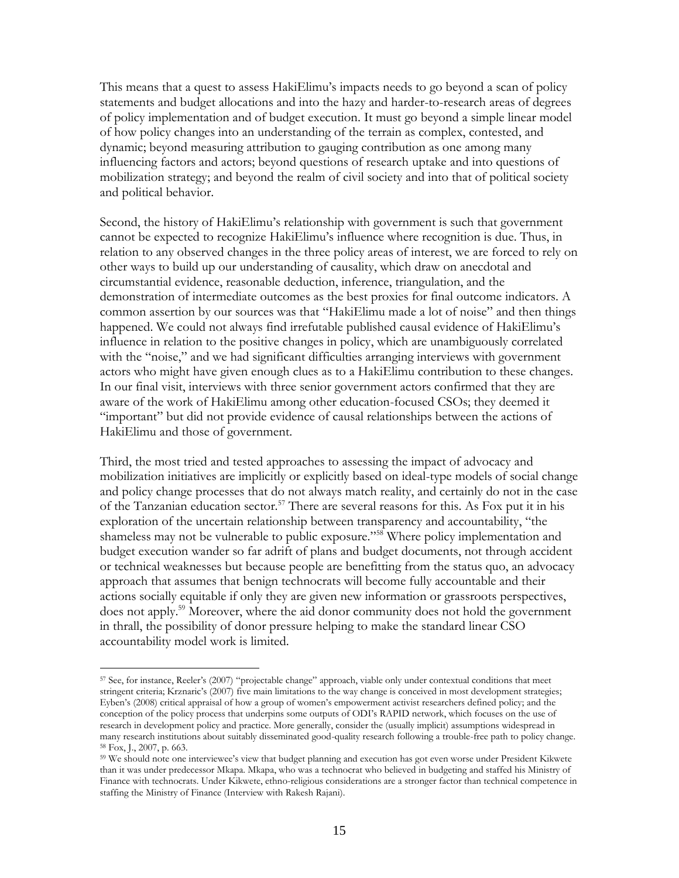This means that a quest to assess HakiElimu's impacts needs to go beyond a scan of policy statements and budget allocations and into the hazy and harder-to-research areas of degrees of policy implementation and of budget execution. It must go beyond a simple linear model of how policy changes into an understanding of the terrain as complex, contested, and dynamic; beyond measuring attribution to gauging contribution as one among many influencing factors and actors; beyond questions of research uptake and into questions of mobilization strategy; and beyond the realm of civil society and into that of political society and political behavior.

Second, the history of HakiElimu's relationship with government is such that government cannot be expected to recognize HakiElimu's influence where recognition is due. Thus, in relation to any observed changes in the three policy areas of interest, we are forced to rely on other ways to build up our understanding of causality, which draw on anecdotal and circumstantial evidence, reasonable deduction, inference, triangulation, and the demonstration of intermediate outcomes as the best proxies for final outcome indicators. A common assertion by our sources was that "HakiElimu made a lot of noise" and then things happened. We could not always find irrefutable published causal evidence of HakiElimu's influence in relation to the positive changes in policy, which are unambiguously correlated with the "noise," and we had significant difficulties arranging interviews with government actors who might have given enough clues as to a HakiElimu contribution to these changes. In our final visit, interviews with three senior government actors confirmed that they are aware of the work of HakiElimu among other education-focused CSOs; they deemed it "important" but did not provide evidence of causal relationships between the actions of HakiElimu and those of government.

Third, the most tried and tested approaches to assessing the impact of advocacy and mobilization initiatives are implicitly or explicitly based on ideal-type models of social change and policy change processes that do not always match reality, and certainly do not in the case of the Tanzanian education sector.[57] There are several reasons for this. As Fox put it in his exploration of the uncertain relationship between transparency and accountability, "the shameless may not be vulnerable to public exposure."[58] Where policy implementation and budget execution wander so far adrift of plans and budget documents, not through accident or technical weaknesses but because people are benefitting from the status quo, an advocacy approach that assumes that benign technocrats will become fully accountable and their actions socially equitable if only they are given new information or grassroots perspectives, does not apply.[59] Moreover, where the aid donor community does not hold the government in thrall, the possibility of donor pressure helping to make the standard linear CSO accountability model work is limited.

---

[57] See, for instance, Reeler's (2007) "projectable change" approach, viable only under contextual conditions that meet stringent criteria; Krznaric's (2007) five main limitations to the way change is conceived in most development strategies; Eyben's (2008) critical appraisal of how a group of women's empowerment activist researchers defined policy; and the conception of the policy process that underpins some outputs of ODI's RAPID network, which focuses on the use of research in development policy and practice. More generally, consider the (usually implicit) assumptions widespread in many research institutions about suitably disseminated good-quality research following a trouble-free path to policy change.

[58] Fox, J., 2007, p. 663.

[59] We should note one interviewee's view that budget planning and execution has got even worse under President Kikwete than it was under predecessor Mkapa. Mkapa, who was a technocrat who believed in budgeting and staffed his Ministry of Finance with technocrats. Under Kikwete, ethno-religious considerations are a stronger factor than technical competence in staffing the Ministry of Finance (Interview with Rakesh Rajani).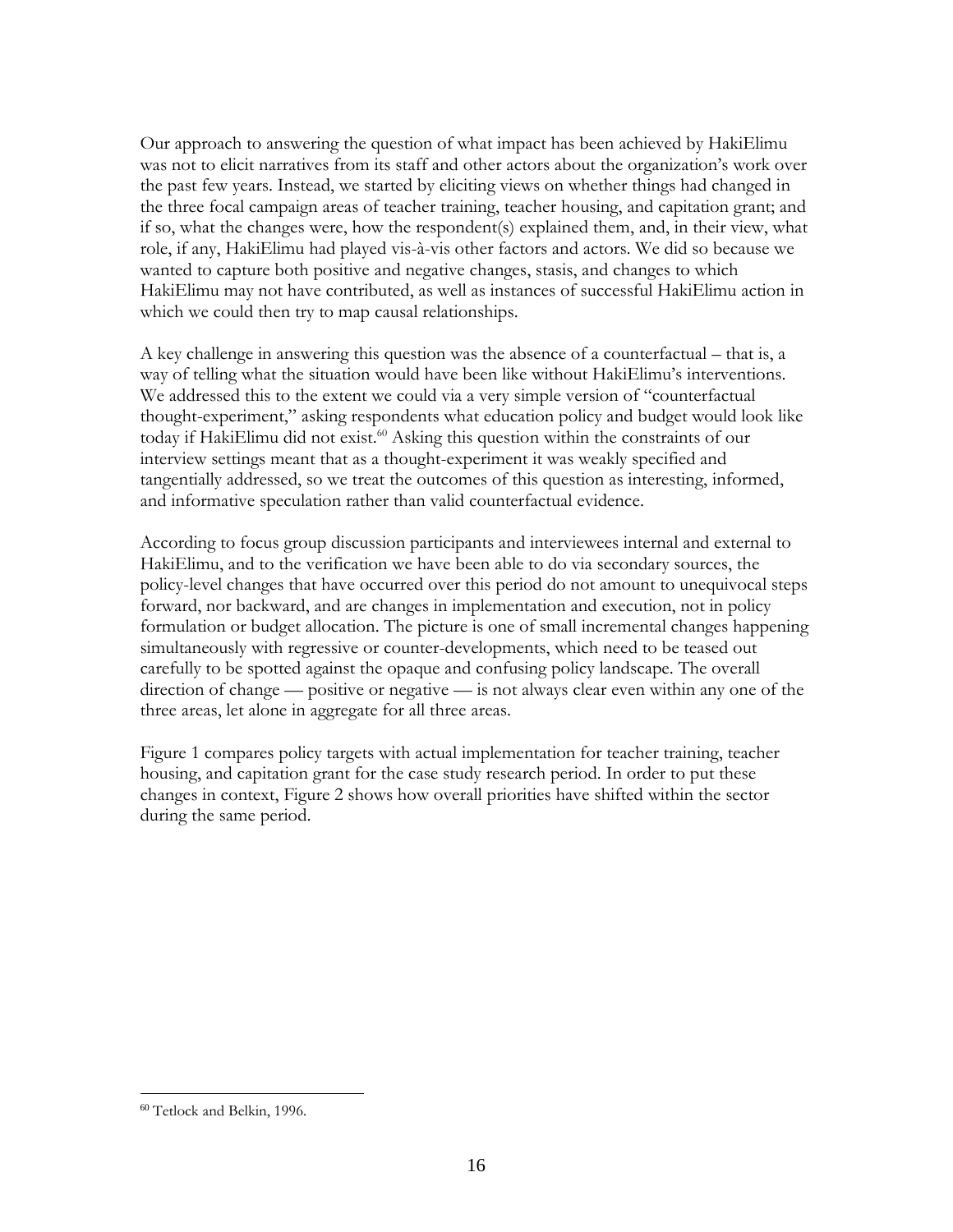Our approach to answering the question of what impact has been achieved by HakiElimu was not to elicit narratives from its staff and other actors about the organization's work over the past few years. Instead, we started by eliciting views on whether things had changed in the three focal campaign areas of teacher training, teacher housing, and capitation grant; and if so, what the changes were, how the respondent(s) explained them, and, in their view, what role, if any, HakiElimu had played vis-à-vis other factors and actors. We did so because we wanted to capture both positive and negative changes, stasis, and changes to which HakiElimu may not have contributed, as well as instances of successful HakiElimu action in which we could then try to map causal relationships.

A key challenge in answering this question was the absence of a counterfactual – that is, a way of telling what the situation would have been like without HakiElimu's interventions. We addressed this to the extent we could via a very simple version of "counterfactual thought-experiment," asking respondents what education policy and budget would look like today if HakiElimu did not exist.[60] Asking this question within the constraints of our interview settings meant that as a thought-experiment it was weakly specified and tangentially addressed, so we treat the outcomes of this question as interesting, informed, and informative speculation rather than valid counterfactual evidence.

According to focus group discussion participants and interviewees internal and external to HakiElimu, and to the verification we have been able to do via secondary sources, the policy-level changes that have occurred over this period do not amount to unequivocal steps forward, nor backward, and are changes in implementation and execution, not in policy formulation or budget allocation. The picture is one of small incremental changes happening simultaneously with regressive or counter-developments, which need to be teased out carefully to be spotted against the opaque and confusing policy landscape. The overall direction of change — positive or negative — is not always clear even within any one of the three areas, let alone in aggregate for all three areas.

Figure 1 compares policy targets with actual implementation for teacher training, teacher housing, and capitation grant for the case study research period. In order to put these changes in context, Figure 2 shows how overall priorities have shifted within the sector during the same period.

[60] Tetlock and Belkin, 1996.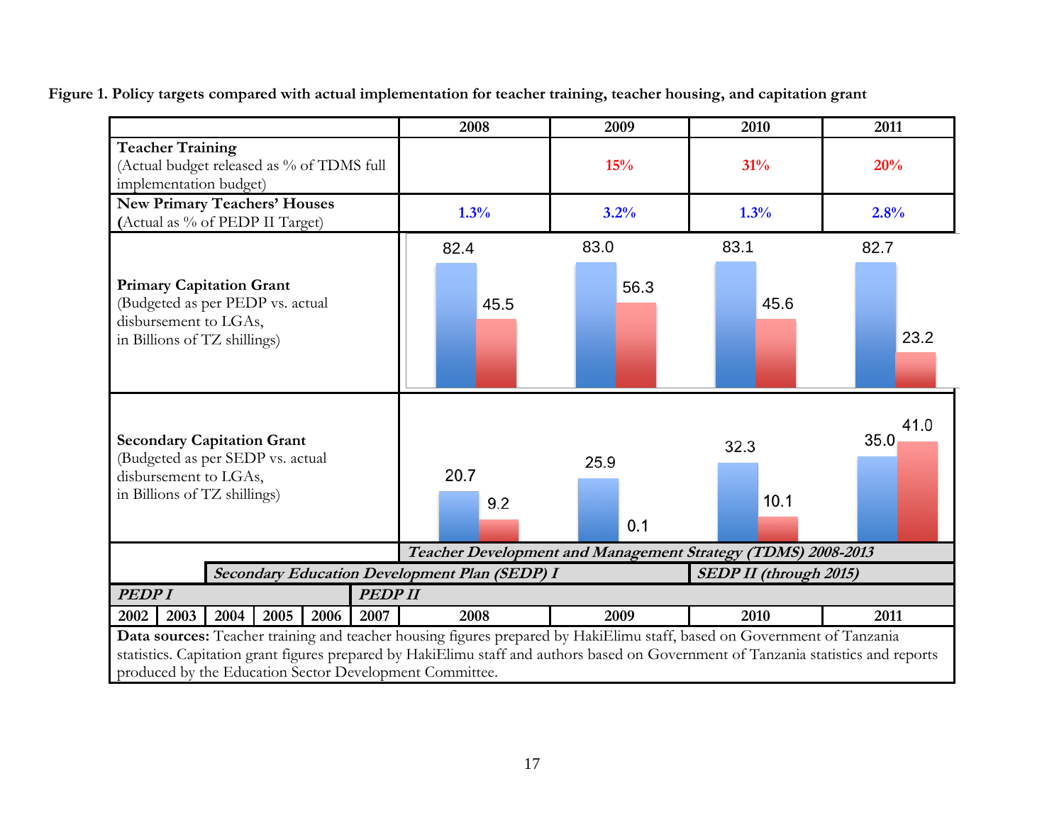**Figure 1. Policy targets compared with actual implementation for teacher training, teacher housing, and capitation grant**

| | 2008 | 2009 | 2010 | 2011 |
|---|---|---|---|---|
| **Teacher Training** (Actual budget released as % of TDMS full implementation budget) | | 15% | 31% | 20% |
| **New Primary Teachers' Houses** (Actual as % of PEDP II Target) | 1.3% | 3.2% | 1.3% | 2.8% |
| **Primary Capitation Grant** (Budgeted as per PEDP vs. actual disbursement to LGAs, in Billions of TZ shillings) — Budgeted | 82.4 | 83.0 | 83.1 | 82.7 |
| **Primary Capitation Grant** — Actual disbursement | 45.5 | 56.3 | 45.6 | 23.2 |
| **Secondary Capitation Grant** (Budgeted as per SEDP vs. actual disbursement to LGAs, in Billions of TZ shillings) — Budgeted | 20.7 | 25.9 | 32.3 | 35.0 |
| **Secondary Capitation Grant** — Actual disbursement | 9.2 | 0.1 | 10.1 | 41.0 |

Policy timeline:

| 2002 | 2003 | 2004 | 2005 | 2006 | 2007 | 2008 | 2009 | 2010 | 2011 |
|---|---|---|---|---|---|---|---|---|---|
| | | | | | | *Teacher Development and Management Strategy (TDMS) 2008-2013* | | | |
| | | *Secondary Education Development Plan (SEDP) I* | | | | | | *SEDP II (through 2015)* | |
| *PEDP I* | | | | | *PEDP II* | | | | |

**Data sources:** Teacher training and teacher housing figures prepared by HakiElimu staff, based on Government of Tanzania statistics. Capitation grant figures prepared by HakiElimu staff and authors based on Government of Tanzania statistics and reports produced by the Education Sector Development Committee.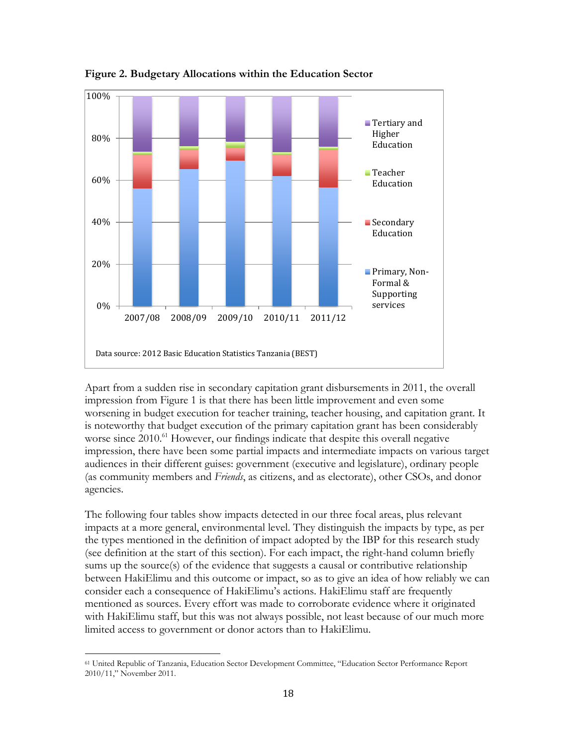**Figure 2. Budgetary Allocations within the Education Sector**

Data source: 2012 Basic Education Statistics Tanzania (BEST)

Apart from a sudden rise in secondary capitation grant disbursements in 2011, the overall impression from Figure 1 is that there has been little improvement and even some worsening in budget execution for teacher training, teacher housing, and capitation grant. It is noteworthy that budget execution of the primary capitation grant has been considerably worse since 2010.[61] However, our findings indicate that despite this overall negative impression, there have been some partial impacts and intermediate impacts on various target audiences in their different guises: government (executive and legislature), ordinary people (as community members and *Friends*, as citizens, and as electorate), other CSOs, and donor agencies.

The following four tables show impacts detected in our three focal areas, plus relevant impacts at a more general, environmental level. They distinguish the impacts by type, as per the types mentioned in the definition of impact adopted by the IBP for this research study (see definition at the start of this section). For each impact, the right-hand column briefly sums up the source(s) of the evidence that suggests a causal or contributive relationship between HakiElimu and this outcome or impact, so as to give an idea of how reliably we can consider each a consequence of HakiElimu's actions. HakiElimu staff are frequently mentioned as sources. Every effort was made to corroborate evidence where it originated with HakiElimu staff, but this was not always possible, not least because of our much more limited access to government or donor actors than to HakiElimu.

---

[61] United Republic of Tanzania, Education Sector Development Committee, "Education Sector Performance Report 2010/11," November 2011.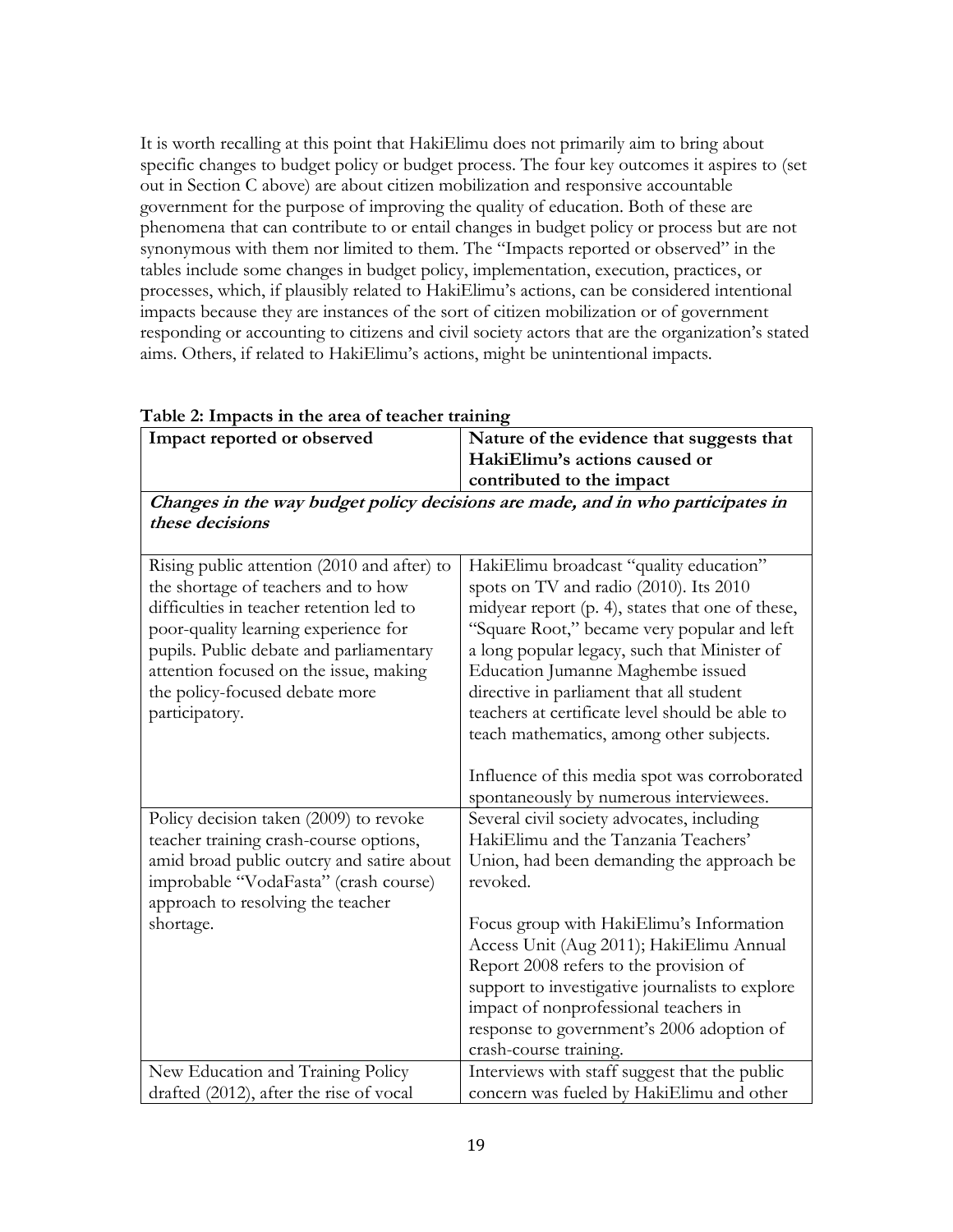It is worth recalling at this point that HakiElimu does not primarily aim to bring about specific changes to budget policy or budget process. The four key outcomes it aspires to (set out in Section C above) are about citizen mobilization and responsive accountable government for the purpose of improving the quality of education. Both of these are phenomena that can contribute to or entail changes in budget policy or process but are not synonymous with them nor limited to them. The "Impacts reported or observed" in the tables include some changes in budget policy, implementation, execution, practices, or processes, which, if plausibly related to HakiElimu's actions, can be considered intentional impacts because they are instances of the sort of citizen mobilization or of government responding or accounting to citizens and civil society actors that are the organization's stated aims. Others, if related to HakiElimu's actions, might be unintentional impacts.

**Table 2: Impacts in the area of teacher training**

| Impact reported or observed | Nature of the evidence that suggests that HakiElimu's actions caused or contributed to the impact |
|---|---|
| ***Changes in the way budget policy decisions are made, and in who participates in these decisions*** | |
| Rising public attention (2010 and after) to the shortage of teachers and to how difficulties in teacher retention led to poor-quality learning experience for pupils. Public debate and parliamentary attention focused on the issue, making the policy-focused debate more participatory. | HakiElimu broadcast "quality education" spots on TV and radio (2010). Its 2010 midyear report (p. 4), states that one of these, "Square Root," became very popular and left a long popular legacy, such that Minister of Education Jumanne Maghembe issued directive in parliament that all student teachers at certificate level should be able to teach mathematics, among other subjects.<br><br>Influence of this media spot was corroborated spontaneously by numerous interviewees. |
| Policy decision taken (2009) to revoke teacher training crash-course options, amid broad public outcry and satire about improbable "VodaFasta" (crash course) approach to resolving the teacher shortage. | Several civil society advocates, including HakiElimu and the Tanzania Teachers' Union, had been demanding the approach be revoked.<br><br>Focus group with HakiElimu's Information Access Unit (Aug 2011); HakiElimu Annual Report 2008 refers to the provision of support to investigative journalists to explore impact of nonprofessional teachers in response to government's 2006 adoption of crash-course training. |
| New Education and Training Policy drafted (2012), after the rise of vocal | Interviews with staff suggest that the public concern was fueled by HakiElimu and other |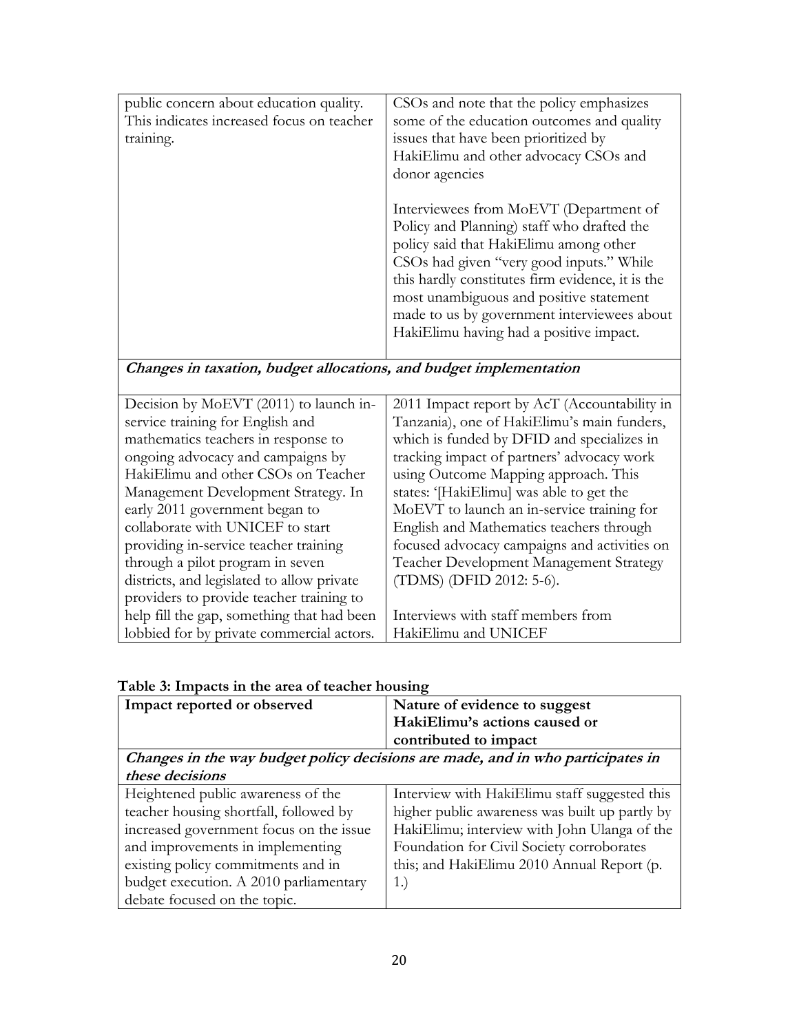| | |
|---|---|
| public concern about education quality. This indicates increased focus on teacher training. | CSOs and note that the policy emphasizes some of the education outcomes and quality issues that have been prioritized by HakiElimu and other advocacy CSOs and donor agencies<br><br>Interviewees from MoEVT (Department of Policy and Planning) staff who drafted the policy said that HakiElimu among other CSOs had given "very good inputs." While this hardly constitutes firm evidence, it is the most unambiguous and positive statement made to us by government interviewees about HakiElimu having had a positive impact. |
| ***Changes in taxation, budget allocations, and budget implementation*** | |
| Decision by MoEVT (2011) to launch in-service training for English and mathematics teachers in response to ongoing advocacy and campaigns by HakiElimu and other CSOs on Teacher Management Development Strategy. In early 2011 government began to collaborate with UNICEF to start providing in-service teacher training through a pilot program in seven districts, and legislated to allow private providers to provide teacher training to help fill the gap, something that had been lobbied for by private commercial actors. | 2011 Impact report by AcT (Accountability in Tanzania), one of HakiElimu's main funders, which is funded by DFID and specializes in tracking impact of partners' advocacy work using Outcome Mapping approach. This states: '[HakiElimu] was able to get the MoEVT to launch an in-service training for English and Mathematics teachers through focused advocacy campaigns and activities on Teacher Development Management Strategy (TDMS) (DFID 2012: 5-6).<br><br>Interviews with staff members from HakiElimu and UNICEF |

**Table 3: Impacts in the area of teacher housing**

| Impact reported or observed | Nature of evidence to suggest HakiElimu's actions caused or contributed to impact |
|---|---|
| ***Changes in the way budget policy decisions are made, and in who participates in these decisions*** | |
| Heightened public awareness of the teacher housing shortfall, followed by increased government focus on the issue and improvements in implementing existing policy commitments and in budget execution. A 2010 parliamentary debate focused on the topic. | Interview with HakiElimu staff suggested this higher public awareness was built up partly by HakiElimu; interview with John Ulanga of the Foundation for Civil Society corroborates this; and HakiElimu 2010 Annual Report (p. 1.) |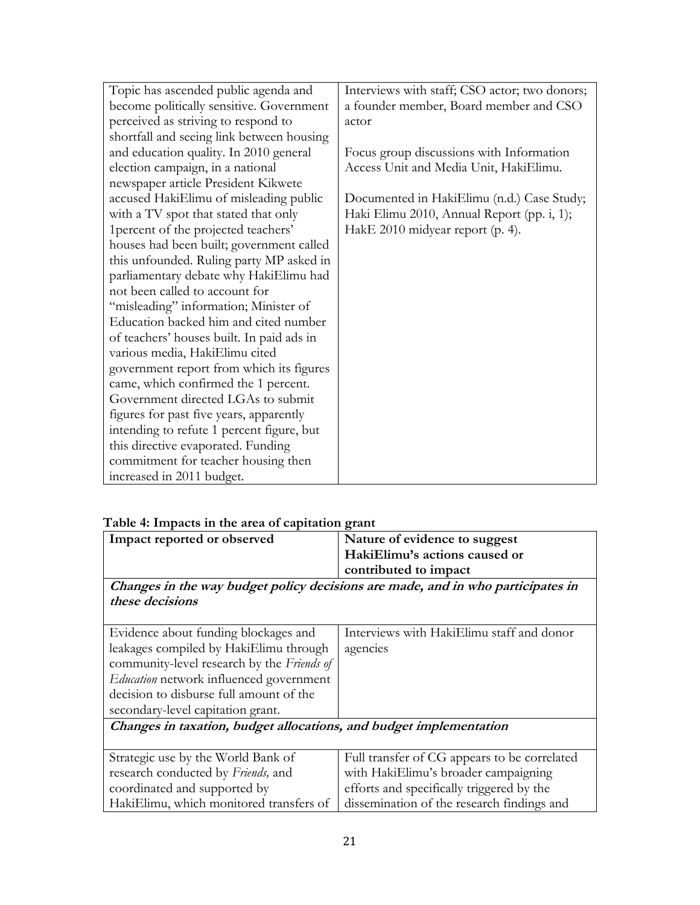| | |
|---|---|
| Topic has ascended public agenda and become politically sensitive. Government perceived as striving to respond to shortfall and seeing link between housing and education quality. In 2010 general election campaign, in a national newspaper article President Kikwete accused HakiElimu of misleading public with a TV spot that stated that only 1percent of the projected teachers' houses had been built; government called this unfounded. Ruling party MP asked in parliamentary debate why HakiElimu had not been called to account for "misleading" information; Minister of Education backed him and cited number of teachers' houses built. In paid ads in various media, HakiElimu cited government report from which its figures came, which confirmed the 1 percent. Government directed LGAs to submit figures for past five years, apparently intending to refute 1 percent figure, but this directive evaporated. Funding commitment for teacher housing then increased in 2011 budget. | Interviews with staff; CSO actor; two donors; a founder member, Board member and CSO actor<br><br>Focus group discussions with Information Access Unit and Media Unit, HakiElimu.<br><br>Documented in HakiElimu (n.d.) Case Study; Haki Elimu 2010, Annual Report (pp. i, 1); HakE 2010 midyear report (p. 4). |

**Table 4: Impacts in the area of capitation grant**

| Impact reported or observed | Nature of evidence to suggest HakiElimu's actions caused or contributed to impact |
|---|---|
| ***Changes in the way budget policy decisions are made, and in who participates in these decisions*** | |
| Evidence about funding blockages and leakages compiled by HakiElimu through community-level research by the *Friends of Education* network influenced government decision to disburse full amount of the secondary-level capitation grant. | Interviews with HakiElimu staff and donor agencies |
| ***Changes in taxation, budget allocations, and budget implementation*** | |
| Strategic use by the World Bank of research conducted by *Friends,* and coordinated and supported by HakiElimu, which monitored transfers of | Full transfer of CG appears to be correlated with HakiElimu's broader campaigning efforts and specifically triggered by the dissemination of the research findings and |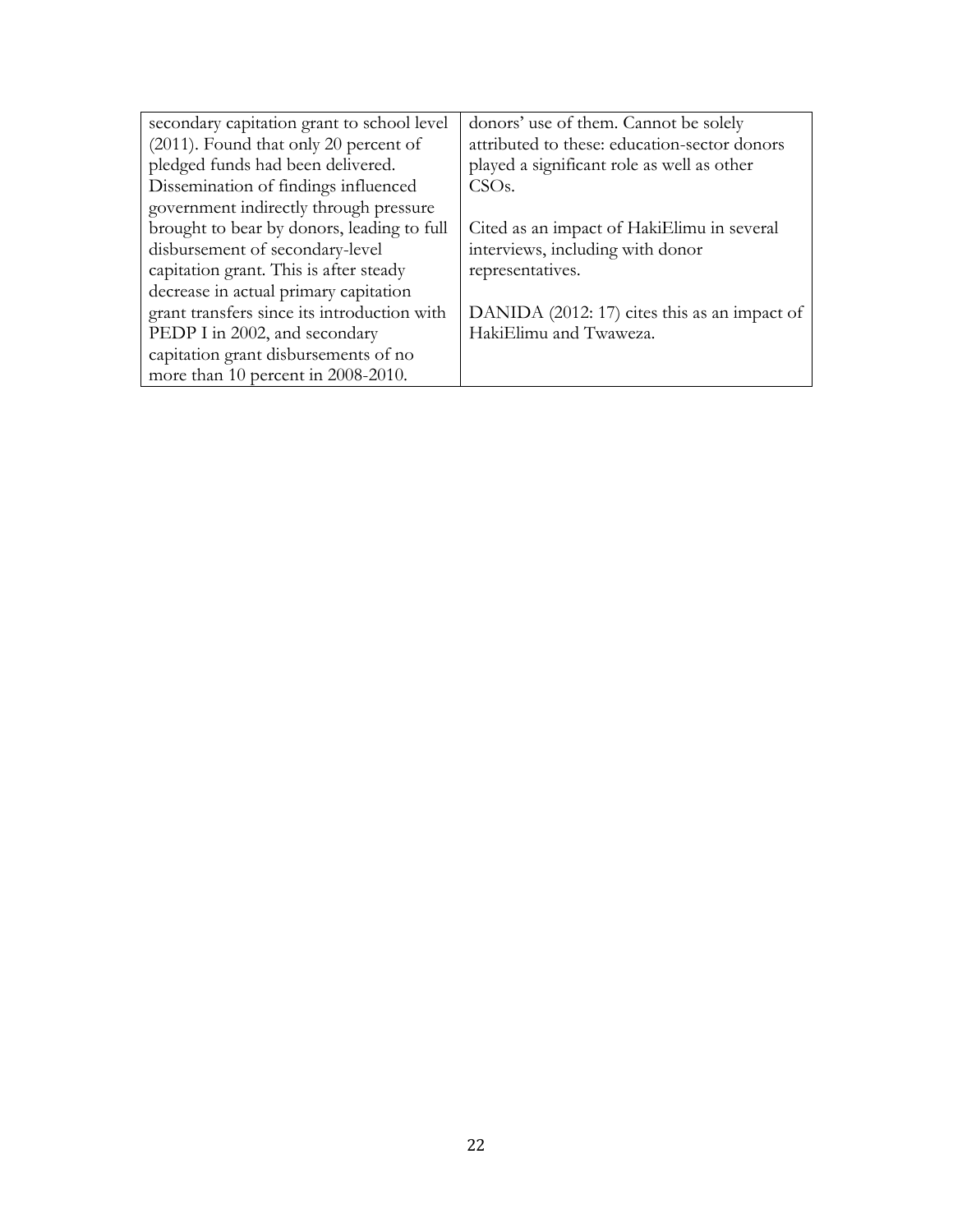| | |
|---|---|
| secondary capitation grant to school level (2011). Found that only 20 percent of pledged funds had been delivered. Dissemination of findings influenced government indirectly through pressure brought to bear by donors, leading to full disbursement of secondary-level capitation grant. This is after steady decrease in actual primary capitation grant transfers since its introduction with PEDP I in 2002, and secondary capitation grant disbursements of no more than 10 percent in 2008-2010. | donors' use of them. Cannot be solely attributed to these: education-sector donors played a significant role as well as other CSOs.<br><br>Cited as an impact of HakiElimu in several interviews, including with donor representatives.<br><br>DANIDA (2012: 17) cites this as an impact of HakiElimu and Twaweza. |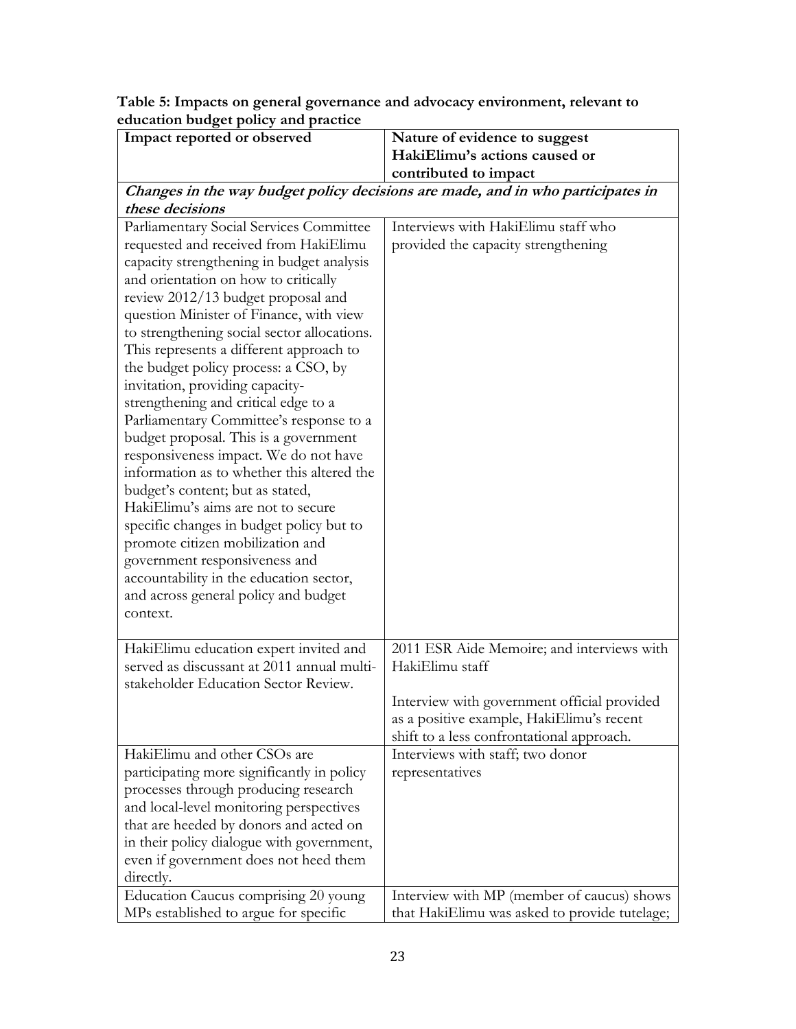**Table 5: Impacts on general governance and advocacy environment, relevant to education budget policy and practice**

| Impact reported or observed | Nature of evidence to suggest HakiElimu's actions caused or contributed to impact |
|---|---|
| ***Changes in the way budget policy decisions are made, and in who participates in these decisions*** | |
| Parliamentary Social Services Committee requested and received from HakiElimu capacity strengthening in budget analysis and orientation on how to critically review 2012/13 budget proposal and question Minister of Finance, with view to strengthening social sector allocations. This represents a different approach to the budget policy process: a CSO, by invitation, providing capacity-strengthening and critical edge to a Parliamentary Committee's response to a budget proposal. This is a government responsiveness impact. We do not have information as to whether this altered the budget's content; but as stated, HakiElimu's aims are not to secure specific changes in budget policy but to promote citizen mobilization and government responsiveness and accountability in the education sector, and across general policy and budget context. | Interviews with HakiElimu staff who provided the capacity strengthening |
| HakiElimu education expert invited and served as discussant at 2011 annual multi-stakeholder Education Sector Review. | 2011 ESR Aide Memoire; and interviews with HakiElimu staff<br><br>Interview with government official provided as a positive example, HakiElimu's recent shift to a less confrontational approach. |
| HakiElimu and other CSOs are participating more significantly in policy processes through producing research and local-level monitoring perspectives that are heeded by donors and acted on in their policy dialogue with government, even if government does not heed them directly. | Interviews with staff; two donor representatives |
| Education Caucus comprising 20 young MPs established to argue for specific | Interview with MP (member of caucus) shows that HakiElimu was asked to provide tutelage; |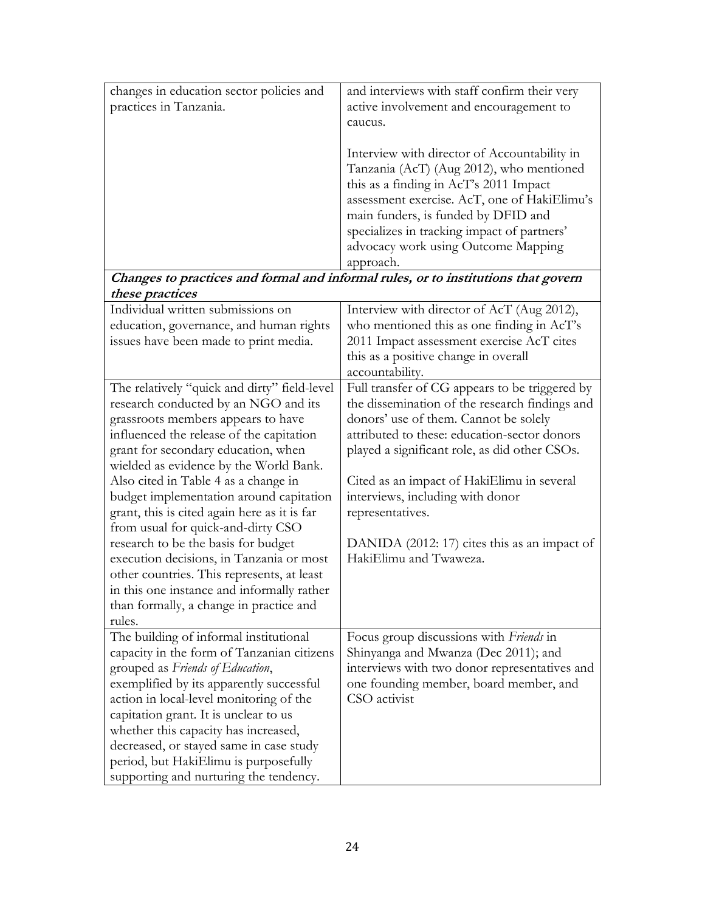| | |
|---|---|
| changes in education sector policies and practices in Tanzania. | and interviews with staff confirm their very active involvement and encouragement to caucus.<br><br>Interview with director of Accountability in Tanzania (AcT) (Aug 2012), who mentioned this as a finding in AcT's 2011 Impact assessment exercise. AcT, one of HakiElimu's main funders, is funded by DFID and specializes in tracking impact of partners' advocacy work using Outcome Mapping approach. |
| ***Changes to practices and formal and informal rules, or to institutions that govern these practices*** | |
| Individual written submissions on education, governance, and human rights issues have been made to print media. | Interview with director of AcT (Aug 2012), who mentioned this as one finding in AcT's 2011 Impact assessment exercise AcT cites this as a positive change in overall accountability. |
| The relatively "quick and dirty" field-level research conducted by an NGO and its grassroots members appears to have influenced the release of the capitation grant for secondary education, when wielded as evidence by the World Bank. Also cited in Table 4 as a change in budget implementation around capitation grant, this is cited again here as it is far from usual for quick-and-dirty CSO research to be the basis for budget execution decisions, in Tanzania or most other countries. This represents, at least in this one instance and informally rather than formally, a change in practice and rules. | Full transfer of CG appears to be triggered by the dissemination of the research findings and donors' use of them. Cannot be solely attributed to these: education-sector donors played a significant role, as did other CSOs.<br><br>Cited as an impact of HakiElimu in several interviews, including with donor representatives.<br><br>DANIDA (2012: 17) cites this as an impact of HakiElimu and Twaweza. |
| The building of informal institutional capacity in the form of Tanzanian citizens grouped as *Friends of Education*, exemplified by its apparently successful action in local-level monitoring of the capitation grant. It is unclear to us whether this capacity has increased, decreased, or stayed same in case study period, but HakiElimu is purposefully supporting and nurturing the tendency. | Focus group discussions with *Friends* in Shinyanga and Mwanza (Dec 2011); and interviews with two donor representatives and one founding member, board member, and CSO activist |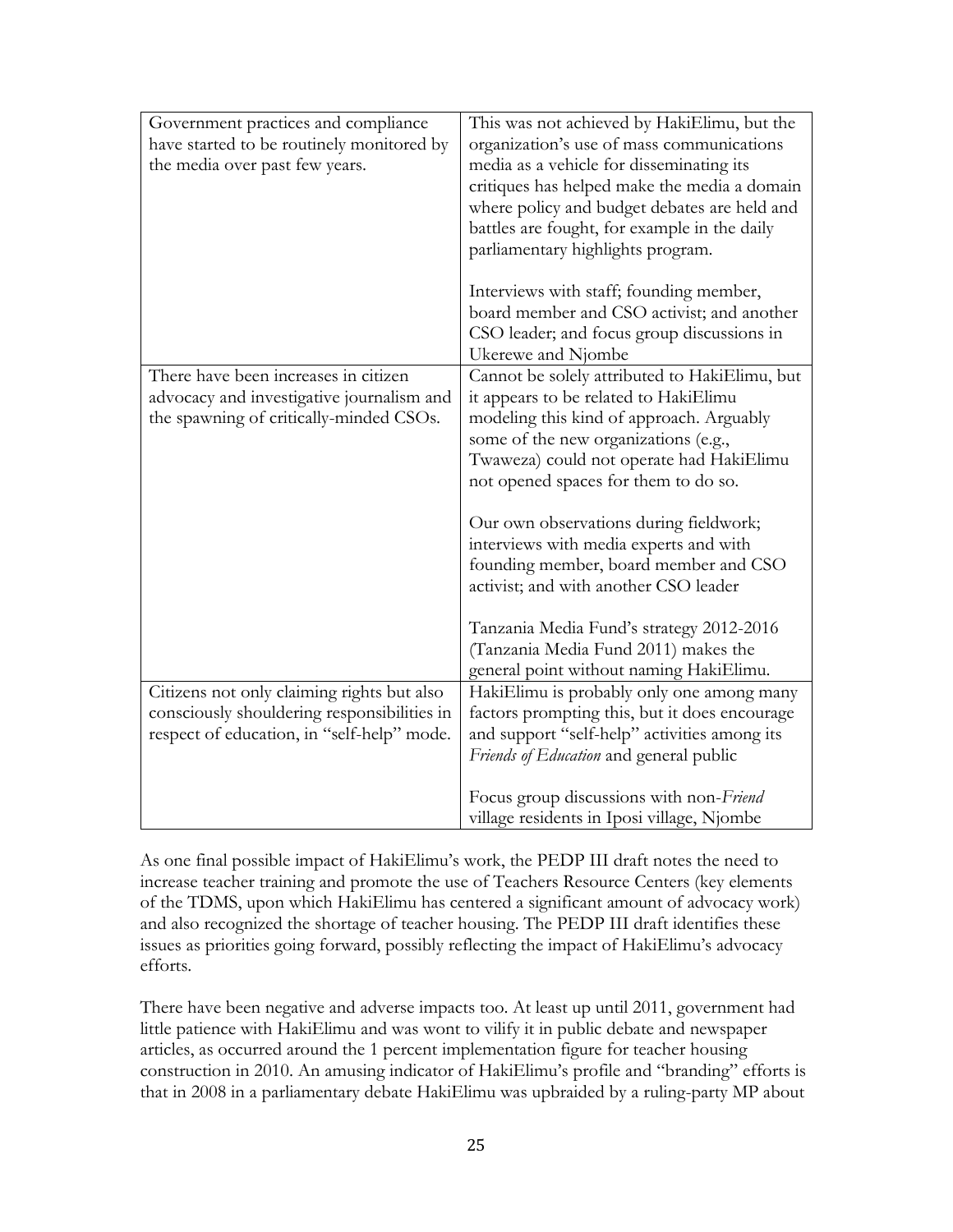| | |
|---|---|
| Government practices and compliance have started to be routinely monitored by the media over past few years. | This was not achieved by HakiElimu, but the organization's use of mass communications media as a vehicle for disseminating its critiques has helped make the media a domain where policy and budget debates are held and battles are fought, for example in the daily parliamentary highlights program.<br><br>Interviews with staff; founding member, board member and CSO activist; and another CSO leader; and focus group discussions in Ukerewe and Njombe |
| There have been increases in citizen advocacy and investigative journalism and the spawning of critically-minded CSOs. | Cannot be solely attributed to HakiElimu, but it appears to be related to HakiElimu modeling this kind of approach. Arguably some of the new organizations (e.g., Twaweza) could not operate had HakiElimu not opened spaces for them to do so.<br><br>Our own observations during fieldwork; interviews with media experts and with founding member, board member and CSO activist; and with another CSO leader<br><br>Tanzania Media Fund's strategy 2012-2016 (Tanzania Media Fund 2011) makes the general point without naming HakiElimu. |
| Citizens not only claiming rights but also consciously shouldering responsibilities in respect of education, in "self-help" mode. | HakiElimu is probably only one among many factors prompting this, but it does encourage and support "self-help" activities among its *Friends of Education* and general public<br><br>Focus group discussions with non-*Friend* village residents in Iposi village, Njombe |

As one final possible impact of HakiElimu's work, the PEDP III draft notes the need to increase teacher training and promote the use of Teachers Resource Centers (key elements of the TDMS, upon which HakiElimu has centered a significant amount of advocacy work) and also recognized the shortage of teacher housing. The PEDP III draft identifies these issues as priorities going forward, possibly reflecting the impact of HakiElimu's advocacy efforts.

There have been negative and adverse impacts too. At least up until 2011, government had little patience with HakiElimu and was wont to vilify it in public debate and newspaper articles, as occurred around the 1 percent implementation figure for teacher housing construction in 2010. An amusing indicator of HakiElimu's profile and "branding" efforts is that in 2008 in a parliamentary debate HakiElimu was upbraided by a ruling-party MP about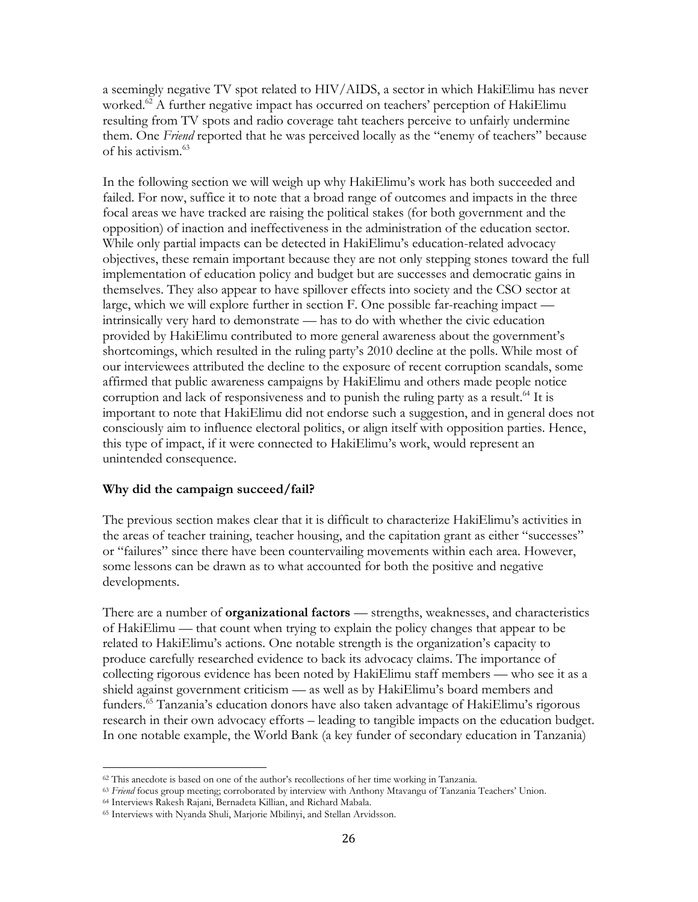a seemingly negative TV spot related to HIV/AIDS, a sector in which HakiElimu has never worked.[62] A further negative impact has occurred on teachers' perception of HakiElimu resulting from TV spots and radio coverage taht teachers perceive to unfairly undermine them. One *Friend* reported that he was perceived locally as the "enemy of teachers" because of his activism.[63]

In the following section we will weigh up why HakiElimu's work has both succeeded and failed. For now, suffice it to note that a broad range of outcomes and impacts in the three focal areas we have tracked are raising the political stakes (for both government and the opposition) of inaction and ineffectiveness in the administration of the education sector. While only partial impacts can be detected in HakiElimu's education-related advocacy objectives, these remain important because they are not only stepping stones toward the full implementation of education policy and budget but are successes and democratic gains in themselves. They also appear to have spillover effects into society and the CSO sector at large, which we will explore further in section F. One possible far-reaching impact — intrinsically very hard to demonstrate — has to do with whether the civic education provided by HakiElimu contributed to more general awareness about the government's shortcomings, which resulted in the ruling party's 2010 decline at the polls. While most of our interviewees attributed the decline to the exposure of recent corruption scandals, some affirmed that public awareness campaigns by HakiElimu and others made people notice corruption and lack of responsiveness and to punish the ruling party as a result.[64] It is important to note that HakiElimu did not endorse such a suggestion, and in general does not consciously aim to influence electoral politics, or align itself with opposition parties. Hence, this type of impact, if it were connected to HakiElimu's work, would represent an unintended consequence.

**Why did the campaign succeed/fail?**

The previous section makes clear that it is difficult to characterize HakiElimu's activities in the areas of teacher training, teacher housing, and the capitation grant as either "successes" or "failures" since there have been countervailing movements within each area. However, some lessons can be drawn as to what accounted for both the positive and negative developments.

There are a number of **organizational factors** — strengths, weaknesses, and characteristics of HakiElimu — that count when trying to explain the policy changes that appear to be related to HakiElimu's actions. One notable strength is the organization's capacity to produce carefully researched evidence to back its advocacy claims. The importance of collecting rigorous evidence has been noted by HakiElimu staff members — who see it as a shield against government criticism — as well as by HakiElimu's board members and funders.[65] Tanzania's education donors have also taken advantage of HakiElimu's rigorous research in their own advocacy efforts – leading to tangible impacts on the education budget. In one notable example, the World Bank (a key funder of secondary education in Tanzania)

---

[62] This anecdote is based on one of the author's recollections of her time working in Tanzania.

[63] *Friend* focus group meeting; corroborated by interview with Anthony Mtavangu of Tanzania Teachers' Union.

[64] Interviews Rakesh Rajani, Bernadeta Killian, and Richard Mabala.

[65] Interviews with Nyanda Shuli, Marjorie Mbilinyi, and Stellan Arvidsson.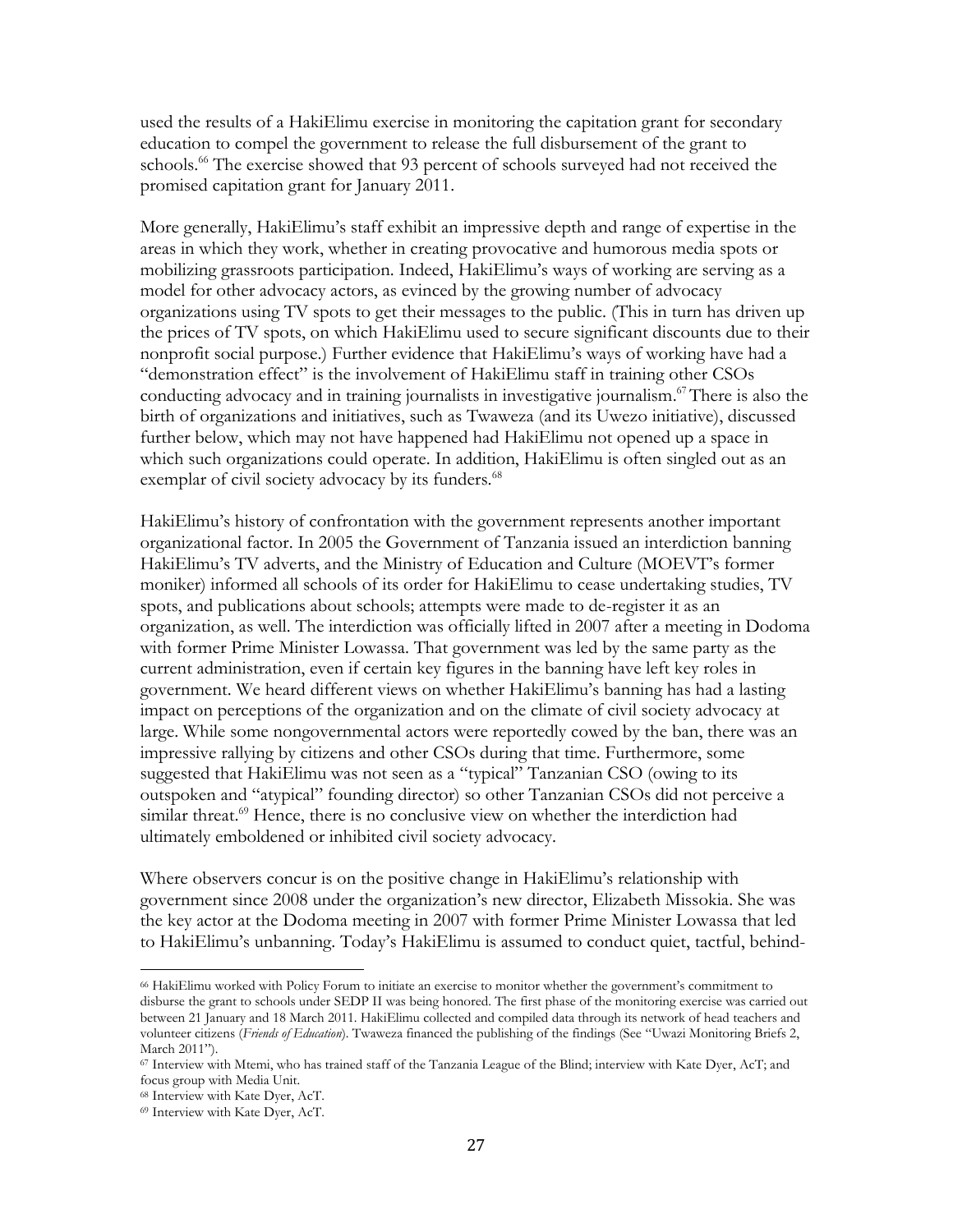used the results of a HakiElimu exercise in monitoring the capitation grant for secondary education to compel the government to release the full disbursement of the grant to schools.[66] The exercise showed that 93 percent of schools surveyed had not received the promised capitation grant for January 2011.

More generally, HakiElimu's staff exhibit an impressive depth and range of expertise in the areas in which they work, whether in creating provocative and humorous media spots or mobilizing grassroots participation. Indeed, HakiElimu's ways of working are serving as a model for other advocacy actors, as evinced by the growing number of advocacy organizations using TV spots to get their messages to the public. (This in turn has driven up the prices of TV spots, on which HakiElimu used to secure significant discounts due to their nonprofit social purpose.) Further evidence that HakiElimu's ways of working have had a "demonstration effect" is the involvement of HakiElimu staff in training other CSOs conducting advocacy and in training journalists in investigative journalism.[67] There is also the birth of organizations and initiatives, such as Twaweza (and its Uwezo initiative), discussed further below, which may not have happened had HakiElimu not opened up a space in which such organizations could operate. In addition, HakiElimu is often singled out as an exemplar of civil society advocacy by its funders.[68]

HakiElimu's history of confrontation with the government represents another important organizational factor. In 2005 the Government of Tanzania issued an interdiction banning HakiElimu's TV adverts, and the Ministry of Education and Culture (MOEVT's former moniker) informed all schools of its order for HakiElimu to cease undertaking studies, TV spots, and publications about schools; attempts were made to de-register it as an organization, as well. The interdiction was officially lifted in 2007 after a meeting in Dodoma with former Prime Minister Lowassa. That government was led by the same party as the current administration, even if certain key figures in the banning have left key roles in government. We heard different views on whether HakiElimu's banning has had a lasting impact on perceptions of the organization and on the climate of civil society advocacy at large. While some nongovernmental actors were reportedly cowed by the ban, there was an impressive rallying by citizens and other CSOs during that time. Furthermore, some suggested that HakiElimu was not seen as a "typical" Tanzanian CSO (owing to its outspoken and "atypical" founding director) so other Tanzanian CSOs did not perceive a similar threat.[69] Hence, there is no conclusive view on whether the interdiction had ultimately emboldened or inhibited civil society advocacy.

Where observers concur is on the positive change in HakiElimu's relationship with government since 2008 under the organization's new director, Elizabeth Missokia. She was the key actor at the Dodoma meeting in 2007 with former Prime Minister Lowassa that led to HakiElimu's unbanning. Today's HakiElimu is assumed to conduct quiet, tactful, behind-

---

[66] HakiElimu worked with Policy Forum to initiate an exercise to monitor whether the government's commitment to disburse the grant to schools under SEDP II was being honored. The first phase of the monitoring exercise was carried out between 21 January and 18 March 2011. HakiElimu collected and compiled data through its network of head teachers and volunteer citizens (*Friends of Education*). Twaweza financed the publishing of the findings (See "Uwazi Monitoring Briefs 2, March 2011").

[67] Interview with Mtemi, who has trained staff of the Tanzania League of the Blind; interview with Kate Dyer, AcT; and focus group with Media Unit.

[68] Interview with Kate Dyer, AcT.

[69] Interview with Kate Dyer, AcT.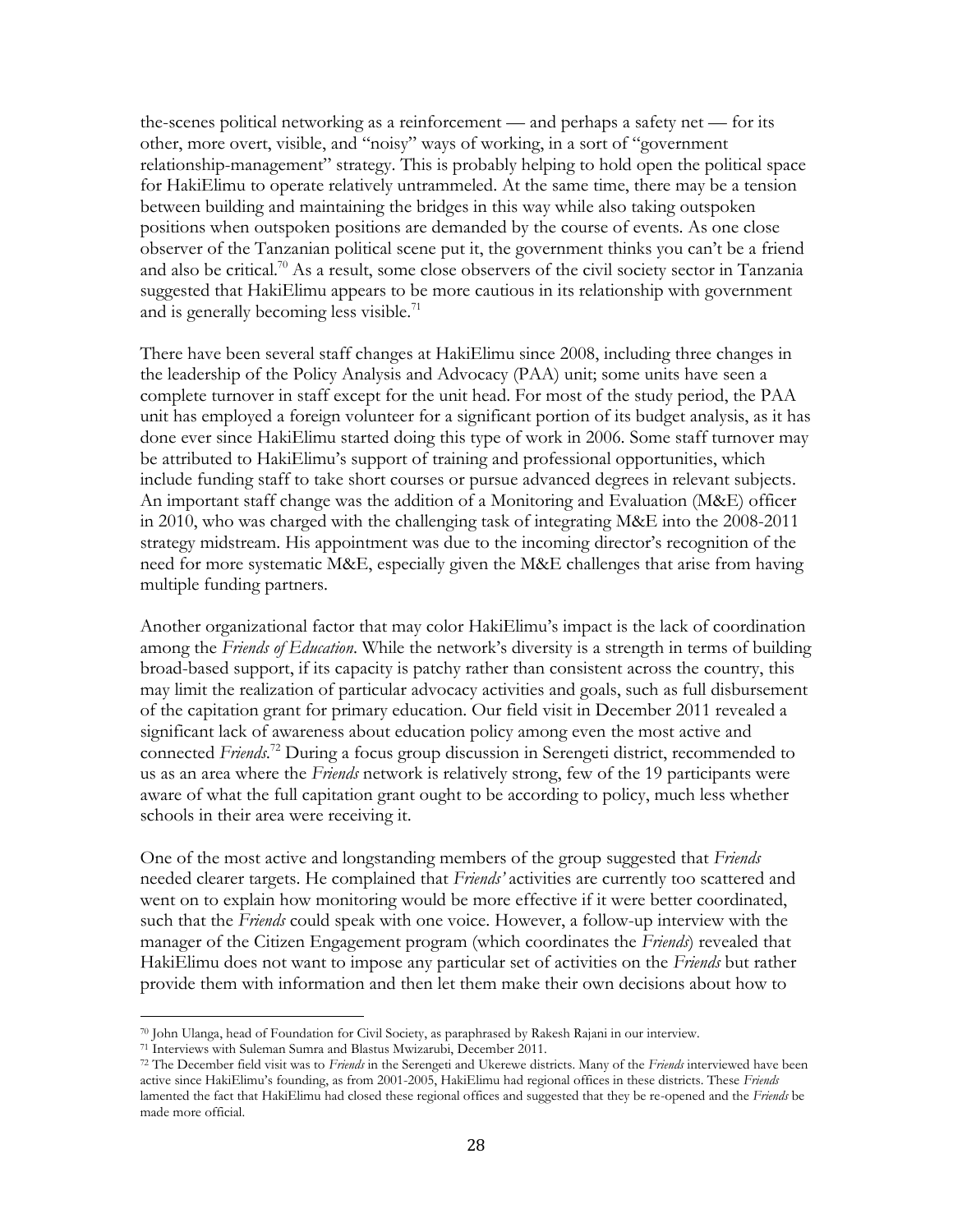the-scenes political networking as a reinforcement — and perhaps a safety net — for its other, more overt, visible, and "noisy" ways of working, in a sort of "government relationship-management" strategy. This is probably helping to hold open the political space for HakiElimu to operate relatively untrammeled. At the same time, there may be a tension between building and maintaining the bridges in this way while also taking outspoken positions when outspoken positions are demanded by the course of events. As one close observer of the Tanzanian political scene put it, the government thinks you can't be a friend and also be critical.[70] As a result, some close observers of the civil society sector in Tanzania suggested that HakiElimu appears to be more cautious in its relationship with government and is generally becoming less visible.[71]

There have been several staff changes at HakiElimu since 2008, including three changes in the leadership of the Policy Analysis and Advocacy (PAA) unit; some units have seen a complete turnover in staff except for the unit head. For most of the study period, the PAA unit has employed a foreign volunteer for a significant portion of its budget analysis, as it has done ever since HakiElimu started doing this type of work in 2006. Some staff turnover may be attributed to HakiElimu's support of training and professional opportunities, which include funding staff to take short courses or pursue advanced degrees in relevant subjects. An important staff change was the addition of a Monitoring and Evaluation (M&E) officer in 2010, who was charged with the challenging task of integrating M&E into the 2008-2011 strategy midstream. His appointment was due to the incoming director's recognition of the need for more systematic M&E, especially given the M&E challenges that arise from having multiple funding partners.

Another organizational factor that may color HakiElimu's impact is the lack of coordination among the *Friends of Education*. While the network's diversity is a strength in terms of building broad-based support, if its capacity is patchy rather than consistent across the country, this may limit the realization of particular advocacy activities and goals, such as full disbursement of the capitation grant for primary education. Our field visit in December 2011 revealed a significant lack of awareness about education policy among even the most active and connected *Friends*.[72] During a focus group discussion in Serengeti district, recommended to us as an area where the *Friends* network is relatively strong, few of the 19 participants were aware of what the full capitation grant ought to be according to policy, much less whether schools in their area were receiving it.

One of the most active and longstanding members of the group suggested that *Friends* needed clearer targets. He complained that *Friends'* activities are currently too scattered and went on to explain how monitoring would be more effective if it were better coordinated, such that the *Friends* could speak with one voice. However, a follow-up interview with the manager of the Citizen Engagement program (which coordinates the *Friends*) revealed that HakiElimu does not want to impose any particular set of activities on the *Friends* but rather provide them with information and then let them make their own decisions about how to

---

[70] John Ulanga, head of Foundation for Civil Society, as paraphrased by Rakesh Rajani in our interview.

[71] Interviews with Suleman Sumra and Blastus Mwizarubi, December 2011.

[72] The December field visit was to *Friends* in the Serengeti and Ukerewe districts. Many of the *Friends* interviewed have been active since HakiElimu's founding, as from 2001-2005, HakiElimu had regional offices in these districts. These *Friends* lamented the fact that HakiElimu had closed these regional offices and suggested that they be re-opened and the *Friends* be made more official.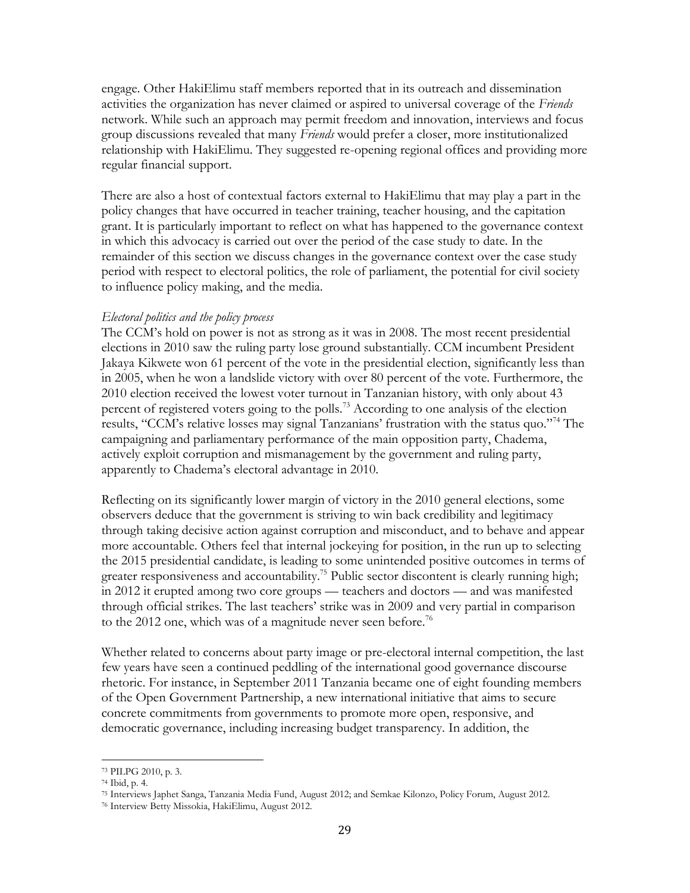engage. Other HakiElimu staff members reported that in its outreach and dissemination activities the organization has never claimed or aspired to universal coverage of the *Friends* network. While such an approach may permit freedom and innovation, interviews and focus group discussions revealed that many *Friends* would prefer a closer, more institutionalized relationship with HakiElimu. They suggested re-opening regional offices and providing more regular financial support.

There are also a host of contextual factors external to HakiElimu that may play a part in the policy changes that have occurred in teacher training, teacher housing, and the capitation grant. It is particularly important to reflect on what has happened to the governance context in which this advocacy is carried out over the period of the case study to date. In the remainder of this section we discuss changes in the governance context over the case study period with respect to electoral politics, the role of parliament, the potential for civil society to influence policy making, and the media.

*Electoral politics and the policy process*

The CCM's hold on power is not as strong as it was in 2008. The most recent presidential elections in 2010 saw the ruling party lose ground substantially. CCM incumbent President Jakaya Kikwete won 61 percent of the vote in the presidential election, significantly less than in 2005, when he won a landslide victory with over 80 percent of the vote. Furthermore, the 2010 election received the lowest voter turnout in Tanzanian history, with only about 43 percent of registered voters going to the polls.[73] According to one analysis of the election results, "CCM's relative losses may signal Tanzanians' frustration with the status quo."[74] The campaigning and parliamentary performance of the main opposition party, Chadema, actively exploit corruption and mismanagement by the government and ruling party, apparently to Chadema's electoral advantage in 2010.

Reflecting on its significantly lower margin of victory in the 2010 general elections, some observers deduce that the government is striving to win back credibility and legitimacy through taking decisive action against corruption and misconduct, and to behave and appear more accountable. Others feel that internal jockeying for position, in the run up to selecting the 2015 presidential candidate, is leading to some unintended positive outcomes in terms of greater responsiveness and accountability.[75] Public sector discontent is clearly running high; in 2012 it erupted among two core groups — teachers and doctors — and was manifested through official strikes. The last teachers' strike was in 2009 and very partial in comparison to the 2012 one, which was of a magnitude never seen before.[76]

Whether related to concerns about party image or pre-electoral internal competition, the last few years have seen a continued peddling of the international good governance discourse rhetoric. For instance, in September 2011 Tanzania became one of eight founding members of the Open Government Partnership, a new international initiative that aims to secure concrete commitments from governments to promote more open, responsive, and democratic governance, including increasing budget transparency. In addition, the

---

[73] PILPG 2010, p. 3.

[74] Ibid, p. 4.

[75] Interviews Japhet Sanga, Tanzania Media Fund, August 2012; and Semkae Kilonzo, Policy Forum, August 2012.

[76] Interview Betty Missokia, HakiElimu, August 2012.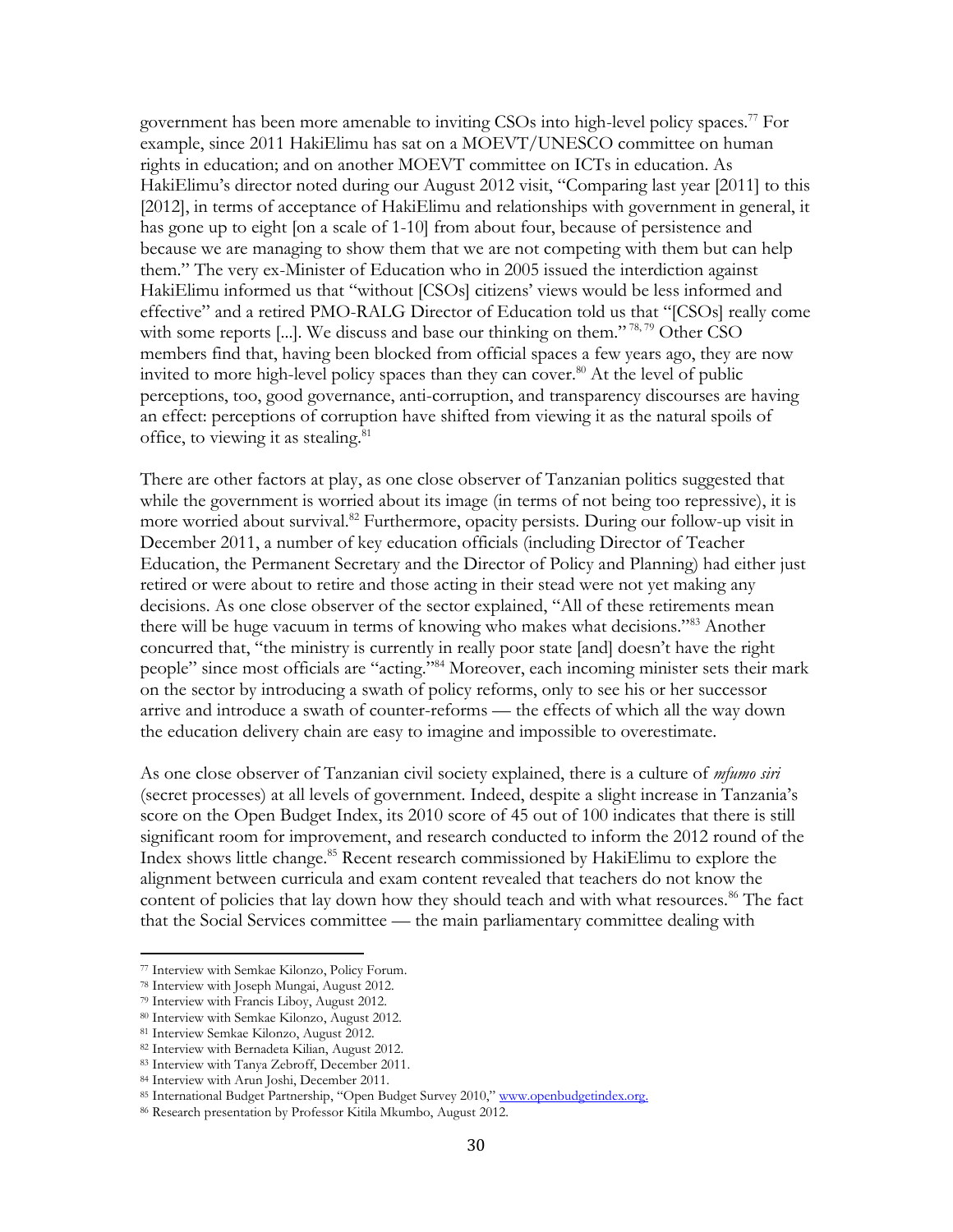government has been more amenable to inviting CSOs into high-level policy spaces.[77] For example, since 2011 HakiElimu has sat on a MOEVT/UNESCO committee on human rights in education; and on another MOEVT committee on ICTs in education. As HakiElimu's director noted during our August 2012 visit, "Comparing last year [2011] to this [2012], in terms of acceptance of HakiElimu and relationships with government in general, it has gone up to eight [on a scale of 1-10] from about four, because of persistence and because we are managing to show them that we are not competing with them but can help them." The very ex-Minister of Education who in 2005 issued the interdiction against HakiElimu informed us that "without [CSOs] citizens' views would be less informed and effective" and a retired PMO-RALG Director of Education told us that "[CSOs] really come with some reports [...]. We discuss and base our thinking on them."[78, 79] Other CSO members find that, having been blocked from official spaces a few years ago, they are now invited to more high-level policy spaces than they can cover.[80] At the level of public perceptions, too, good governance, anti-corruption, and transparency discourses are having an effect: perceptions of corruption have shifted from viewing it as the natural spoils of office, to viewing it as stealing.[81]

There are other factors at play, as one close observer of Tanzanian politics suggested that while the government is worried about its image (in terms of not being too repressive), it is more worried about survival.[82] Furthermore, opacity persists. During our follow-up visit in December 2011, a number of key education officials (including Director of Teacher Education, the Permanent Secretary and the Director of Policy and Planning) had either just retired or were about to retire and those acting in their stead were not yet making any decisions. As one close observer of the sector explained, "All of these retirements mean there will be huge vacuum in terms of knowing who makes what decisions."[83] Another concurred that, "the ministry is currently in really poor state [and] doesn't have the right people" since most officials are "acting."[84] Moreover, each incoming minister sets their mark on the sector by introducing a swath of policy reforms, only to see his or her successor arrive and introduce a swath of counter-reforms — the effects of which all the way down the education delivery chain are easy to imagine and impossible to overestimate.

As one close observer of Tanzanian civil society explained, there is a culture of *mfumo siri* (secret processes) at all levels of government. Indeed, despite a slight increase in Tanzania's score on the Open Budget Index, its 2010 score of 45 out of 100 indicates that there is still significant room for improvement, and research conducted to inform the 2012 round of the Index shows little change.[85] Recent research commissioned by HakiElimu to explore the alignment between curricula and exam content revealed that teachers do not know the content of policies that lay down how they should teach and with what resources.[86] The fact that the Social Services committee — the main parliamentary committee dealing with

---

[77] Interview with Semkae Kilonzo, Policy Forum.

[78] Interview with Joseph Mungai, August 2012.

[79] Interview with Francis Liboy, August 2012.

[80] Interview with Semkae Kilonzo, August 2012.

[81] Interview Semkae Kilonzo, August 2012.

[82] Interview with Bernadeta Kilian, August 2012.

[83] Interview with Tanya Zebroff, December 2011.

[84] Interview with Arun Joshi, December 2011.

[85] International Budget Partnership, "Open Budget Survey 2010," www.openbudgetindex.org.

[86] Research presentation by Professor Kitila Mkumbo, August 2012.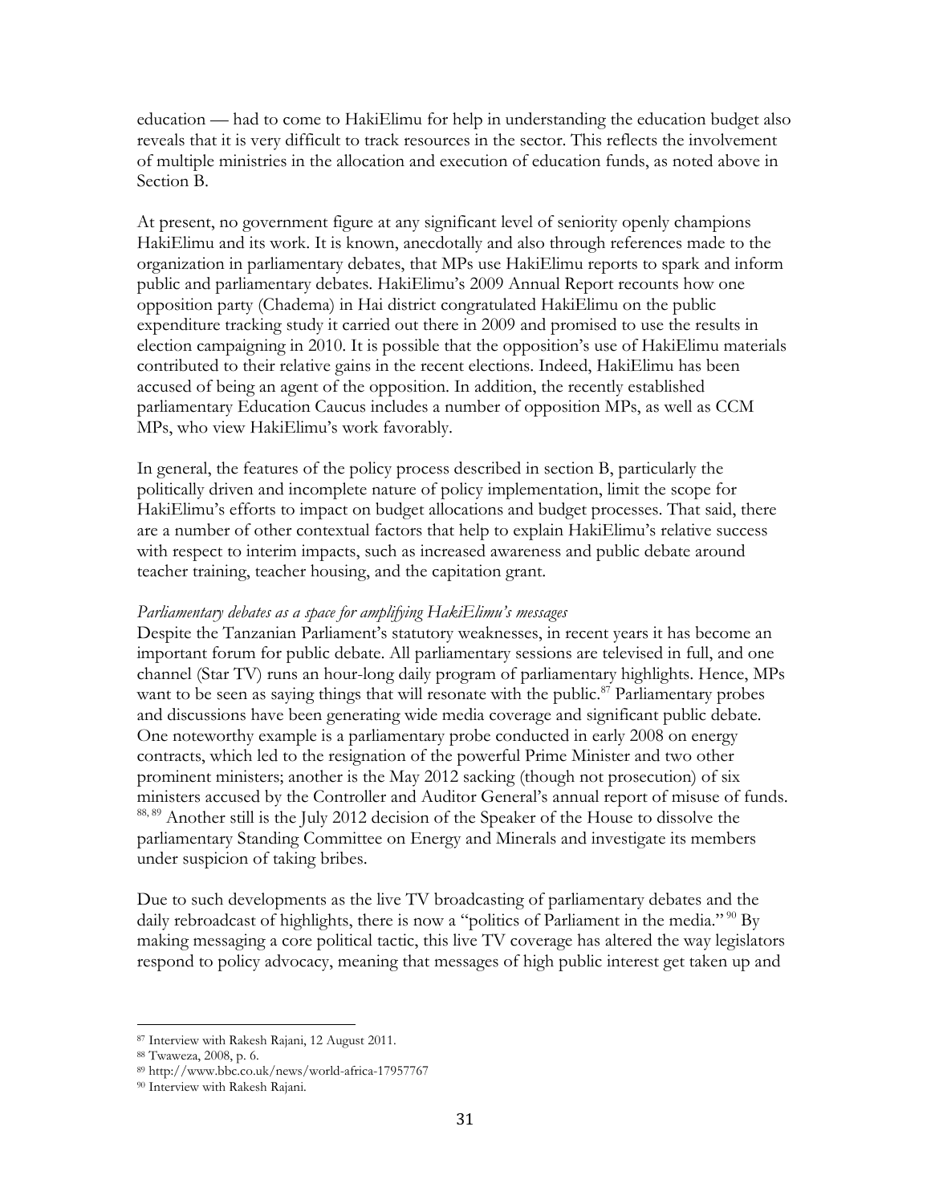education — had to come to HakiElimu for help in understanding the education budget also reveals that it is very difficult to track resources in the sector. This reflects the involvement of multiple ministries in the allocation and execution of education funds, as noted above in Section B.

At present, no government figure at any significant level of seniority openly champions HakiElimu and its work. It is known, anecdotally and also through references made to the organization in parliamentary debates, that MPs use HakiElimu reports to spark and inform public and parliamentary debates. HakiElimu's 2009 Annual Report recounts how one opposition party (Chadema) in Hai district congratulated HakiElimu on the public expenditure tracking study it carried out there in 2009 and promised to use the results in election campaigning in 2010. It is possible that the opposition's use of HakiElimu materials contributed to their relative gains in the recent elections. Indeed, HakiElimu has been accused of being an agent of the opposition. In addition, the recently established parliamentary Education Caucus includes a number of opposition MPs, as well as CCM MPs, who view HakiElimu's work favorably.

In general, the features of the policy process described in section B, particularly the politically driven and incomplete nature of policy implementation, limit the scope for HakiElimu's efforts to impact on budget allocations and budget processes. That said, there are a number of other contextual factors that help to explain HakiElimu's relative success with respect to interim impacts, such as increased awareness and public debate around teacher training, teacher housing, and the capitation grant.

*Parliamentary debates as a space for amplifying HakiElimu's messages*

Despite the Tanzanian Parliament's statutory weaknesses, in recent years it has become an important forum for public debate. All parliamentary sessions are televised in full, and one channel (Star TV) runs an hour-long daily program of parliamentary highlights. Hence, MPs want to be seen as saying things that will resonate with the public.[87] Parliamentary probes and discussions have been generating wide media coverage and significant public debate. One noteworthy example is a parliamentary probe conducted in early 2008 on energy contracts, which led to the resignation of the powerful Prime Minister and two other prominent ministers; another is the May 2012 sacking (though not prosecution) of six ministers accused by the Controller and Auditor General's annual report of misuse of funds.[88, 89] Another still is the July 2012 decision of the Speaker of the House to dissolve the parliamentary Standing Committee on Energy and Minerals and investigate its members under suspicion of taking bribes.

Due to such developments as the live TV broadcasting of parliamentary debates and the daily rebroadcast of highlights, there is now a "politics of Parliament in the media."[90] By making messaging a core political tactic, this live TV coverage has altered the way legislators respond to policy advocacy, meaning that messages of high public interest get taken up and

[87] Interview with Rakesh Rajani, 12 August 2011.

[88] Twaweza, 2008, p. 6.

[89] http://www.bbc.co.uk/news/world-africa-17957767

[90] Interview with Rakesh Rajani.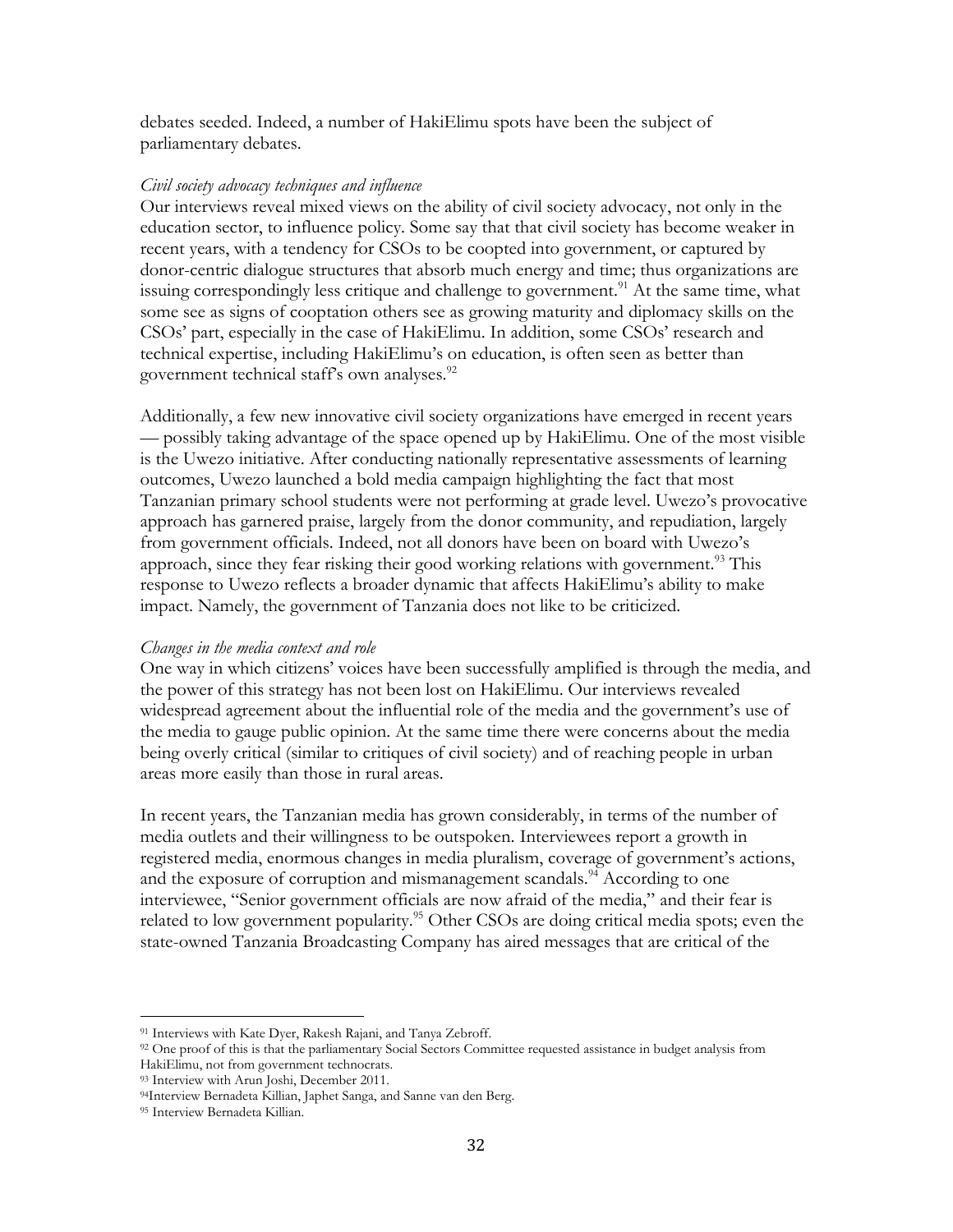debates seeded. Indeed, a number of HakiElimu spots have been the subject of parliamentary debates.

*Civil society advocacy techniques and influence*

Our interviews reveal mixed views on the ability of civil society advocacy, not only in the education sector, to influence policy. Some say that that civil society has become weaker in recent years, with a tendency for CSOs to be coopted into government, or captured by donor-centric dialogue structures that absorb much energy and time; thus organizations are issuing correspondingly less critique and challenge to government.[91] At the same time, what some see as signs of cooptation others see as growing maturity and diplomacy skills on the CSOs' part, especially in the case of HakiElimu. In addition, some CSOs' research and technical expertise, including HakiElimu's on education, is often seen as better than government technical staff's own analyses.[92]

Additionally, a few new innovative civil society organizations have emerged in recent years — possibly taking advantage of the space opened up by HakiElimu. One of the most visible is the Uwezo initiative. After conducting nationally representative assessments of learning outcomes, Uwezo launched a bold media campaign highlighting the fact that most Tanzanian primary school students were not performing at grade level. Uwezo's provocative approach has garnered praise, largely from the donor community, and repudiation, largely from government officials. Indeed, not all donors have been on board with Uwezo's approach, since they fear risking their good working relations with government.[93] This response to Uwezo reflects a broader dynamic that affects HakiElimu's ability to make impact. Namely, the government of Tanzania does not like to be criticized.

*Changes in the media context and role*

One way in which citizens' voices have been successfully amplified is through the media, and the power of this strategy has not been lost on HakiElimu. Our interviews revealed widespread agreement about the influential role of the media and the government's use of the media to gauge public opinion. At the same time there were concerns about the media being overly critical (similar to critiques of civil society) and of reaching people in urban areas more easily than those in rural areas.

In recent years, the Tanzanian media has grown considerably, in terms of the number of media outlets and their willingness to be outspoken. Interviewees report a growth in registered media, enormous changes in media pluralism, coverage of government's actions, and the exposure of corruption and mismanagement scandals.[94] According to one interviewee, "Senior government officials are now afraid of the media," and their fear is related to low government popularity.[95] Other CSOs are doing critical media spots; even the state-owned Tanzania Broadcasting Company has aired messages that are critical of the

---

[91] Interviews with Kate Dyer, Rakesh Rajani, and Tanya Zebroff.

[92] One proof of this is that the parliamentary Social Sectors Committee requested assistance in budget analysis from HakiElimu, not from government technocrats.

[93] Interview with Arun Joshi, December 2011.

[94] Interview Bernadeta Killian, Japhet Sanga, and Sanne van den Berg.

[95] Interview Bernadeta Killian.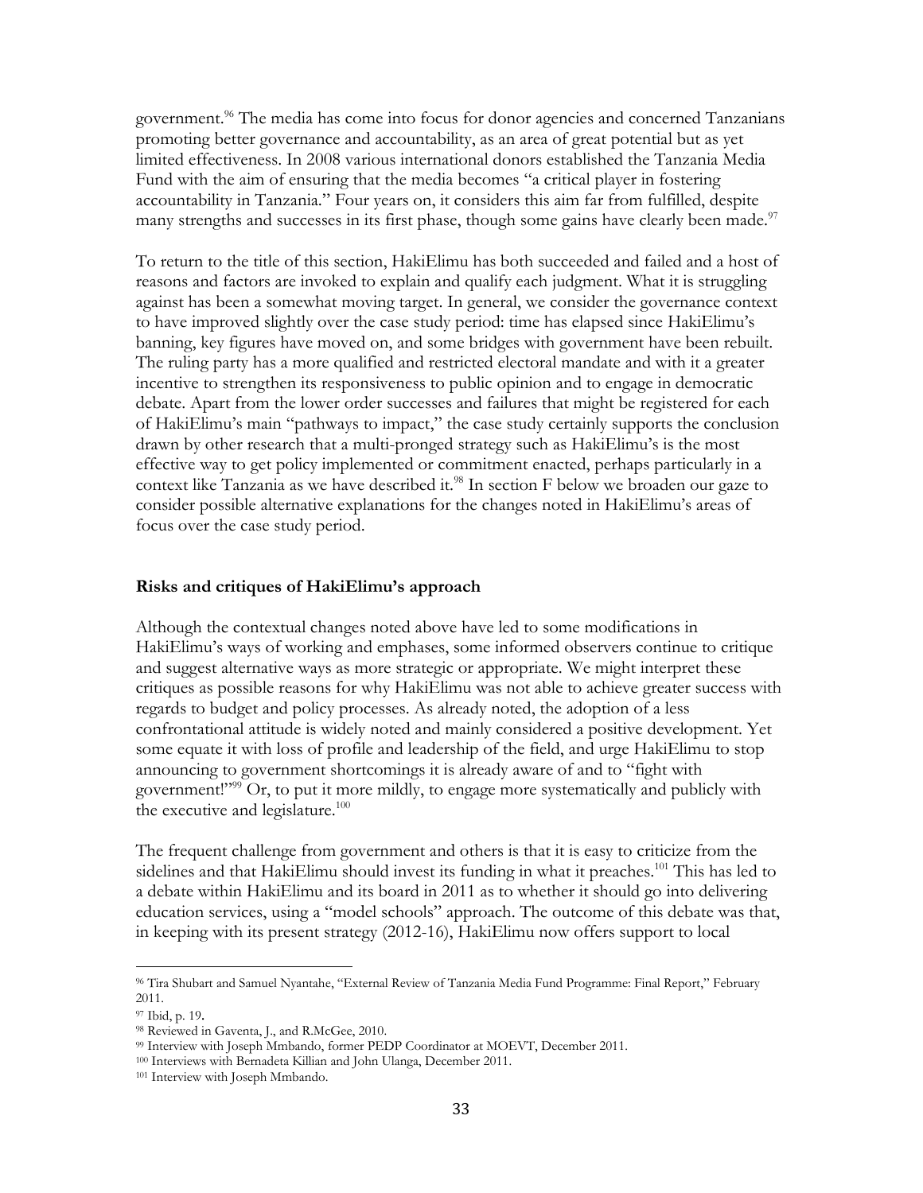government.[96] The media has come into focus for donor agencies and concerned Tanzanians promoting better governance and accountability, as an area of great potential but as yet limited effectiveness. In 2008 various international donors established the Tanzania Media Fund with the aim of ensuring that the media becomes "a critical player in fostering accountability in Tanzania." Four years on, it considers this aim far from fulfilled, despite many strengths and successes in its first phase, though some gains have clearly been made.[97]

To return to the title of this section, HakiElimu has both succeeded and failed and a host of reasons and factors are invoked to explain and qualify each judgment. What it is struggling against has been a somewhat moving target. In general, we consider the governance context to have improved slightly over the case study period: time has elapsed since HakiElimu's banning, key figures have moved on, and some bridges with government have been rebuilt. The ruling party has a more qualified and restricted electoral mandate and with it a greater incentive to strengthen its responsiveness to public opinion and to engage in democratic debate. Apart from the lower order successes and failures that might be registered for each of HakiElimu's main "pathways to impact," the case study certainly supports the conclusion drawn by other research that a multi-pronged strategy such as HakiElimu's is the most effective way to get policy implemented or commitment enacted, perhaps particularly in a context like Tanzania as we have described it.[98] In section F below we broaden our gaze to consider possible alternative explanations for the changes noted in HakiElimu's areas of focus over the case study period.

**Risks and critiques of HakiElimu's approach**

Although the contextual changes noted above have led to some modifications in HakiElimu's ways of working and emphases, some informed observers continue to critique and suggest alternative ways as more strategic or appropriate. We might interpret these critiques as possible reasons for why HakiElimu was not able to achieve greater success with regards to budget and policy processes. As already noted, the adoption of a less confrontational attitude is widely noted and mainly considered a positive development. Yet some equate it with loss of profile and leadership of the field, and urge HakiElimu to stop announcing to government shortcomings it is already aware of and to "fight with government!"[99] Or, to put it more mildly, to engage more systematically and publicly with the executive and legislature.[100]

The frequent challenge from government and others is that it is easy to criticize from the sidelines and that HakiElimu should invest its funding in what it preaches.[101] This has led to a debate within HakiElimu and its board in 2011 as to whether it should go into delivering education services, using a "model schools" approach. The outcome of this debate was that, in keeping with its present strategy (2012-16), HakiElimu now offers support to local

---

[96] Tira Shubart and Samuel Nyantahe, "External Review of Tanzania Media Fund Programme: Final Report," February 2011.

[97] Ibid, p. 19.

[98] Reviewed in Gaventa, J., and R.McGee, 2010.

[99] Interview with Joseph Mmbando, former PEDP Coordinator at MOEVT, December 2011.

[100] Interviews with Bernadeta Killian and John Ulanga, December 2011.

[101] Interview with Joseph Mmbando.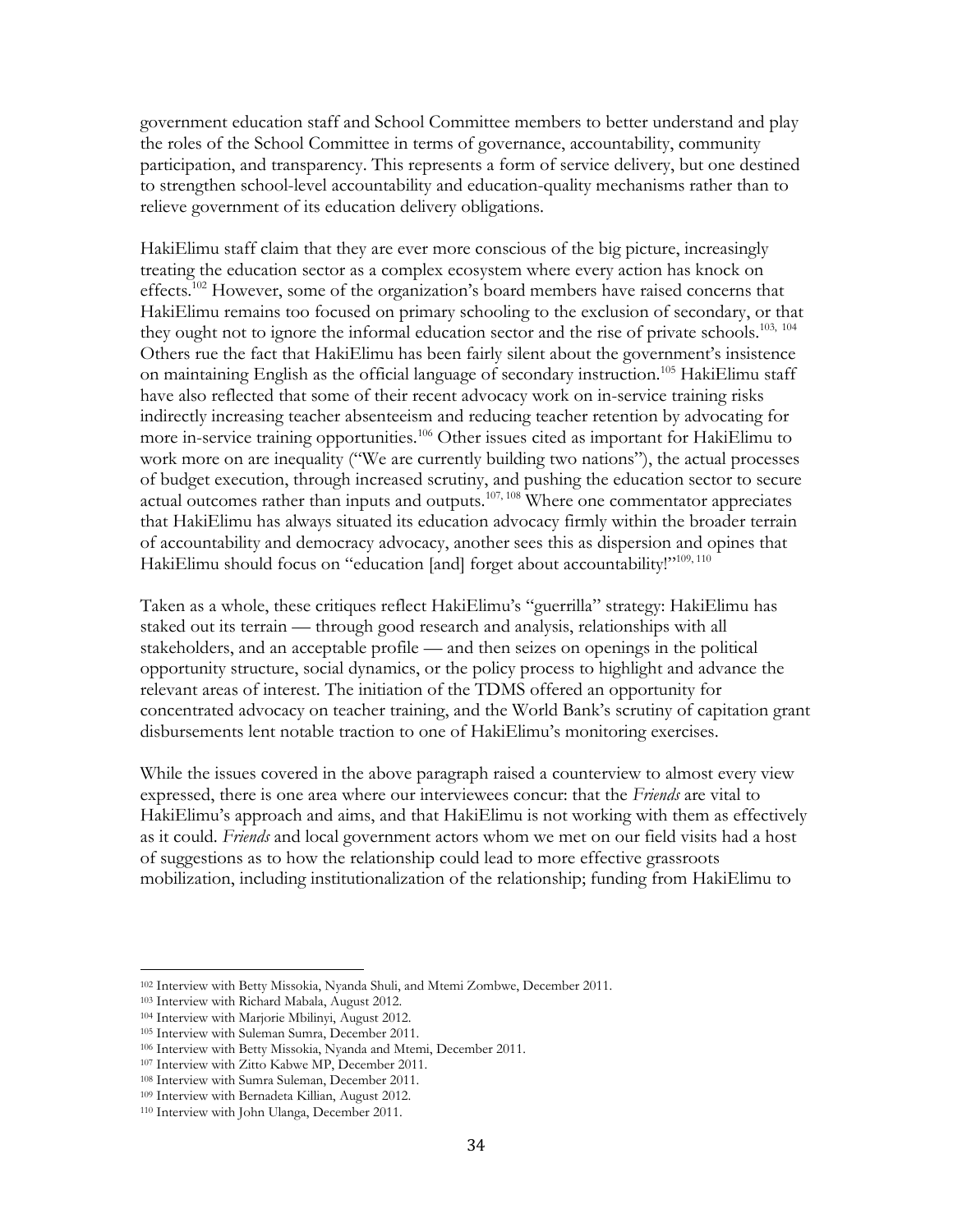government education staff and School Committee members to better understand and play the roles of the School Committee in terms of governance, accountability, community participation, and transparency. This represents a form of service delivery, but one destined to strengthen school-level accountability and education-quality mechanisms rather than to relieve government of its education delivery obligations.

HakiElimu staff claim that they are ever more conscious of the big picture, increasingly treating the education sector as a complex ecosystem where every action has knock on effects.[102] However, some of the organization's board members have raised concerns that HakiElimu remains too focused on primary schooling to the exclusion of secondary, or that they ought not to ignore the informal education sector and the rise of private schools.[103, 104] Others rue the fact that HakiElimu has been fairly silent about the government's insistence on maintaining English as the official language of secondary instruction.[105] HakiElimu staff have also reflected that some of their recent advocacy work on in-service training risks indirectly increasing teacher absenteeism and reducing teacher retention by advocating for more in-service training opportunities.[106] Other issues cited as important for HakiElimu to work more on are inequality ("We are currently building two nations"), the actual processes of budget execution, through increased scrutiny, and pushing the education sector to secure actual outcomes rather than inputs and outputs.[107, 108] Where one commentator appreciates that HakiElimu has always situated its education advocacy firmly within the broader terrain of accountability and democracy advocacy, another sees this as dispersion and opines that HakiElimu should focus on "education [and] forget about accountability!"[109, 110]

Taken as a whole, these critiques reflect HakiElimu's "guerrilla" strategy: HakiElimu has staked out its terrain — through good research and analysis, relationships with all stakeholders, and an acceptable profile — and then seizes on openings in the political opportunity structure, social dynamics, or the policy process to highlight and advance the relevant areas of interest. The initiation of the TDMS offered an opportunity for concentrated advocacy on teacher training, and the World Bank's scrutiny of capitation grant disbursements lent notable traction to one of HakiElimu's monitoring exercises.

While the issues covered in the above paragraph raised a counterview to almost every view expressed, there is one area where our interviewees concur: that the *Friends* are vital to HakiElimu's approach and aims, and that HakiElimu is not working with them as effectively as it could. *Friends* and local government actors whom we met on our field visits had a host of suggestions as to how the relationship could lead to more effective grassroots mobilization, including institutionalization of the relationship; funding from HakiElimu to

---

[102] Interview with Betty Missokia, Nyanda Shuli, and Mtemi Zombwe, December 2011.
[103] Interview with Richard Mabala, August 2012.
[104] Interview with Marjorie Mbilinyi, August 2012.
[105] Interview with Suleman Sumra, December 2011.
[106] Interview with Betty Missokia, Nyanda and Mtemi, December 2011.
[107] Interview with Zitto Kabwe MP, December 2011.
[108] Interview with Sumra Suleman, December 2011.
[109] Interview with Bernadeta Killian, August 2012.
[110] Interview with John Ulanga, December 2011.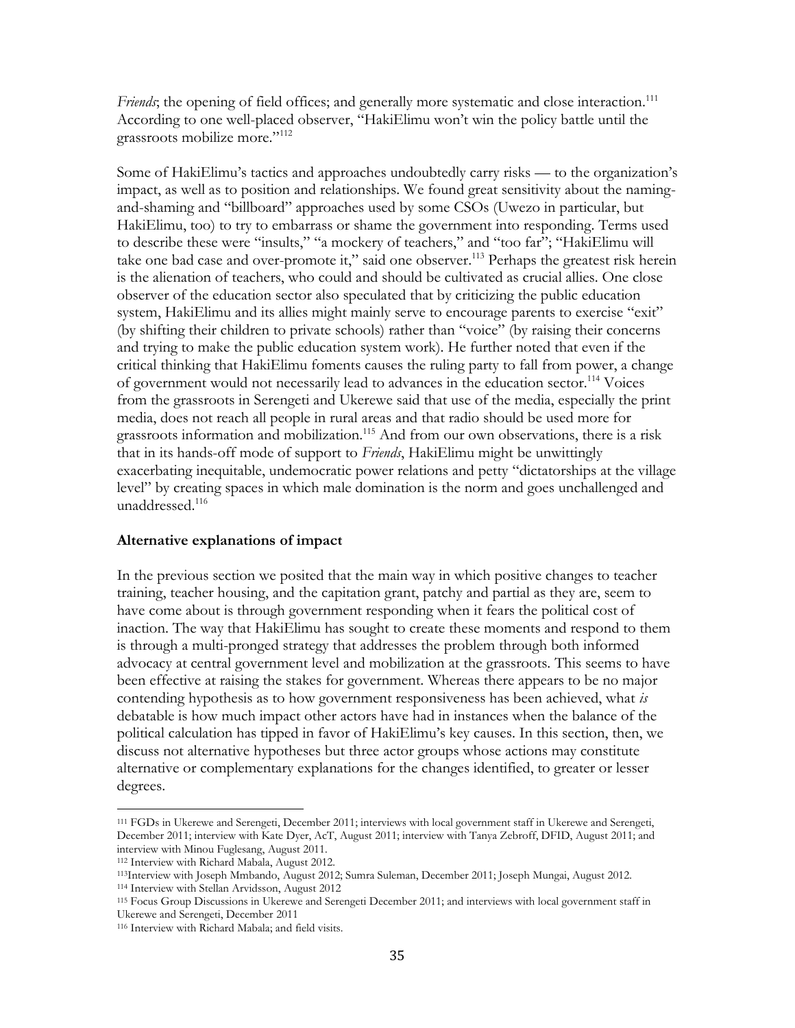*Friends*; the opening of field offices; and generally more systematic and close interaction.[111] According to one well-placed observer, "HakiElimu won't win the policy battle until the grassroots mobilize more."[112]

Some of HakiElimu's tactics and approaches undoubtedly carry risks — to the organization's impact, as well as to position and relationships. We found great sensitivity about the naming-and-shaming and "billboard" approaches used by some CSOs (Uwezo in particular, but HakiElimu, too) to try to embarrass or shame the government into responding. Terms used to describe these were "insults," "a mockery of teachers," and "too far"; "HakiElimu will take one bad case and over-promote it," said one observer.[113] Perhaps the greatest risk herein is the alienation of teachers, who could and should be cultivated as crucial allies. One close observer of the education sector also speculated that by criticizing the public education system, HakiElimu and its allies might mainly serve to encourage parents to exercise "exit" (by shifting their children to private schools) rather than "voice" (by raising their concerns and trying to make the public education system work). He further noted that even if the critical thinking that HakiElimu foments causes the ruling party to fall from power, a change of government would not necessarily lead to advances in the education sector.[114] Voices from the grassroots in Serengeti and Ukerewe said that use of the media, especially the print media, does not reach all people in rural areas and that radio should be used more for grassroots information and mobilization.[115] And from our own observations, there is a risk that in its hands-off mode of support to *Friends*, HakiElimu might be unwittingly exacerbating inequitable, undemocratic power relations and petty "dictatorships at the village level" by creating spaces in which male domination is the norm and goes unchallenged and unaddressed.[116]

**Alternative explanations of impact**

In the previous section we posited that the main way in which positive changes to teacher training, teacher housing, and the capitation grant, patchy and partial as they are, seem to have come about is through government responding when it fears the political cost of inaction. The way that HakiElimu has sought to create these moments and respond to them is through a multi-pronged strategy that addresses the problem through both informed advocacy at central government level and mobilization at the grassroots. This seems to have been effective at raising the stakes for government. Whereas there appears to be no major contending hypothesis as to how government responsiveness has been achieved, what *is* debatable is how much impact other actors have had in instances when the balance of the political calculation has tipped in favor of HakiElimu's key causes. In this section, then, we discuss not alternative hypotheses but three actor groups whose actions may constitute alternative or complementary explanations for the changes identified, to greater or lesser degrees.

---

[111] FGDs in Ukerewe and Serengeti, December 2011; interviews with local government staff in Ukerewe and Serengeti, December 2011; interview with Kate Dyer, AcT, August 2011; interview with Tanya Zebroff, DFID, August 2011; and interview with Minou Fuglesang, August 2011.

[112] Interview with Richard Mabala, August 2012.

[113] Interview with Joseph Mmbando, August 2012; Sumra Suleman, December 2011; Joseph Mungai, August 2012.

[114] Interview with Stellan Arvidsson, August 2012

[115] Focus Group Discussions in Ukerewe and Serengeti December 2011; and interviews with local government staff in Ukerewe and Serengeti, December 2011

[116] Interview with Richard Mabala; and field visits.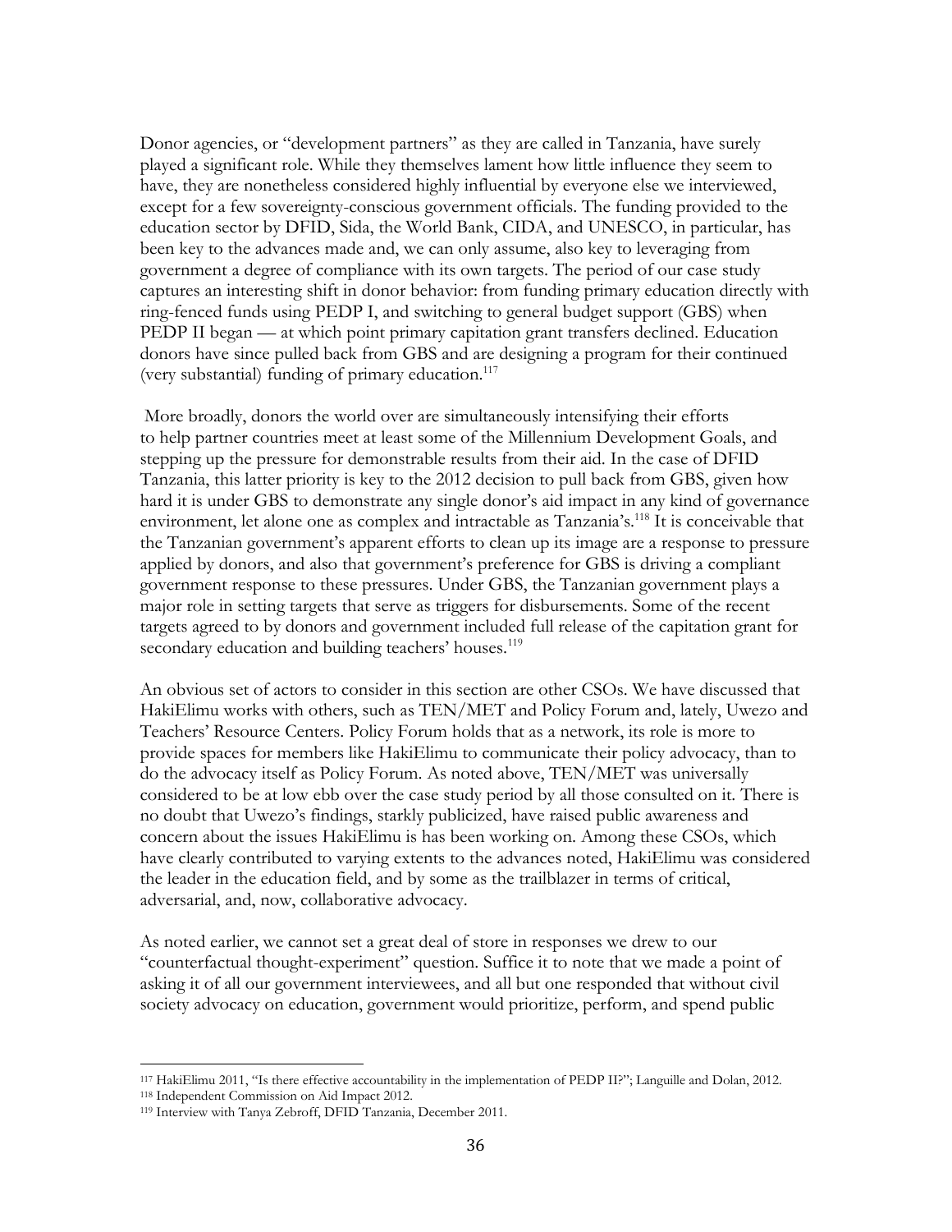Donor agencies, or "development partners" as they are called in Tanzania, have surely played a significant role. While they themselves lament how little influence they seem to have, they are nonetheless considered highly influential by everyone else we interviewed, except for a few sovereignty-conscious government officials. The funding provided to the education sector by DFID, Sida, the World Bank, CIDA, and UNESCO, in particular, has been key to the advances made and, we can only assume, also key to leveraging from government a degree of compliance with its own targets. The period of our case study captures an interesting shift in donor behavior: from funding primary education directly with ring-fenced funds using PEDP I, and switching to general budget support (GBS) when PEDP II began — at which point primary capitation grant transfers declined. Education donors have since pulled back from GBS and are designing a program for their continued (very substantial) funding of primary education.[117]

More broadly, donors the world over are simultaneously intensifying their efforts to help partner countries meet at least some of the Millennium Development Goals, and stepping up the pressure for demonstrable results from their aid. In the case of DFID Tanzania, this latter priority is key to the 2012 decision to pull back from GBS, given how hard it is under GBS to demonstrate any single donor's aid impact in any kind of governance environment, let alone one as complex and intractable as Tanzania's.[118] It is conceivable that the Tanzanian government's apparent efforts to clean up its image are a response to pressure applied by donors, and also that government's preference for GBS is driving a compliant government response to these pressures. Under GBS, the Tanzanian government plays a major role in setting targets that serve as triggers for disbursements. Some of the recent targets agreed to by donors and government included full release of the capitation grant for secondary education and building teachers' houses.[119]

An obvious set of actors to consider in this section are other CSOs. We have discussed that HakiElimu works with others, such as TEN/MET and Policy Forum and, lately, Uwezo and Teachers' Resource Centers. Policy Forum holds that as a network, its role is more to provide spaces for members like HakiElimu to communicate their policy advocacy, than to do the advocacy itself as Policy Forum. As noted above, TEN/MET was universally considered to be at low ebb over the case study period by all those consulted on it. There is no doubt that Uwezo's findings, starkly publicized, have raised public awareness and concern about the issues HakiElimu is has been working on. Among these CSOs, which have clearly contributed to varying extents to the advances noted, HakiElimu was considered the leader in the education field, and by some as the trailblazer in terms of critical, adversarial, and, now, collaborative advocacy.

As noted earlier, we cannot set a great deal of store in responses we drew to our "counterfactual thought-experiment" question. Suffice it to note that we made a point of asking it of all our government interviewees, and all but one responded that without civil society advocacy on education, government would prioritize, perform, and spend public

---

[117] HakiElimu 2011, "Is there effective accountability in the implementation of PEDP II?"; Languille and Dolan, 2012.

[118] Independent Commission on Aid Impact 2012.

[119] Interview with Tanya Zebroff, DFID Tanzania, December 2011.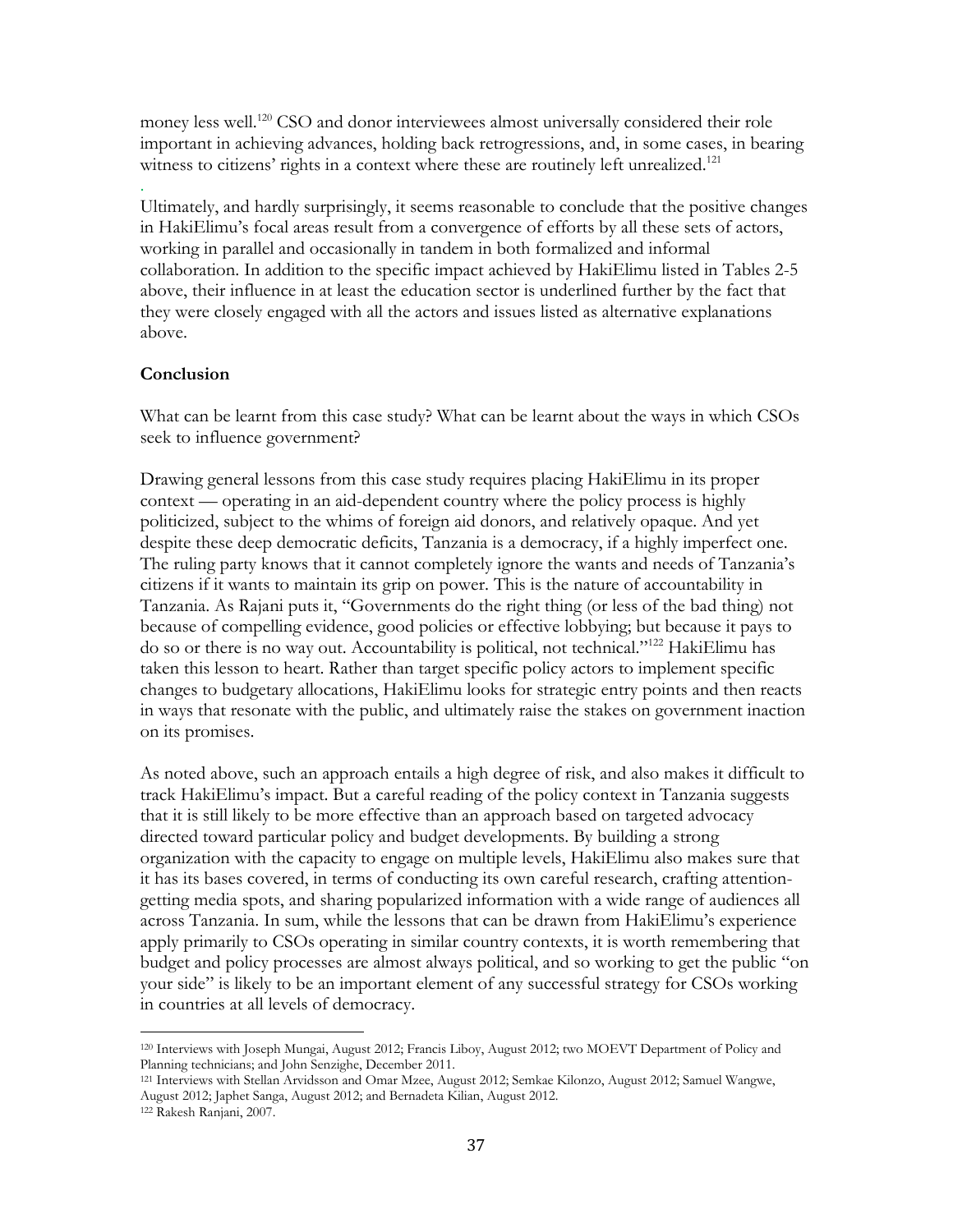money less well.[120] CSO and donor interviewees almost universally considered their role important in achieving advances, holding back retrogressions, and, in some cases, in bearing witness to citizens' rights in a context where these are routinely left unrealized.[121]

Ultimately, and hardly surprisingly, it seems reasonable to conclude that the positive changes in HakiElimu's focal areas result from a convergence of efforts by all these sets of actors, working in parallel and occasionally in tandem in both formalized and informal collaboration. In addition to the specific impact achieved by HakiElimu listed in Tables 2-5 above, their influence in at least the education sector is underlined further by the fact that they were closely engaged with all the actors and issues listed as alternative explanations above.

**Conclusion**

What can be learnt from this case study? What can be learnt about the ways in which CSOs seek to influence government?

Drawing general lessons from this case study requires placing HakiElimu in its proper context — operating in an aid-dependent country where the policy process is highly politicized, subject to the whims of foreign aid donors, and relatively opaque. And yet despite these deep democratic deficits, Tanzania is a democracy, if a highly imperfect one. The ruling party knows that it cannot completely ignore the wants and needs of Tanzania's citizens if it wants to maintain its grip on power. This is the nature of accountability in Tanzania. As Rajani puts it, "Governments do the right thing (or less of the bad thing) not because of compelling evidence, good policies or effective lobbying; but because it pays to do so or there is no way out. Accountability is political, not technical."[122] HakiElimu has taken this lesson to heart. Rather than target specific policy actors to implement specific changes to budgetary allocations, HakiElimu looks for strategic entry points and then reacts in ways that resonate with the public, and ultimately raise the stakes on government inaction on its promises.

As noted above, such an approach entails a high degree of risk, and also makes it difficult to track HakiElimu's impact. But a careful reading of the policy context in Tanzania suggests that it is still likely to be more effective than an approach based on targeted advocacy directed toward particular policy and budget developments. By building a strong organization with the capacity to engage on multiple levels, HakiElimu also makes sure that it has its bases covered, in terms of conducting its own careful research, crafting attention-getting media spots, and sharing popularized information with a wide range of audiences all across Tanzania. In sum, while the lessons that can be drawn from HakiElimu's experience apply primarily to CSOs operating in similar country contexts, it is worth remembering that budget and policy processes are almost always political, and so working to get the public "on your side" is likely to be an important element of any successful strategy for CSOs working in countries at all levels of democracy.

---

[120] Interviews with Joseph Mungai, August 2012; Francis Liboy, August 2012; two MOEVT Department of Policy and Planning technicians; and John Senzighe, December 2011.

[121] Interviews with Stellan Arvidsson and Omar Mzee, August 2012; Semkae Kilonzo, August 2012; Samuel Wangwe, August 2012; Japhet Sanga, August 2012; and Bernadeta Kilian, August 2012.

[122] Rakesh Ranjani, 2007.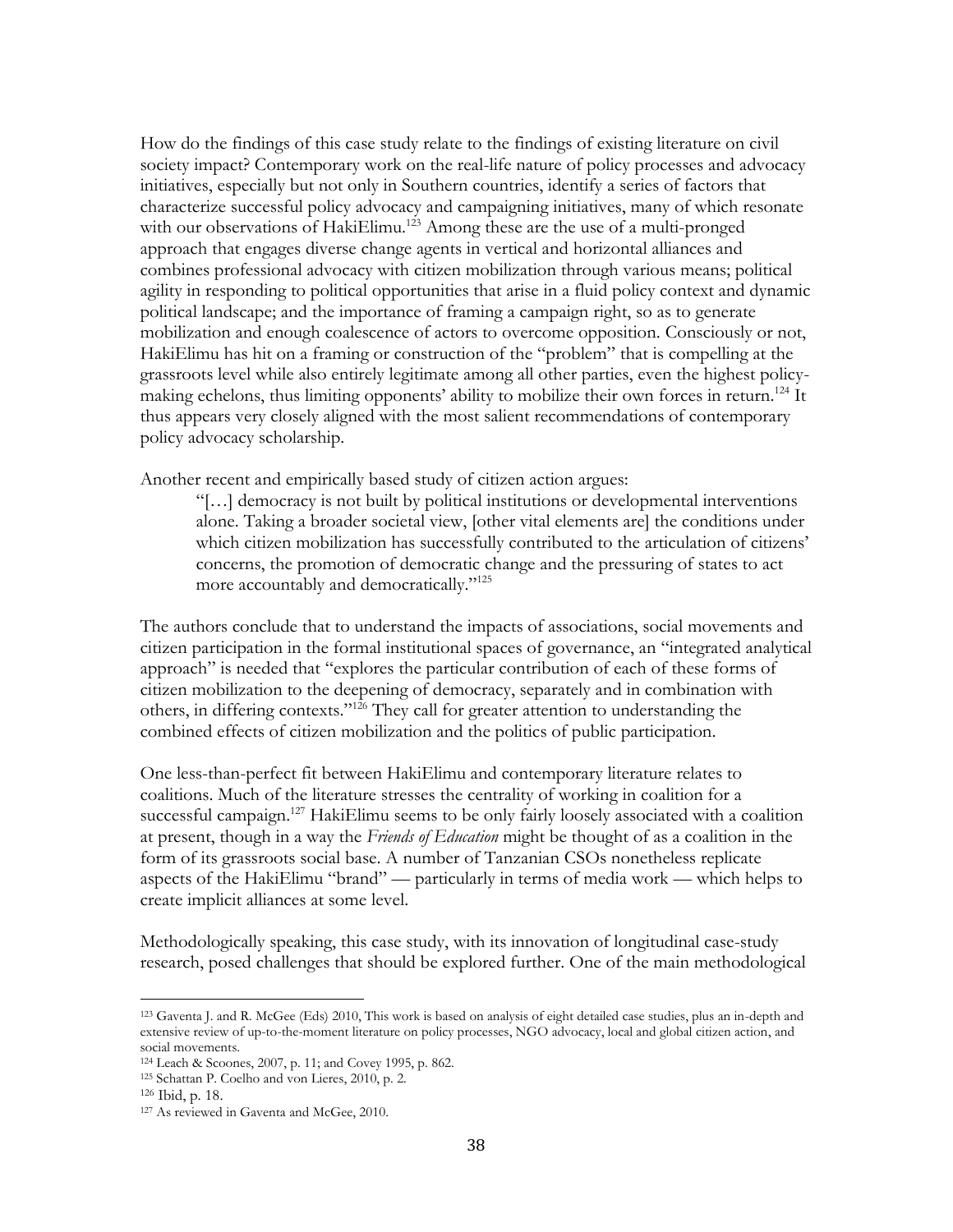How do the findings of this case study relate to the findings of existing literature on civil society impact? Contemporary work on the real-life nature of policy processes and advocacy initiatives, especially but not only in Southern countries, identify a series of factors that characterize successful policy advocacy and campaigning initiatives, many of which resonate with our observations of HakiElimu.[123] Among these are the use of a multi-pronged approach that engages diverse change agents in vertical and horizontal alliances and combines professional advocacy with citizen mobilization through various means; political agility in responding to political opportunities that arise in a fluid policy context and dynamic political landscape; and the importance of framing a campaign right, so as to generate mobilization and enough coalescence of actors to overcome opposition. Consciously or not, HakiElimu has hit on a framing or construction of the "problem" that is compelling at the grassroots level while also entirely legitimate among all other parties, even the highest policy-making echelons, thus limiting opponents' ability to mobilize their own forces in return.[124] It thus appears very closely aligned with the most salient recommendations of contemporary policy advocacy scholarship.

Another recent and empirically based study of citizen action argues:

> "[…] democracy is not built by political institutions or developmental interventions alone. Taking a broader societal view, [other vital elements are] the conditions under which citizen mobilization has successfully contributed to the articulation of citizens' concerns, the promotion of democratic change and the pressuring of states to act more accountably and democratically."[125]

The authors conclude that to understand the impacts of associations, social movements and citizen participation in the formal institutional spaces of governance, an "integrated analytical approach" is needed that "explores the particular contribution of each of these forms of citizen mobilization to the deepening of democracy, separately and in combination with others, in differing contexts."[126] They call for greater attention to understanding the combined effects of citizen mobilization and the politics of public participation.

One less-than-perfect fit between HakiElimu and contemporary literature relates to coalitions. Much of the literature stresses the centrality of working in coalition for a successful campaign.[127] HakiElimu seems to be only fairly loosely associated with a coalition at present, though in a way the *Friends of Education* might be thought of as a coalition in the form of its grassroots social base. A number of Tanzanian CSOs nonetheless replicate aspects of the HakiElimu "brand" — particularly in terms of media work — which helps to create implicit alliances at some level.

Methodologically speaking, this case study, with its innovation of longitudinal case-study research, posed challenges that should be explored further. One of the main methodological

---

[123] Gaventa J. and R. McGee (Eds) 2010, This work is based on analysis of eight detailed case studies, plus an in-depth and extensive review of up-to-the-moment literature on policy processes, NGO advocacy, local and global citizen action, and social movements.

[124] Leach & Scoones, 2007, p. 11; and Covey 1995, p. 862.

[125] Schattan P. Coelho and von Lieres, 2010, p. 2.

[126] Ibid, p. 18.

[127] As reviewed in Gaventa and McGee, 2010.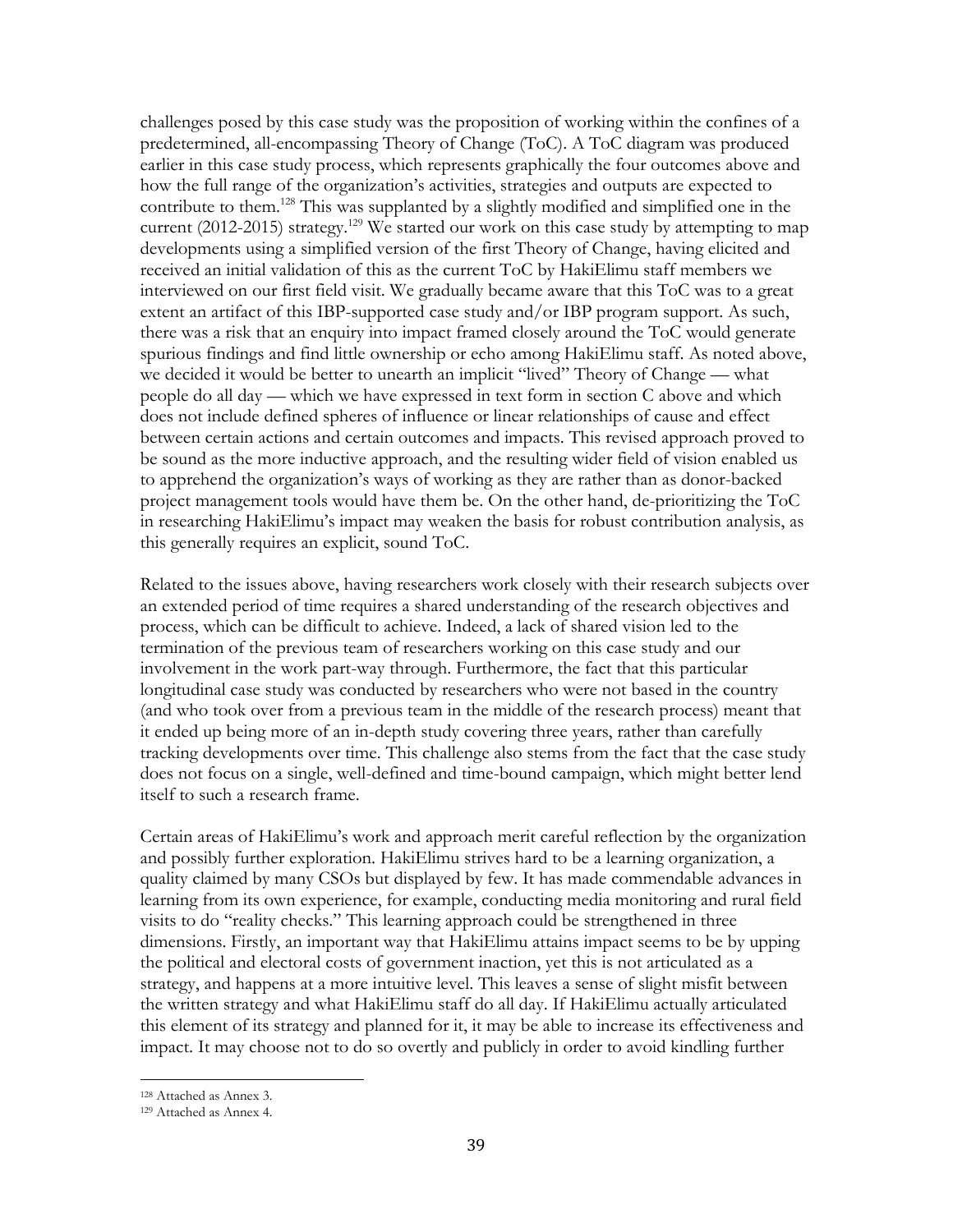challenges posed by this case study was the proposition of working within the confines of a predetermined, all-encompassing Theory of Change (ToC). A ToC diagram was produced earlier in this case study process, which represents graphically the four outcomes above and how the full range of the organization's activities, strategies and outputs are expected to contribute to them.[128] This was supplanted by a slightly modified and simplified one in the current (2012-2015) strategy.[129] We started our work on this case study by attempting to map developments using a simplified version of the first Theory of Change, having elicited and received an initial validation of this as the current ToC by HakiElimu staff members we interviewed on our first field visit. We gradually became aware that this ToC was to a great extent an artifact of this IBP-supported case study and/or IBP program support. As such, there was a risk that an enquiry into impact framed closely around the ToC would generate spurious findings and find little ownership or echo among HakiElimu staff. As noted above, we decided it would be better to unearth an implicit "lived" Theory of Change — what people do all day — which we have expressed in text form in section C above and which does not include defined spheres of influence or linear relationships of cause and effect between certain actions and certain outcomes and impacts. This revised approach proved to be sound as the more inductive approach, and the resulting wider field of vision enabled us to apprehend the organization's ways of working as they are rather than as donor-backed project management tools would have them be. On the other hand, de-prioritizing the ToC in researching HakiElimu's impact may weaken the basis for robust contribution analysis, as this generally requires an explicit, sound ToC.

Related to the issues above, having researchers work closely with their research subjects over an extended period of time requires a shared understanding of the research objectives and process, which can be difficult to achieve. Indeed, a lack of shared vision led to the termination of the previous team of researchers working on this case study and our involvement in the work part-way through. Furthermore, the fact that this particular longitudinal case study was conducted by researchers who were not based in the country (and who took over from a previous team in the middle of the research process) meant that it ended up being more of an in-depth study covering three years, rather than carefully tracking developments over time. This challenge also stems from the fact that the case study does not focus on a single, well-defined and time-bound campaign, which might better lend itself to such a research frame.

Certain areas of HakiElimu's work and approach merit careful reflection by the organization and possibly further exploration. HakiElimu strives hard to be a learning organization, a quality claimed by many CSOs but displayed by few. It has made commendable advances in learning from its own experience, for example, conducting media monitoring and rural field visits to do "reality checks." This learning approach could be strengthened in three dimensions. Firstly, an important way that HakiElimu attains impact seems to be by upping the political and electoral costs of government inaction, yet this is not articulated as a strategy, and happens at a more intuitive level. This leaves a sense of slight misfit between the written strategy and what HakiElimu staff do all day. If HakiElimu actually articulated this element of its strategy and planned for it, it may be able to increase its effectiveness and impact. It may choose not to do so overtly and publicly in order to avoid kindling further

[128] Attached as Annex 3.

[129] Attached as Annex 4.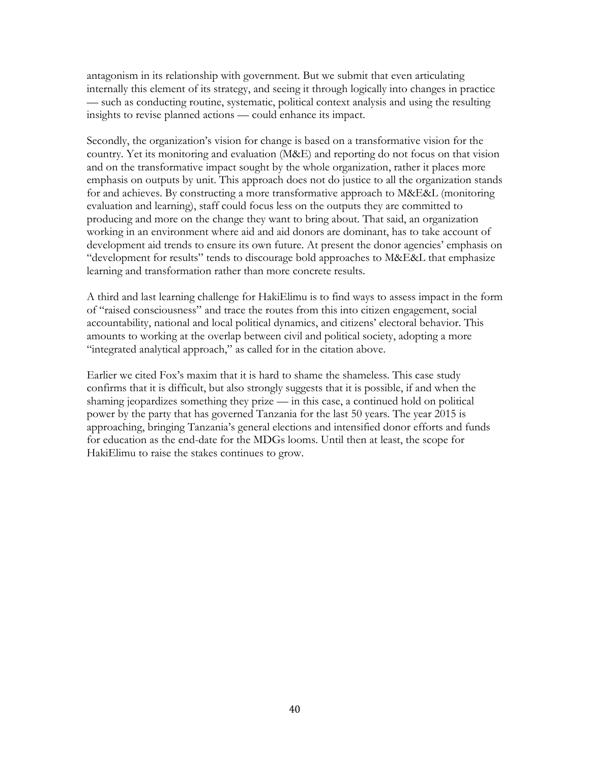antagonism in its relationship with government. But we submit that even articulating internally this element of its strategy, and seeing it through logically into changes in practice — such as conducting routine, systematic, political context analysis and using the resulting insights to revise planned actions — could enhance its impact.

Secondly, the organization's vision for change is based on a transformative vision for the country. Yet its monitoring and evaluation (M&E) and reporting do not focus on that vision and on the transformative impact sought by the whole organization, rather it places more emphasis on outputs by unit. This approach does not do justice to all the organization stands for and achieves. By constructing a more transformative approach to M&E&L (monitoring evaluation and learning), staff could focus less on the outputs they are committed to producing and more on the change they want to bring about. That said, an organization working in an environment where aid and aid donors are dominant, has to take account of development aid trends to ensure its own future. At present the donor agencies' emphasis on "development for results" tends to discourage bold approaches to M&E&L that emphasize learning and transformation rather than more concrete results.

A third and last learning challenge for HakiElimu is to find ways to assess impact in the form of "raised consciousness" and trace the routes from this into citizen engagement, social accountability, national and local political dynamics, and citizens' electoral behavior. This amounts to working at the overlap between civil and political society, adopting a more "integrated analytical approach," as called for in the citation above.

Earlier we cited Fox's maxim that it is hard to shame the shameless. This case study confirms that it is difficult, but also strongly suggests that it is possible, if and when the shaming jeopardizes something they prize — in this case, a continued hold on political power by the party that has governed Tanzania for the last 50 years. The year 2015 is approaching, bringing Tanzania's general elections and intensified donor efforts and funds for education as the end-date for the MDGs looms. Until then at least, the scope for HakiElimu to raise the stakes continues to grow.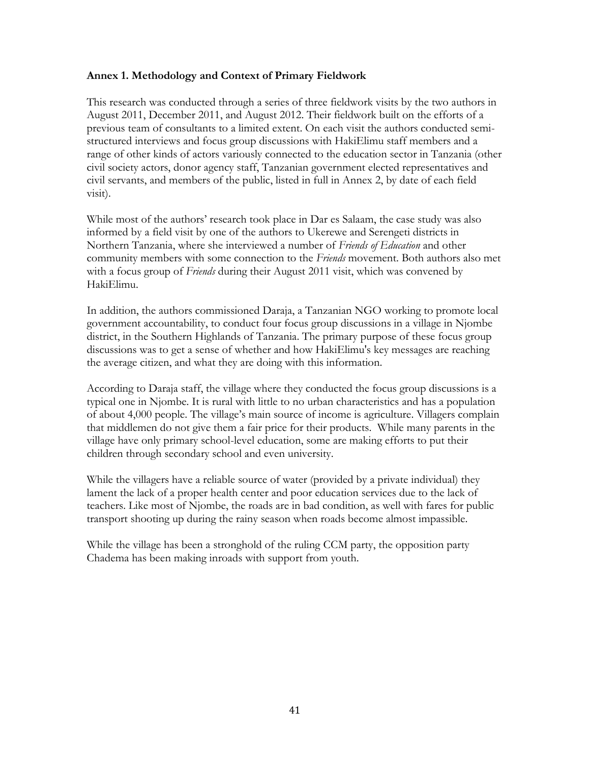**Annex 1. Methodology and Context of Primary Fieldwork**

This research was conducted through a series of three fieldwork visits by the two authors in August 2011, December 2011, and August 2012. Their fieldwork built on the efforts of a previous team of consultants to a limited extent. On each visit the authors conducted semi-structured interviews and focus group discussions with HakiElimu staff members and a range of other kinds of actors variously connected to the education sector in Tanzania (other civil society actors, donor agency staff, Tanzanian government elected representatives and civil servants, and members of the public, listed in full in Annex 2, by date of each field visit).

While most of the authors' research took place in Dar es Salaam, the case study was also informed by a field visit by one of the authors to Ukerewe and Serengeti districts in Northern Tanzania, where she interviewed a number of *Friends of Education* and other community members with some connection to the *Friends* movement. Both authors also met with a focus group of *Friends* during their August 2011 visit, which was convened by HakiElimu.

In addition, the authors commissioned Daraja, a Tanzanian NGO working to promote local government accountability, to conduct four focus group discussions in a village in Njombe district, in the Southern Highlands of Tanzania. The primary purpose of these focus group discussions was to get a sense of whether and how HakiElimu's key messages are reaching the average citizen, and what they are doing with this information.

According to Daraja staff, the village where they conducted the focus group discussions is a typical one in Njombe. It is rural with little to no urban characteristics and has a population of about 4,000 people. The village's main source of income is agriculture. Villagers complain that middlemen do not give them a fair price for their products. While many parents in the village have only primary school-level education, some are making efforts to put their children through secondary school and even university.

While the villagers have a reliable source of water (provided by a private individual) they lament the lack of a proper health center and poor education services due to the lack of teachers. Like most of Njombe, the roads are in bad condition, as well with fares for public transport shooting up during the rainy season when roads become almost impassible.

While the village has been a stronghold of the ruling CCM party, the opposition party Chadema has been making inroads with support from youth.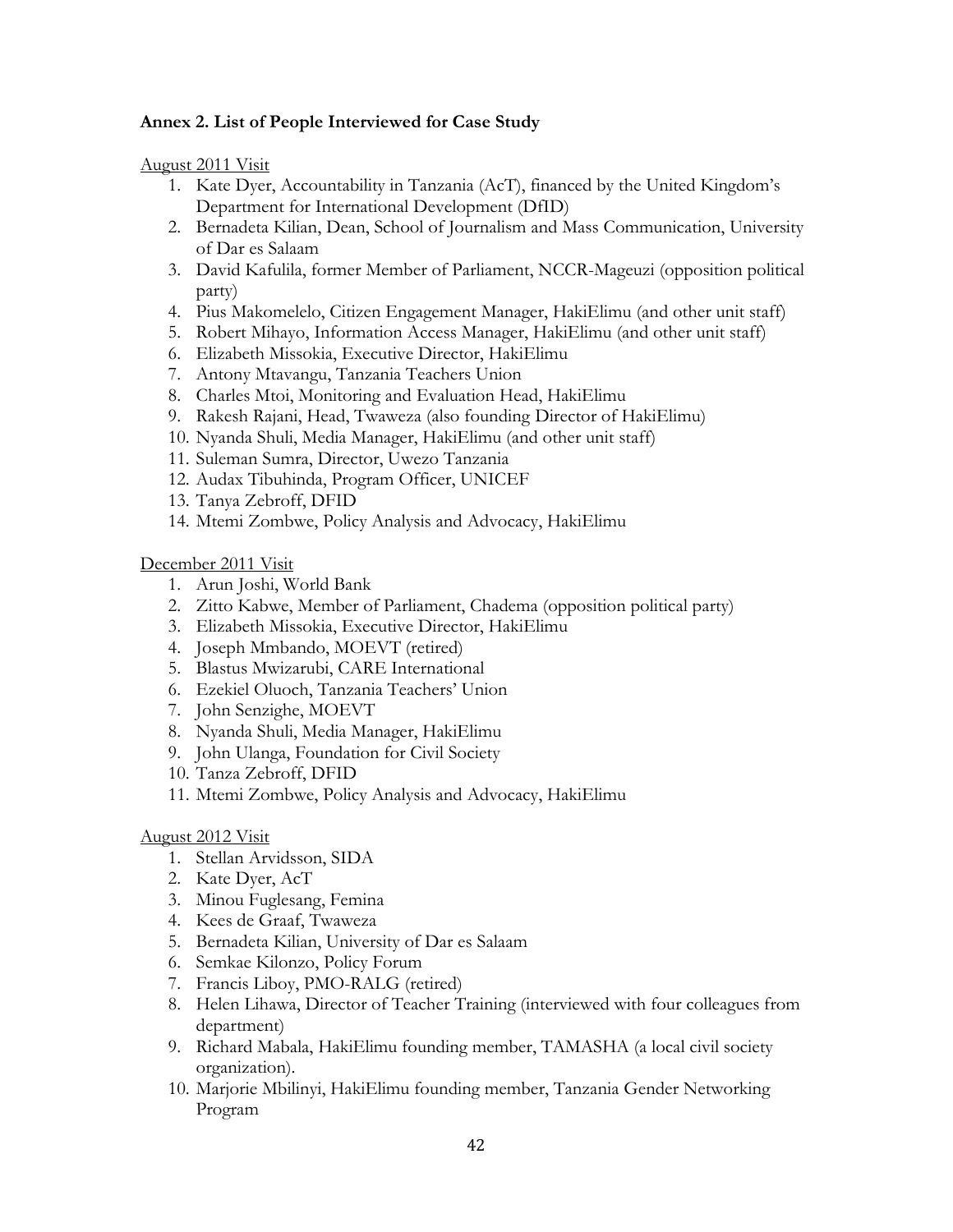**Annex 2. List of People Interviewed for Case Study**

<u>August 2011 Visit</u>

1. Kate Dyer, Accountability in Tanzania (AcT), financed by the United Kingdom's Department for International Development (DfID)
2. Bernadeta Kilian, Dean, School of Journalism and Mass Communication, University of Dar es Salaam
3. David Kafulila, former Member of Parliament, NCCR-Mageuzi (opposition political party)
4. Pius Makomelelo, Citizen Engagement Manager, HakiElimu (and other unit staff)
5. Robert Mihayo, Information Access Manager, HakiElimu (and other unit staff)
6. Elizabeth Missokia, Executive Director, HakiElimu
7. Antony Mtavangu, Tanzania Teachers Union
8. Charles Mtoi, Monitoring and Evaluation Head, HakiElimu
9. Rakesh Rajani, Head, Twaweza (also founding Director of HakiElimu)
10. Nyanda Shuli, Media Manager, HakiElimu (and other unit staff)
11. Suleman Sumra, Director, Uwezo Tanzania
12. Audax Tibuhinda, Program Officer, UNICEF
13. Tanya Zebroff, DFID
14. Mtemi Zombwe, Policy Analysis and Advocacy, HakiElimu

<u>December 2011 Visit</u>

1. Arun Joshi, World Bank
2. Zitto Kabwe, Member of Parliament, Chadema (opposition political party)
3. Elizabeth Missokia, Executive Director, HakiElimu
4. Joseph Mmbando, MOEVT (retired)
5. Blastus Mwizarubi, CARE International
6. Ezekiel Oluoch, Tanzania Teachers' Union
7. John Senzighe, MOEVT
8. Nyanda Shuli, Media Manager, HakiElimu
9. John Ulanga, Foundation for Civil Society
10. Tanza Zebroff, DFID
11. Mtemi Zombwe, Policy Analysis and Advocacy, HakiElimu

<u>August 2012 Visit</u>

1. Stellan Arvidsson, SIDA
2. Kate Dyer, AcT
3. Minou Fuglesang, Femina
4. Kees de Graaf, Twaweza
5. Bernadeta Kilian, University of Dar es Salaam
6. Semkae Kilonzo, Policy Forum
7. Francis Liboy, PMO-RALG (retired)
8. Helen Lihawa, Director of Teacher Training (interviewed with four colleagues from department)
9. Richard Mabala, HakiElimu founding member, TAMASHA (a local civil society organization).
10. Marjorie Mbilinyi, HakiElimu founding member, Tanzania Gender Networking Program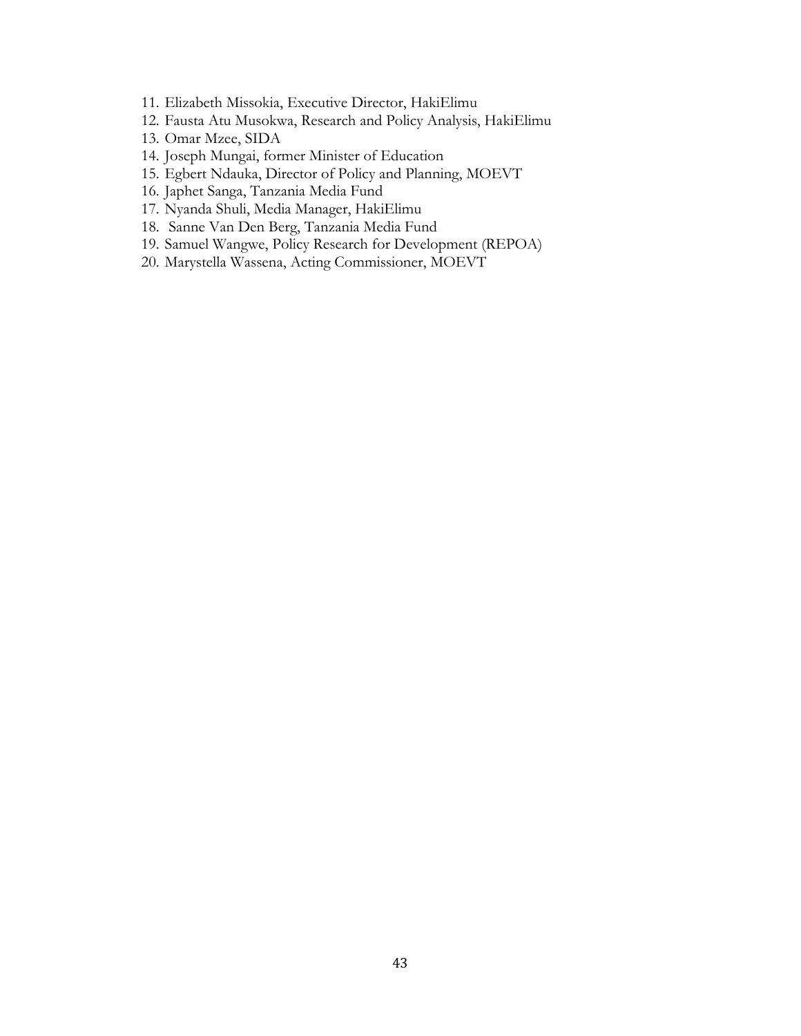11. Elizabeth Missokia, Executive Director, HakiElimu
12. Fausta Atu Musokwa, Research and Policy Analysis, HakiElimu
13. Omar Mzee, SIDA
14. Joseph Mungai, former Minister of Education
15. Egbert Ndauka, Director of Policy and Planning, MOEVT
16. Japhet Sanga, Tanzania Media Fund
17. Nyanda Shuli, Media Manager, HakiElimu
18. Sanne Van Den Berg, Tanzania Media Fund
19. Samuel Wangwe, Policy Research for Development (REPOA)
20. Marystella Wassena, Acting Commissioner, MOEVT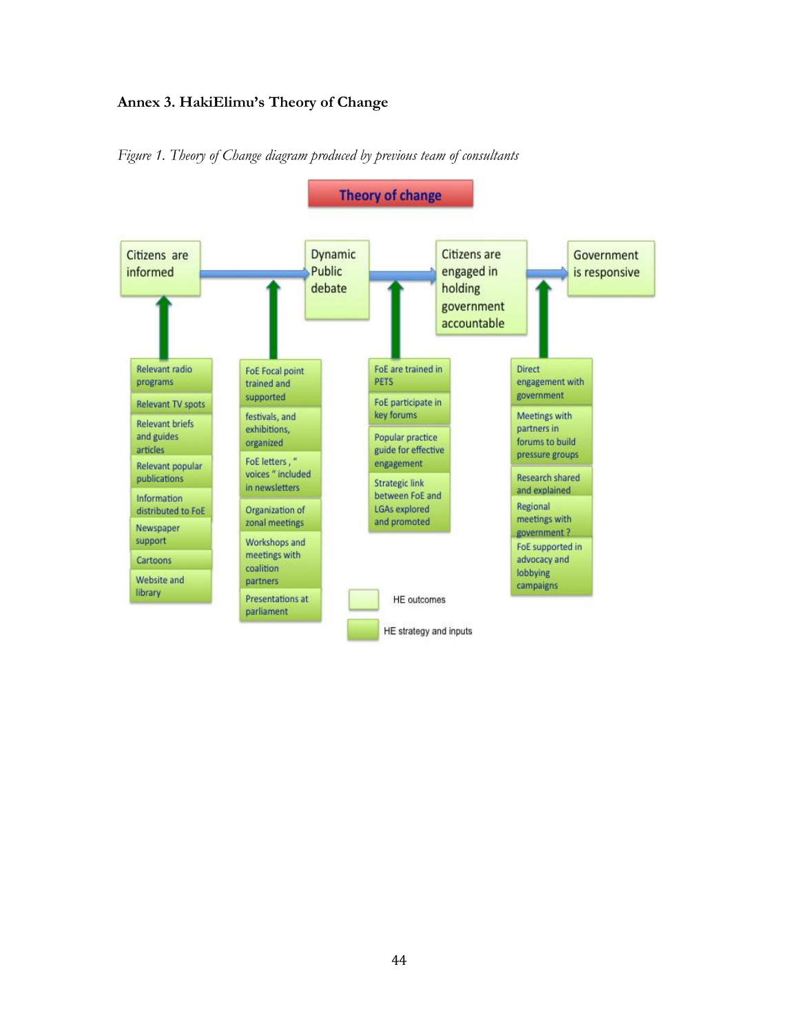### Annex 3. HakiElimu's Theory of Change

*Figure 1. Theory of Change diagram produced by previous team of consultants*

**Theory of change**

Citizens are informed → Dynamic Public debate → Citizens are engaged in holding government accountable → Government is responsive

**Citizens are informed**
- Relevant radio programs
- Relevant TV spots
- Relevant briefs and guides articles
- Relevant popular publications
- Information distributed to FoE
- Newspaper support
- Cartoons
- Website and library

**Dynamic Public debate**
- FoE Focal point trained and supported
- festivals, and exhibitions, organized
- FoE letters , " voices " included in newsletters
- Organization of zonal meetings
- Workshops and meetings with coalition partners
- Presentations at parliament

**Citizens are engaged in holding government accountable**
- FoE are trained in PETS
- FoE participate in key forums
- Popular practice guide for effective engagement
- Strategic link between FoE and LGAs explored and promoted

**Government is responsive**
- Direct engagement with government
- Meetings with partners in forums to build pressure groups
- Research shared and explained
- Regional meetings with government ?
- FoE supported in advocacy and lobbying campaigns

Legend:
- HE outcomes
- HE strategy and inputs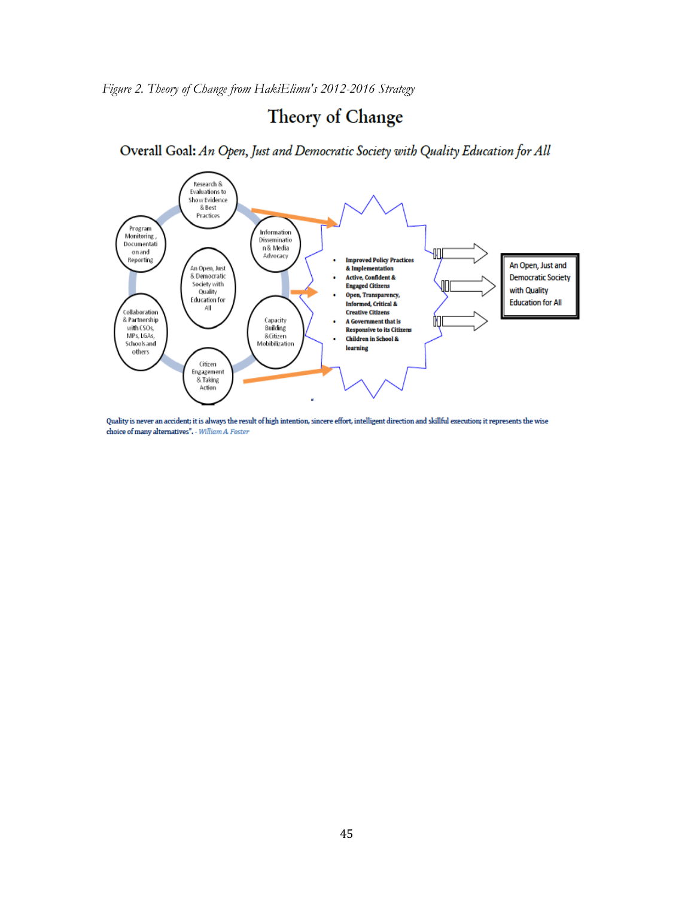*Figure 2. Theory of Change from HakiElimu's 2012-2016 Strategy*

# Theory of Change

## Overall Goal: *An Open, Just and Democratic Society with Quality Education for All*

- Research & Evaluations to Show Evidence & Best Practices
- Information Dissemination & Media Advocacy
- Capacity Building & Citizen Mobilization
- Citizen Engagement & Taking Action
- Collaboration & Partnership with CSOs, MPs, LGAs, Schools and others
- Program Monitoring, Documentation and Reporting

An Open, Just & Democratic Society with Quality Education for All

- **Improved Policy Practices & Implementation**
- **Active, Confident & Engaged Citizens**
- **Open, Transparency, Informed, Critical & Creative Citizens**
- **A Government that is Responsive to its Citizens**
- **Children in School & learning**

An Open, Just and Democratic Society with Quality Education for All

Quality is never an accident; it is always the result of high intention, sincere effort, intelligent direction and skillful execution; it represents the wise choice of many alternatives". - *William A. Foster*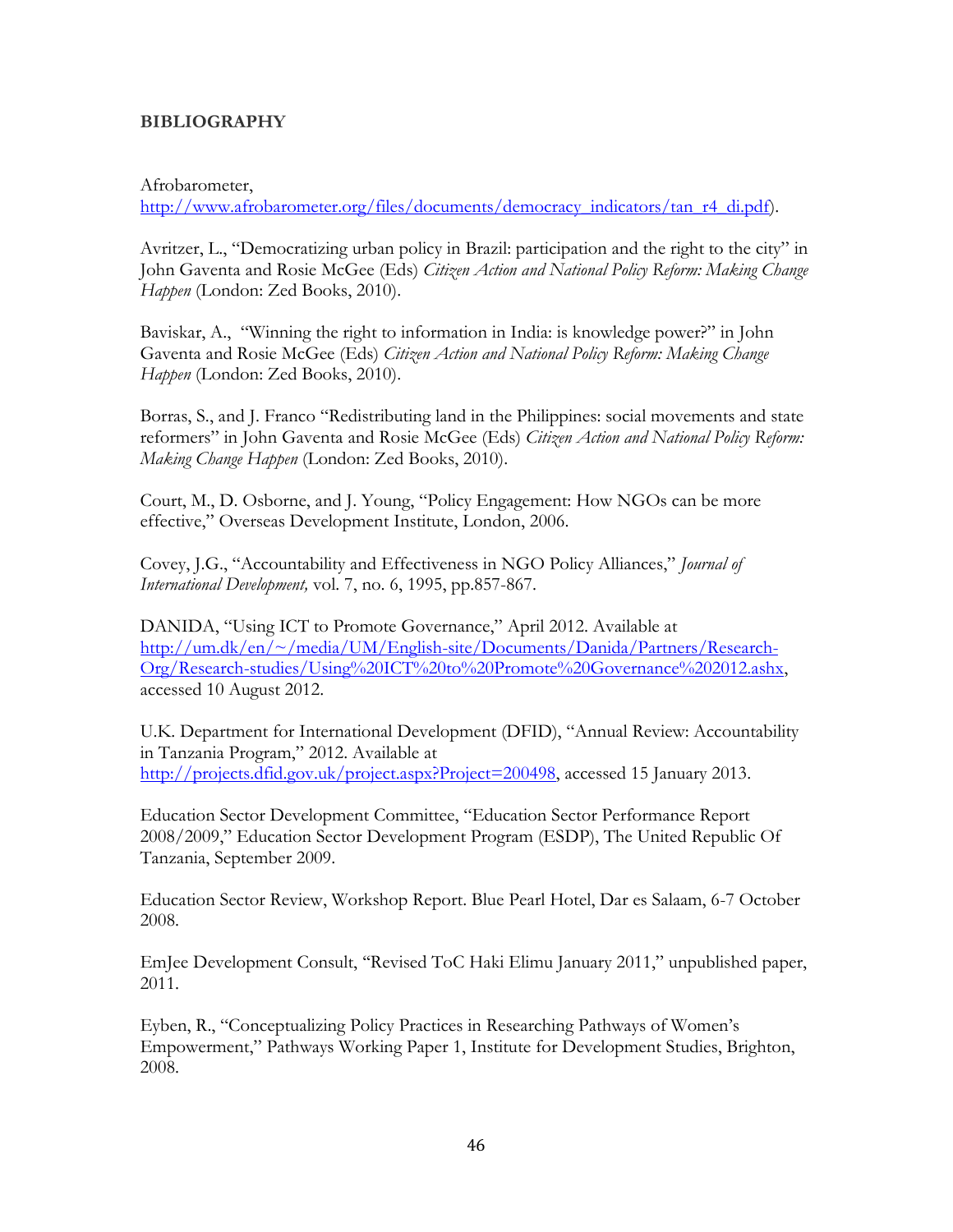**BIBLIOGRAPHY**

Afrobarometer, http://www.afrobarometer.org/files/documents/democracy_indicators/tan_r4_di.pdf).

Avritzer, L., "Democratizing urban policy in Brazil: participation and the right to the city" in John Gaventa and Rosie McGee (Eds) *Citizen Action and National Policy Reform: Making Change Happen* (London: Zed Books, 2010).

Baviskar, A., "Winning the right to information in India: is knowledge power?" in John Gaventa and Rosie McGee (Eds) *Citizen Action and National Policy Reform: Making Change Happen* (London: Zed Books, 2010).

Borras, S., and J. Franco "Redistributing land in the Philippines: social movements and state reformers" in John Gaventa and Rosie McGee (Eds) *Citizen Action and National Policy Reform: Making Change Happen* (London: Zed Books, 2010).

Court, M., D. Osborne, and J. Young, "Policy Engagement: How NGOs can be more effective," Overseas Development Institute, London, 2006.

Covey, J.G., "Accountability and Effectiveness in NGO Policy Alliances," *Journal of International Development,* vol. 7, no. 6, 1995, pp.857-867.

DANIDA, "Using ICT to Promote Governance," April 2012. Available at http://um.dk/en/~/media/UM/English-site/Documents/Danida/Partners/Research-Org/Research-studies/Using%20ICT%20to%20Promote%20Governance%202012.ashx, accessed 10 August 2012.

U.K. Department for International Development (DFID), "Annual Review: Accountability in Tanzania Program," 2012. Available at http://projects.dfid.gov.uk/project.aspx?Project=200498, accessed 15 January 2013.

Education Sector Development Committee, "Education Sector Performance Report 2008/2009," Education Sector Development Program (ESDP), The United Republic Of Tanzania, September 2009.

Education Sector Review, Workshop Report. Blue Pearl Hotel, Dar es Salaam, 6-7 October 2008.

EmJee Development Consult, "Revised ToC Haki Elimu January 2011," unpublished paper, 2011.

Eyben, R., "Conceptualizing Policy Practices in Researching Pathways of Women's Empowerment," Pathways Working Paper 1, Institute for Development Studies, Brighton, 2008.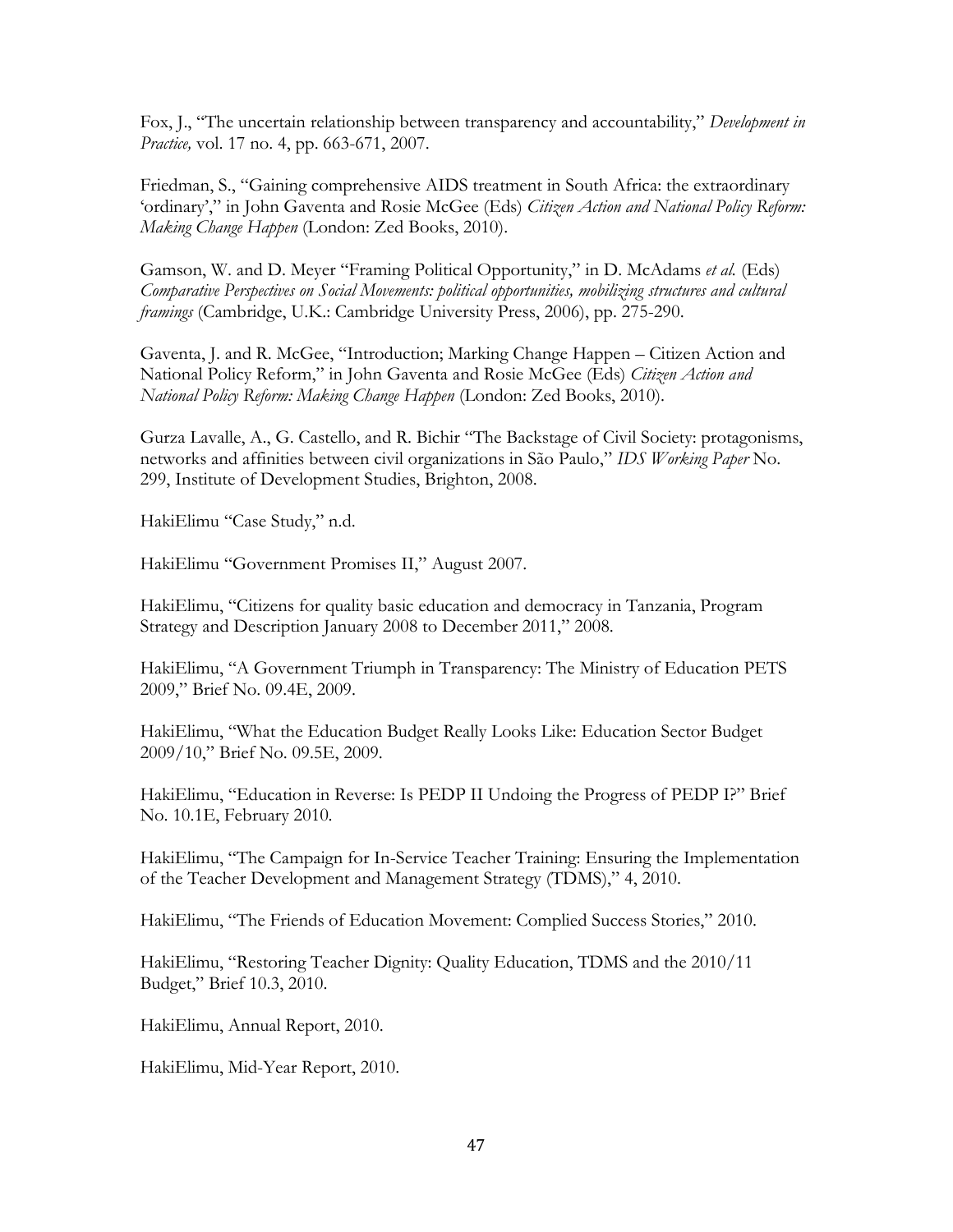Fox, J., "The uncertain relationship between transparency and accountability," *Development in Practice,* vol. 17 no. 4, pp. 663-671, 2007.

Friedman, S., "Gaining comprehensive AIDS treatment in South Africa: the extraordinary 'ordinary'," in John Gaventa and Rosie McGee (Eds) *Citizen Action and National Policy Reform: Making Change Happen* (London: Zed Books, 2010).

Gamson, W. and D. Meyer "Framing Political Opportunity," in D. McAdams *et al.* (Eds) *Comparative Perspectives on Social Movements: political opportunities, mobilizing structures and cultural framings* (Cambridge, U.K.: Cambridge University Press, 2006), pp. 275-290.

Gaventa, J. and R. McGee, "Introduction; Marking Change Happen – Citizen Action and National Policy Reform," in John Gaventa and Rosie McGee (Eds) *Citizen Action and National Policy Reform: Making Change Happen* (London: Zed Books, 2010).

Gurza Lavalle, A., G. Castello, and R. Bichir "The Backstage of Civil Society: protagonisms, networks and affinities between civil organizations in São Paulo," *IDS Working Paper* No. 299, Institute of Development Studies, Brighton, 2008.

HakiElimu "Case Study," n.d.

HakiElimu "Government Promises II," August 2007.

HakiElimu, "Citizens for quality basic education and democracy in Tanzania, Program Strategy and Description January 2008 to December 2011," 2008.

HakiElimu, "A Government Triumph in Transparency: The Ministry of Education PETS 2009," Brief No. 09.4E, 2009.

HakiElimu, "What the Education Budget Really Looks Like: Education Sector Budget 2009/10," Brief No. 09.5E, 2009.

HakiElimu, "Education in Reverse: Is PEDP II Undoing the Progress of PEDP I?" Brief No. 10.1E, February 2010.

HakiElimu, "The Campaign for In-Service Teacher Training: Ensuring the Implementation of the Teacher Development and Management Strategy (TDMS)," 4, 2010.

HakiElimu, "The Friends of Education Movement: Complied Success Stories," 2010.

HakiElimu, "Restoring Teacher Dignity: Quality Education, TDMS and the 2010/11 Budget," Brief 10.3, 2010.

HakiElimu, Annual Report, 2010.

HakiElimu, Mid-Year Report, 2010.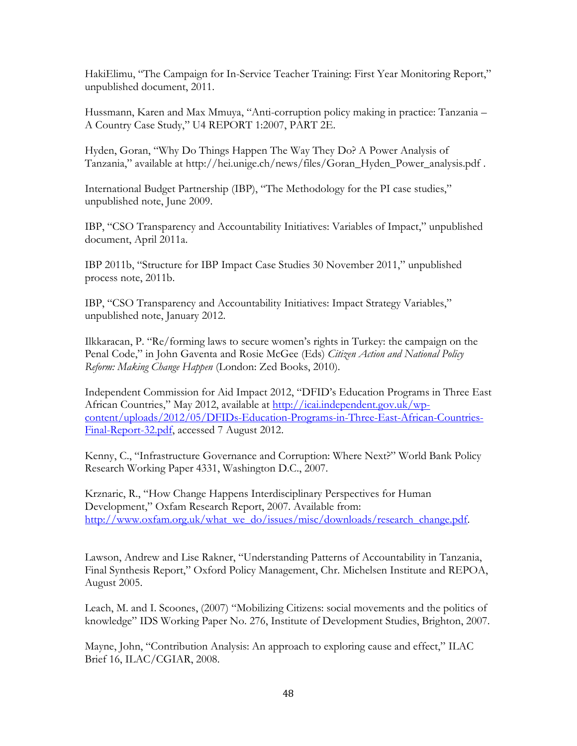HakiElimu, "The Campaign for In-Service Teacher Training: First Year Monitoring Report," unpublished document, 2011.

Hussmann, Karen and Max Mmuya, "Anti-corruption policy making in practice: Tanzania – A Country Case Study," U4 REPORT 1:2007, PART 2E.

Hyden, Goran, "Why Do Things Happen The Way They Do? A Power Analysis of Tanzania," available at http://hei.unige.ch/news/files/Goran_Hyden_Power_analysis.pdf .

International Budget Partnership (IBP), "The Methodology for the PI case studies," unpublished note, June 2009.

IBP, "CSO Transparency and Accountability Initiatives: Variables of Impact," unpublished document, April 2011a.

IBP 2011b, "Structure for IBP Impact Case Studies 30 November 2011," unpublished process note, 2011b.

IBP, "CSO Transparency and Accountability Initiatives: Impact Strategy Variables," unpublished note, January 2012.

Ilkkaracan, P. "Re/forming laws to secure women's rights in Turkey: the campaign on the Penal Code," in John Gaventa and Rosie McGee (Eds) *Citizen Action and National Policy Reform: Making Change Happen* (London: Zed Books, 2010).

Independent Commission for Aid Impact 2012, "DFID's Education Programs in Three East African Countries," May 2012, available at [http://icai.independent.gov.uk/wp-content/uploads/2012/05/DFIDs-Education-Programs-in-Three-East-African-Countries-Final-Report-32.pdf](http://icai.independent.gov.uk/wp-content/uploads/2012/05/DFIDs-Education-Programs-in-Three-East-African-Countries-Final-Report-32.pdf), accessed 7 August 2012.

Kenny, C., "Infrastructure Governance and Corruption: Where Next?" World Bank Policy Research Working Paper 4331, Washington D.C., 2007.

Krznaric, R., "How Change Happens Interdisciplinary Perspectives for Human Development," Oxfam Research Report, 2007. Available from: [http://www.oxfam.org.uk/what_we_do/issues/misc/downloads/research_change.pdf](http://www.oxfam.org.uk/what_we_do/issues/misc/downloads/research_change.pdf).

Lawson, Andrew and Lise Rakner, "Understanding Patterns of Accountability in Tanzania, Final Synthesis Report," Oxford Policy Management, Chr. Michelsen Institute and REPOA, August 2005.

Leach, M. and I. Scoones, (2007) "Mobilizing Citizens: social movements and the politics of knowledge" IDS Working Paper No. 276, Institute of Development Studies, Brighton, 2007.

Mayne, John, "Contribution Analysis: An approach to exploring cause and effect," ILAC Brief 16, ILAC/CGIAR, 2008.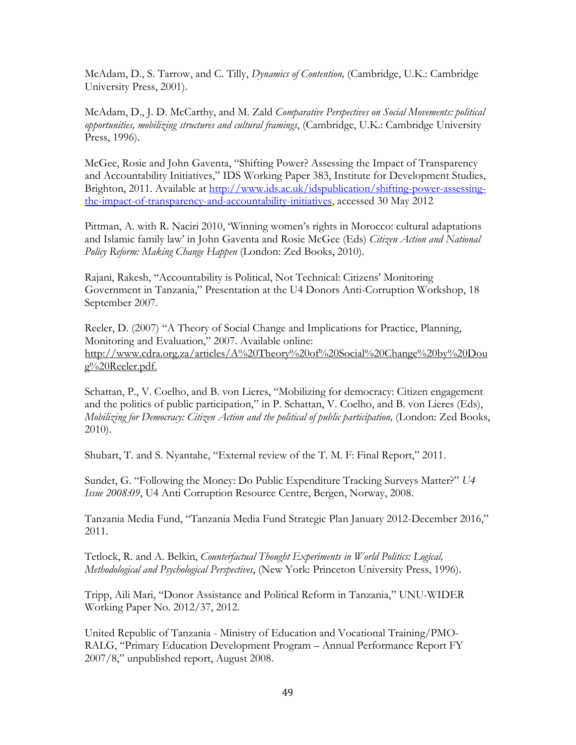McAdam, D., S. Tarrow, and C. Tilly, *Dynamics of Contention,* (Cambridge, U.K.: Cambridge University Press, 2001).

McAdam, D., J. D. McCarthy, and M. Zald *Comparative Perspectives on Social Movements: political opportunities, mobilizing structures and cultural framings*, (Cambridge, U.K.: Cambridge University Press, 1996).

McGee, Rosie and John Gaventa, "Shifting Power? Assessing the Impact of Transparency and Accountability Initiatives," IDS Working Paper 383, Institute for Development Studies, Brighton, 2011. Available at [http://www.ids.ac.uk/idspublication/shifting-power-assessing-the-impact-of-transparency-and-accountability-initiatives](http://www.ids.ac.uk/idspublication/shifting-power-assessing-the-impact-of-transparency-and-accountability-initiatives), accessed 30 May 2012

Pittman, A. with R. Naciri 2010, 'Winning women's rights in Morocco: cultural adaptations and Islamic family law' in John Gaventa and Rosie McGee (Eds) *Citizen Action and National Policy Reform: Making Change Happen* (London: Zed Books, 2010).

Rajani, Rakesh, "Accountability is Political, Not Technical: Citizens' Monitoring Government in Tanzania," Presentation at the U4 Donors Anti-Corruption Workshop, 18 September 2007.

Reeler, D. (2007) "A Theory of Social Change and Implications for Practice, Planning, Monitoring and Evaluation," 2007. Available online: http://www.cdra.org.za/articles/A%20Theory%20of%20Social%20Change%20by%20Doug%20Reeler.pdf.

Schattan, P., V. Coelho, and B. von Lieres, "Mobilizing for democracy: Citizen engagement and the politics of public participation," in P. Schattan, V. Coelho, and B. von Lieres (Eds), *Mobilizing for Democracy: Citizen Action and the political of public participation,* (London: Zed Books, 2010).

Shubart, T. and S. Nyantahe, "External review of the T. M. F: Final Report," 2011.

Sundet, G. "Following the Money: Do Public Expenditure Tracking Surveys Matter?" *U4 Issue 2008:09*, U4 Anti Corruption Resource Centre, Bergen, Norway, 2008.

Tanzania Media Fund, "Tanzania Media Fund Strategic Plan January 2012-December 2016," 2011.

Tetlock, R. and A. Belkin, *Counterfactual Thought Experiments in World Politics: Logical, Methodological and Psychological Perspectives*, (New York: Princeton University Press, 1996).

Tripp, Aili Mari, "Donor Assistance and Political Reform in Tanzania," UNU-WIDER Working Paper No. 2012/37, 2012.

United Republic of Tanzania - Ministry of Education and Vocational Training/PMO-RALG, "Primary Education Development Program – Annual Performance Report FY 2007/8," unpublished report, August 2008.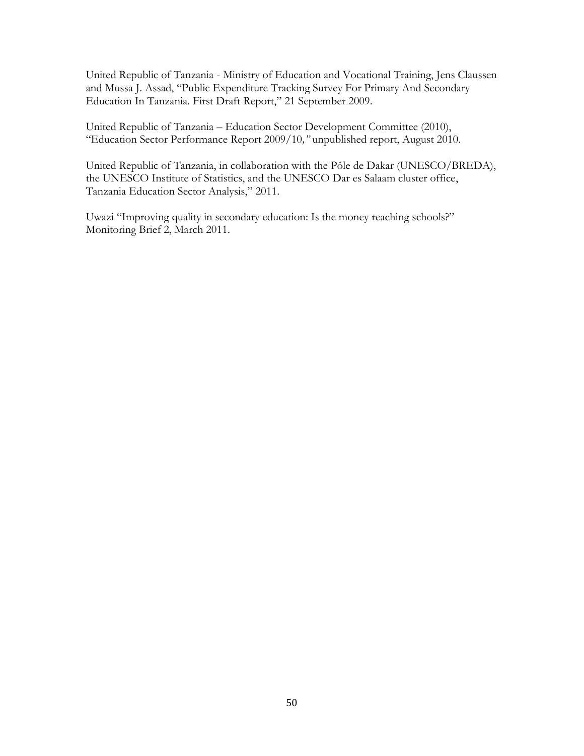United Republic of Tanzania - Ministry of Education and Vocational Training, Jens Claussen and Mussa J. Assad, "Public Expenditure Tracking Survey For Primary And Secondary Education In Tanzania. First Draft Report," 21 September 2009.

United Republic of Tanzania – Education Sector Development Committee (2010), "Education Sector Performance Report 2009/10," unpublished report, August 2010.

United Republic of Tanzania, in collaboration with the Pôle de Dakar (UNESCO/BREDA), the UNESCO Institute of Statistics, and the UNESCO Dar es Salaam cluster office, Tanzania Education Sector Analysis," 2011.

Uwazi "Improving quality in secondary education: Is the money reaching schools?" Monitoring Brief 2, March 2011.